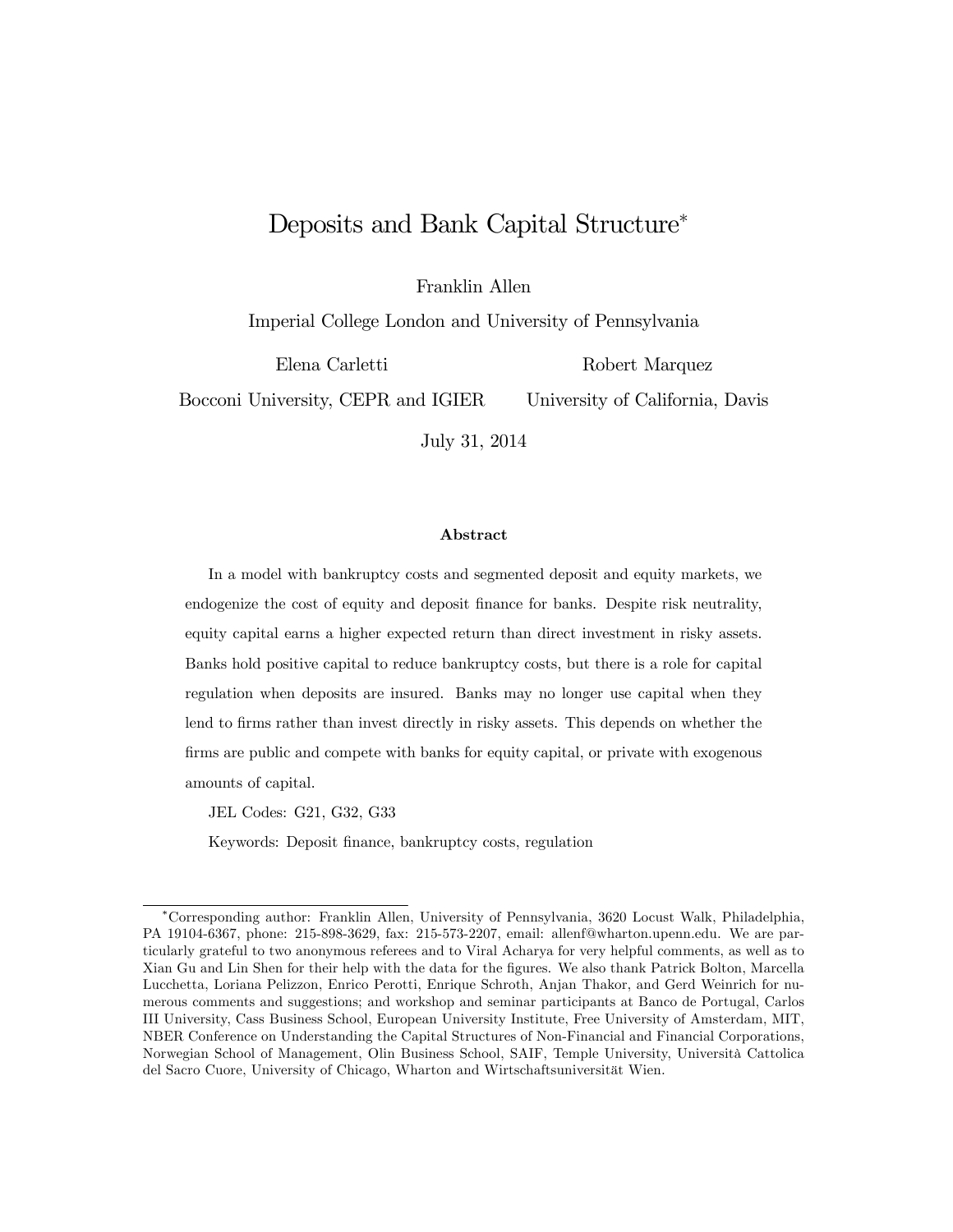# Deposits and Bank Capital Structure*

Franklin Allen

Imperial College London and University of Pennsylvania

Elena Carletti

Bocconi University, CEPR and IGIER

Robert Marquez

University of California, Davis

July 31, 2014

### Abstract

In a model with bankruptcy costs and segmented deposit and equity markets, we endogenize the cost of equity and deposit finance for banks. Despite risk neutrality, equity capital earns a higher expected return than direct investment in risky assets. Banks hold positive capital to reduce bankruptcy costs, but there is a role for capital regulation when deposits are insured. Banks may no longer use capital when they lend to firms rather than invest directly in risky assets. This depends on whether the firms are public and compete with banks for equity capital, or private with exogenous amounts of capital.

JEL Codes: G21, G32, G33

Keywords: Deposit finance, bankruptcy costs, regulation

---

*Corresponding author: Franklin Allen, University of Pennsylvania, 3620 Locust Walk, Philadelphia, PA 19104-6367, phone: 215-898-3629, fax: 215-573-2207, email: allenf@wharton.upenn.edu. We are particularly grateful to two anonymous referees and to Viral Acharya for very helpful comments, as well as to Xian Gu and Lin Shen for their help with the data for the figures. We also thank Patrick Bolton, Marcella Lucchetta, Loriana Pelizzon, Enrico Perotti, Enrique Schroth, Anjan Thakor, and Gerd Weinrich for numerous comments and suggestions; and workshop and seminar participants at Banco de Portugal, Carlos III University, Cass Business School, European University Institute, Free University of Amsterdam, MIT, NBER Conference on Understanding the Capital Structures of Non-Financial and Financial Corporations, Norwegian School of Management, Olin Business School, SAIF, Temple University, Università Cattolica del Sacro Cuore, University of Chicago, Wharton and Wirtschaftsuniversität Wien.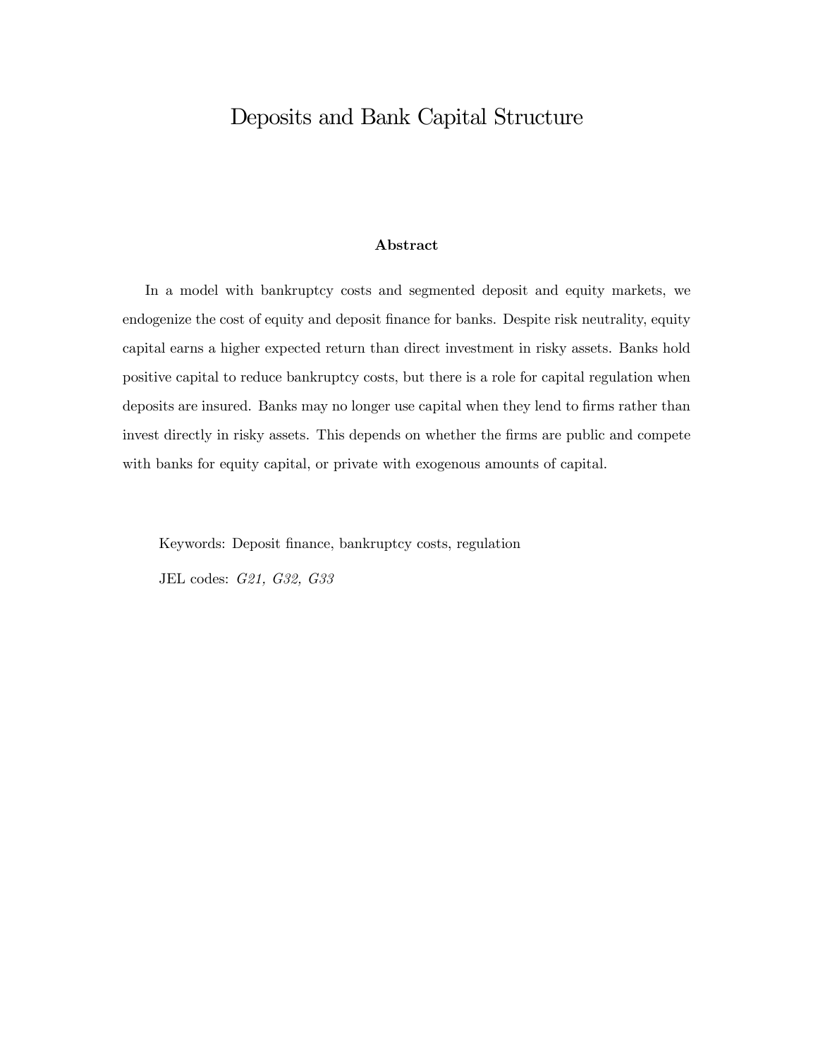# Deposits and Bank Capital Structure

### Abstract

In a model with bankruptcy costs and segmented deposit and equity markets, we endogenize the cost of equity and deposit finance for banks. Despite risk neutrality, equity capital earns a higher expected return than direct investment in risky assets. Banks hold positive capital to reduce bankruptcy costs, but there is a role for capital regulation when deposits are insured. Banks may no longer use capital when they lend to firms rather than invest directly in risky assets. This depends on whether the firms are public and compete with banks for equity capital, or private with exogenous amounts of capital.

Keywords: Deposit finance, bankruptcy costs, regulation

JEL codes: *G21, G32, G33*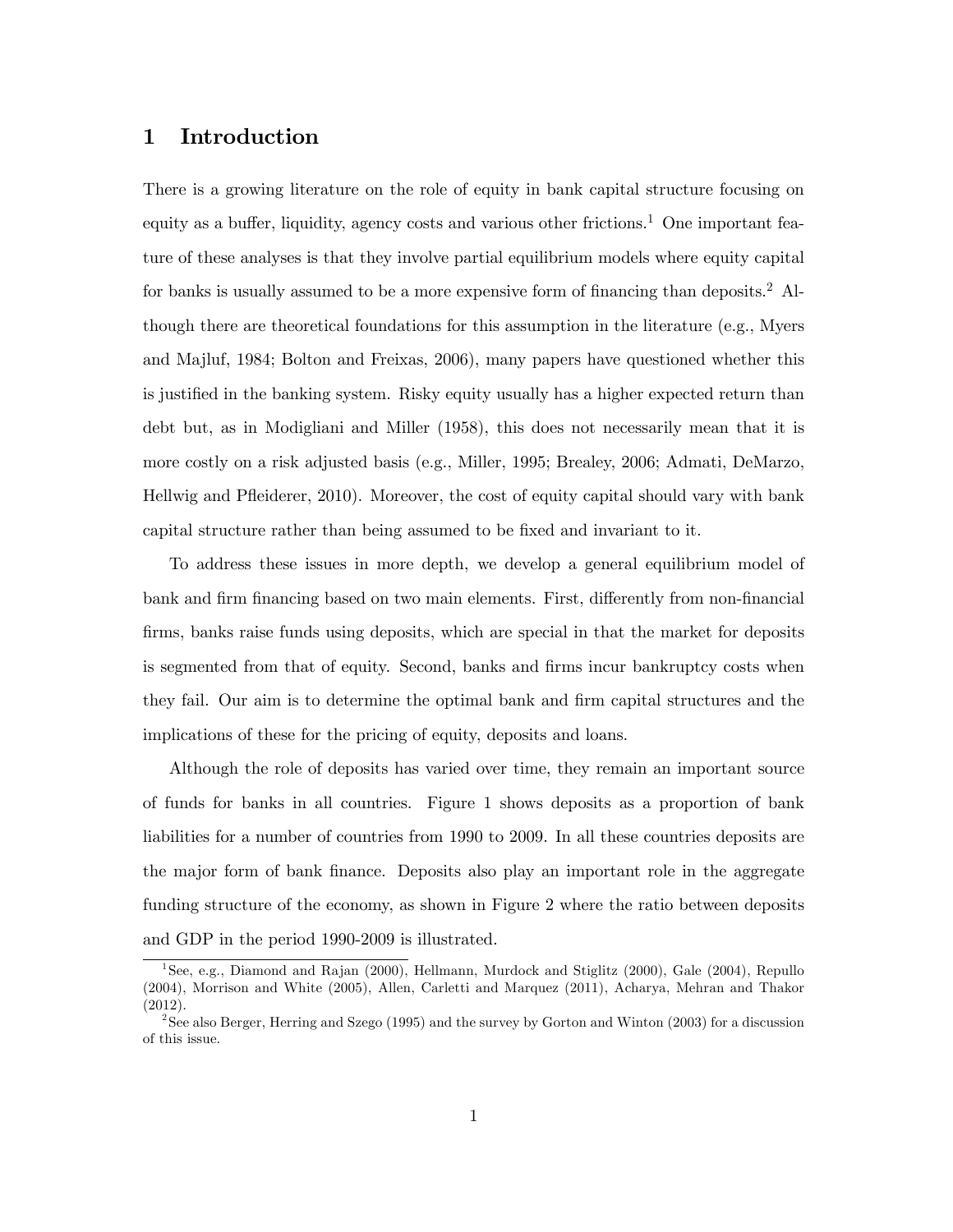# 1 Introduction

There is a growing literature on the role of equity in bank capital structure focusing on equity as a buffer, liquidity, agency costs and various other frictions.[1] One important feature of these analyses is that they involve partial equilibrium models where equity capital for banks is usually assumed to be a more expensive form of financing than deposits.[2] Although there are theoretical foundations for this assumption in the literature (e.g., Myers and Majluf, 1984; Bolton and Freixas, 2006), many papers have questioned whether this is justified in the banking system. Risky equity usually has a higher expected return than debt but, as in Modigliani and Miller (1958), this does not necessarily mean that it is more costly on a risk adjusted basis (e.g., Miller, 1995; Brealey, 2006; Admati, DeMarzo, Hellwig and Pfleiderer, 2010). Moreover, the cost of equity capital should vary with bank capital structure rather than being assumed to be fixed and invariant to it.

To address these issues in more depth, we develop a general equilibrium model of bank and firm financing based on two main elements. First, differently from non-financial firms, banks raise funds using deposits, which are special in that the market for deposits is segmented from that of equity. Second, banks and firms incur bankruptcy costs when they fail. Our aim is to determine the optimal bank and firm capital structures and the implications of these for the pricing of equity, deposits and loans.

Although the role of deposits has varied over time, they remain an important source of funds for banks in all countries. Figure 1 shows deposits as a proportion of bank liabilities for a number of countries from 1990 to 2009. In all these countries deposits are the major form of bank finance. Deposits also play an important role in the aggregate funding structure of the economy, as shown in Figure 2 where the ratio between deposits and GDP in the period 1990-2009 is illustrated.

[1] See, e.g., Diamond and Rajan (2000), Hellmann, Murdock and Stiglitz (2000), Gale (2004), Repullo (2004), Morrison and White (2005), Allen, Carletti and Marquez (2011), Acharya, Mehran and Thakor (2012).

[2] See also Berger, Herring and Szego (1995) and the survey by Gorton and Winton (2003) for a discussion of this issue.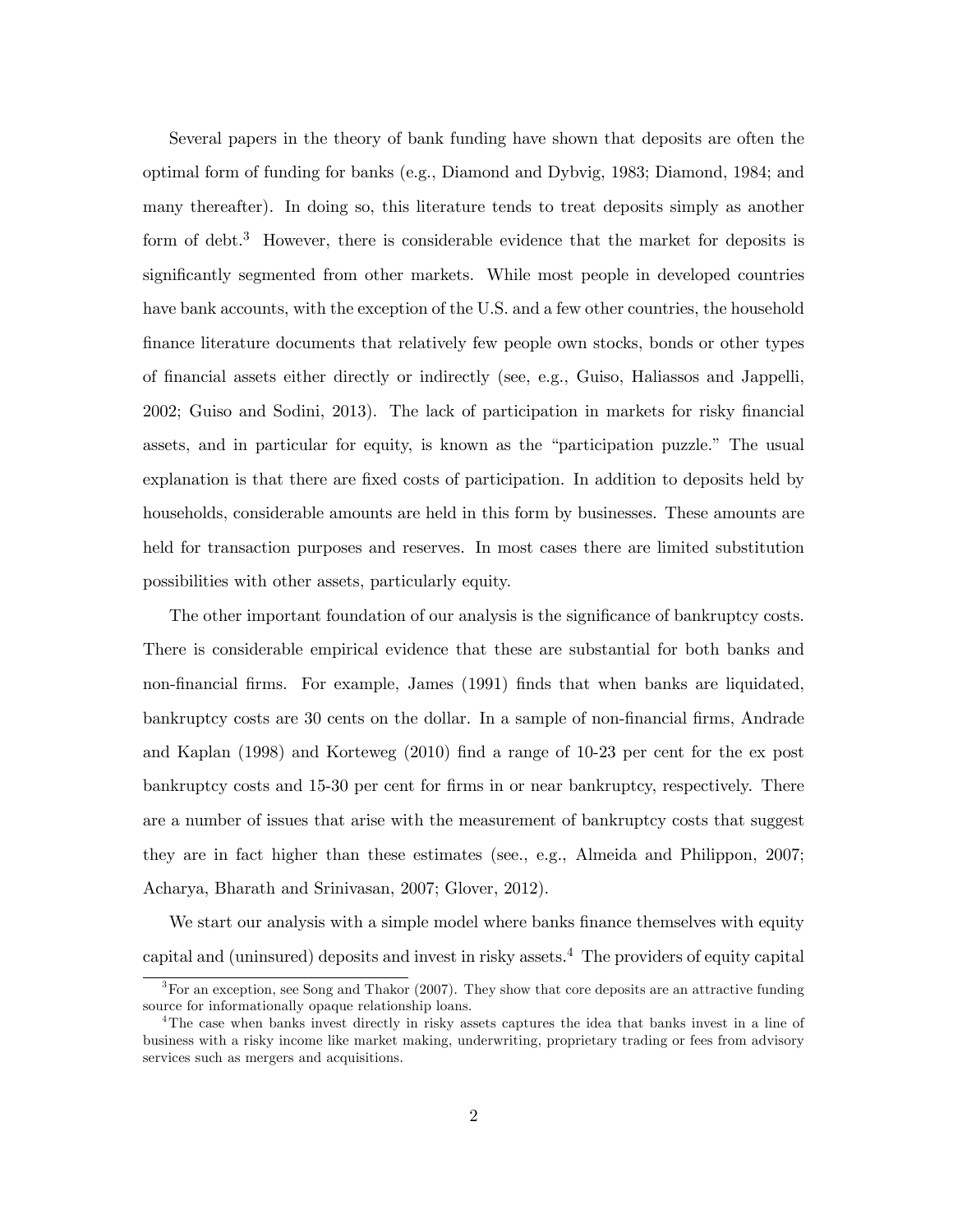Several papers in the theory of bank funding have shown that deposits are often the optimal form of funding for banks (e.g., Diamond and Dybvig, 1983; Diamond, 1984; and many thereafter). In doing so, this literature tends to treat deposits simply as another form of debt.[3] However, there is considerable evidence that the market for deposits is significantly segmented from other markets. While most people in developed countries have bank accounts, with the exception of the U.S. and a few other countries, the household finance literature documents that relatively few people own stocks, bonds or other types of financial assets either directly or indirectly (see, e.g., Guiso, Haliassos and Jappelli, 2002; Guiso and Sodini, 2013). The lack of participation in markets for risky financial assets, and in particular for equity, is known as the "participation puzzle." The usual explanation is that there are fixed costs of participation. In addition to deposits held by households, considerable amounts are held in this form by businesses. These amounts are held for transaction purposes and reserves. In most cases there are limited substitution possibilities with other assets, particularly equity.

The other important foundation of our analysis is the significance of bankruptcy costs. There is considerable empirical evidence that these are substantial for both banks and non-financial firms. For example, James (1991) finds that when banks are liquidated, bankruptcy costs are 30 cents on the dollar. In a sample of non-financial firms, Andrade and Kaplan (1998) and Korteweg (2010) find a range of 10-23 per cent for the ex post bankruptcy costs and 15-30 per cent for firms in or near bankruptcy, respectively. There are a number of issues that arise with the measurement of bankruptcy costs that suggest they are in fact higher than these estimates (see., e.g., Almeida and Philippon, 2007; Acharya, Bharath and Srinivasan, 2007; Glover, 2012).

We start our analysis with a simple model where banks finance themselves with equity capital and (uninsured) deposits and invest in risky assets.[4] The providers of equity capital

[3] For an exception, see Song and Thakor (2007). They show that core deposits are an attractive funding source for informationally opaque relationship loans.

[4] The case when banks invest directly in risky assets captures the idea that banks invest in a line of business with a risky income like market making, underwriting, proprietary trading or fees from advisory services such as mergers and acquisitions.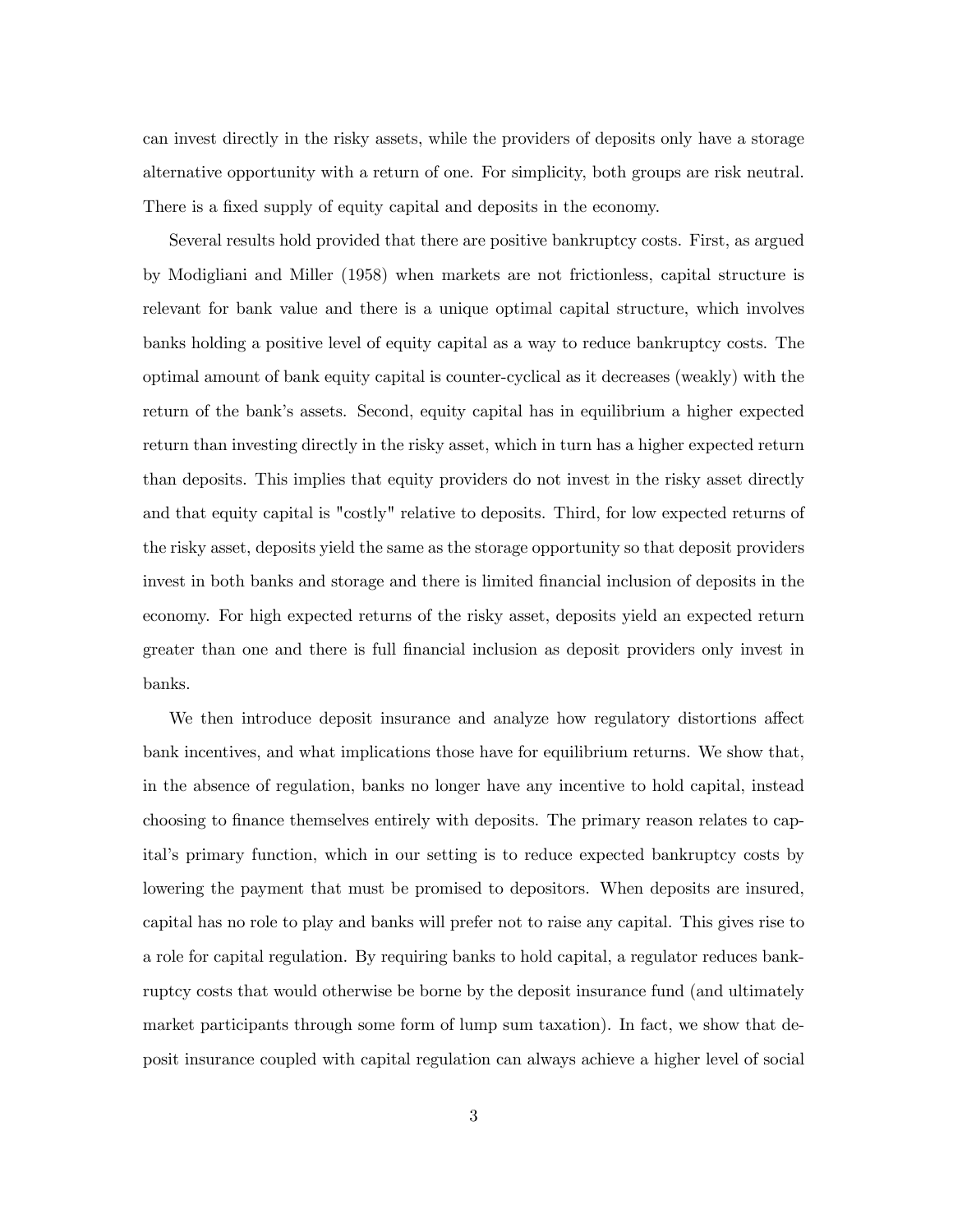can invest directly in the risky assets, while the providers of deposits only have a storage alternative opportunity with a return of one. For simplicity, both groups are risk neutral. There is a fixed supply of equity capital and deposits in the economy.

Several results hold provided that there are positive bankruptcy costs. First, as argued by Modigliani and Miller (1958) when markets are not frictionless, capital structure is relevant for bank value and there is a unique optimal capital structure, which involves banks holding a positive level of equity capital as a way to reduce bankruptcy costs. The optimal amount of bank equity capital is counter-cyclical as it decreases (weakly) with the return of the bank's assets. Second, equity capital has in equilibrium a higher expected return than investing directly in the risky asset, which in turn has a higher expected return than deposits. This implies that equity providers do not invest in the risky asset directly and that equity capital is "costly" relative to deposits. Third, for low expected returns of the risky asset, deposits yield the same as the storage opportunity so that deposit providers invest in both banks and storage and there is limited financial inclusion of deposits in the economy. For high expected returns of the risky asset, deposits yield an expected return greater than one and there is full financial inclusion as deposit providers only invest in banks.

We then introduce deposit insurance and analyze how regulatory distortions affect bank incentives, and what implications those have for equilibrium returns. We show that, in the absence of regulation, banks no longer have any incentive to hold capital, instead choosing to finance themselves entirely with deposits. The primary reason relates to capital's primary function, which in our setting is to reduce expected bankruptcy costs by lowering the payment that must be promised to depositors. When deposits are insured, capital has no role to play and banks will prefer not to raise any capital. This gives rise to a role for capital regulation. By requiring banks to hold capital, a regulator reduces bankruptcy costs that would otherwise be borne by the deposit insurance fund (and ultimately market participants through some form of lump sum taxation). In fact, we show that deposit insurance coupled with capital regulation can always achieve a higher level of social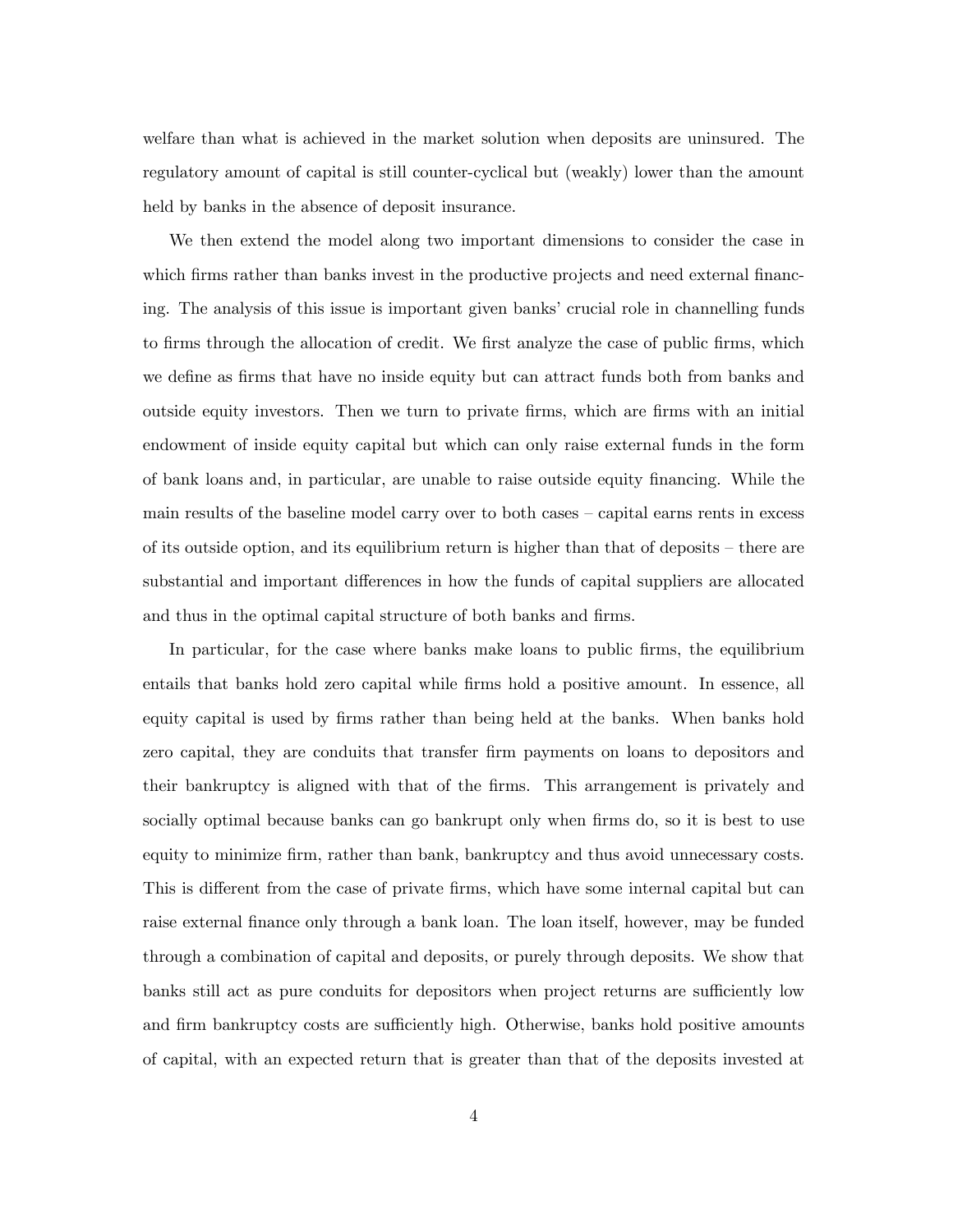welfare than what is achieved in the market solution when deposits are uninsured. The regulatory amount of capital is still counter-cyclical but (weakly) lower than the amount held by banks in the absence of deposit insurance.

We then extend the model along two important dimensions to consider the case in which firms rather than banks invest in the productive projects and need external financing. The analysis of this issue is important given banks' crucial role in channelling funds to firms through the allocation of credit. We first analyze the case of public firms, which we define as firms that have no inside equity but can attract funds both from banks and outside equity investors. Then we turn to private firms, which are firms with an initial endowment of inside equity capital but which can only raise external funds in the form of bank loans and, in particular, are unable to raise outside equity financing. While the main results of the baseline model carry over to both cases – capital earns rents in excess of its outside option, and its equilibrium return is higher than that of deposits – there are substantial and important differences in how the funds of capital suppliers are allocated and thus in the optimal capital structure of both banks and firms.

In particular, for the case where banks make loans to public firms, the equilibrium entails that banks hold zero capital while firms hold a positive amount. In essence, all equity capital is used by firms rather than being held at the banks. When banks hold zero capital, they are conduits that transfer firm payments on loans to depositors and their bankruptcy is aligned with that of the firms. This arrangement is privately and socially optimal because banks can go bankrupt only when firms do, so it is best to use equity to minimize firm, rather than bank, bankruptcy and thus avoid unnecessary costs. This is different from the case of private firms, which have some internal capital but can raise external finance only through a bank loan. The loan itself, however, may be funded through a combination of capital and deposits, or purely through deposits. We show that banks still act as pure conduits for depositors when project returns are sufficiently low and firm bankruptcy costs are sufficiently high. Otherwise, banks hold positive amounts of capital, with an expected return that is greater than that of the deposits invested at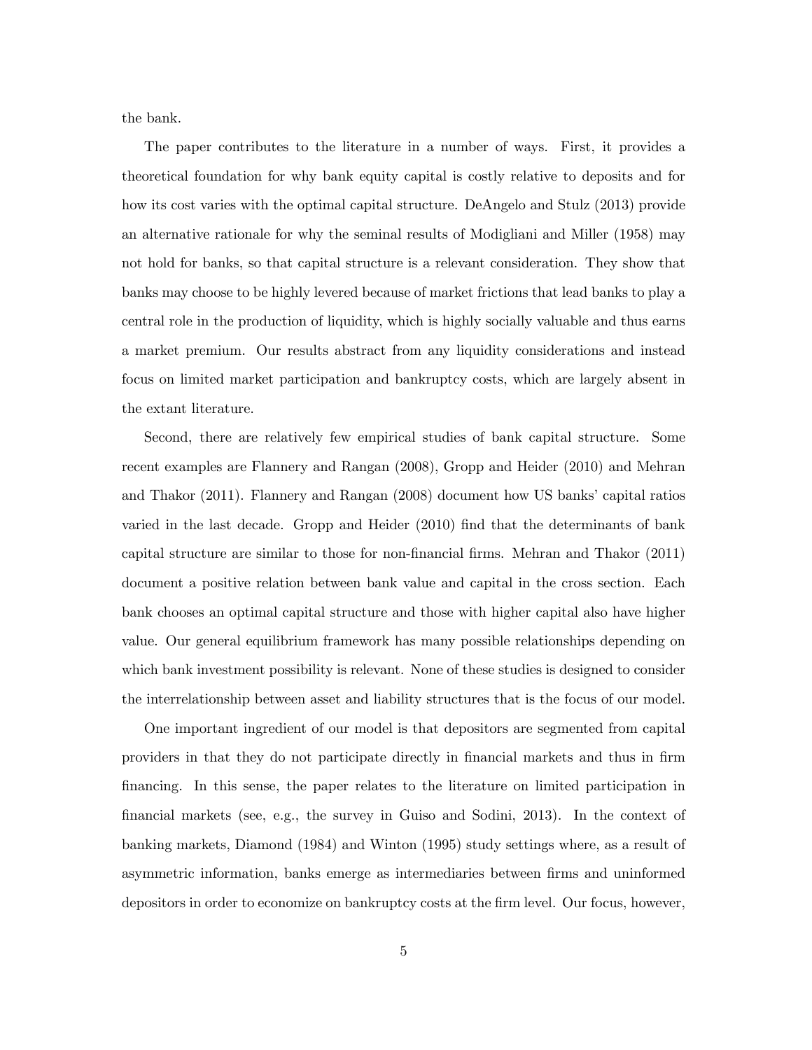the bank.

The paper contributes to the literature in a number of ways. First, it provides a theoretical foundation for why bank equity capital is costly relative to deposits and for how its cost varies with the optimal capital structure. DeAngelo and Stulz (2013) provide an alternative rationale for why the seminal results of Modigliani and Miller (1958) may not hold for banks, so that capital structure is a relevant consideration. They show that banks may choose to be highly levered because of market frictions that lead banks to play a central role in the production of liquidity, which is highly socially valuable and thus earns a market premium. Our results abstract from any liquidity considerations and instead focus on limited market participation and bankruptcy costs, which are largely absent in the extant literature.

Second, there are relatively few empirical studies of bank capital structure. Some recent examples are Flannery and Rangan (2008), Gropp and Heider (2010) and Mehran and Thakor (2011). Flannery and Rangan (2008) document how US banks' capital ratios varied in the last decade. Gropp and Heider (2010) find that the determinants of bank capital structure are similar to those for non-financial firms. Mehran and Thakor (2011) document a positive relation between bank value and capital in the cross section. Each bank chooses an optimal capital structure and those with higher capital also have higher value. Our general equilibrium framework has many possible relationships depending on which bank investment possibility is relevant. None of these studies is designed to consider the interrelationship between asset and liability structures that is the focus of our model.

One important ingredient of our model is that depositors are segmented from capital providers in that they do not participate directly in financial markets and thus in firm financing. In this sense, the paper relates to the literature on limited participation in financial markets (see, e.g., the survey in Guiso and Sodini, 2013). In the context of banking markets, Diamond (1984) and Winton (1995) study settings where, as a result of asymmetric information, banks emerge as intermediaries between firms and uninformed depositors in order to economize on bankruptcy costs at the firm level. Our focus, however,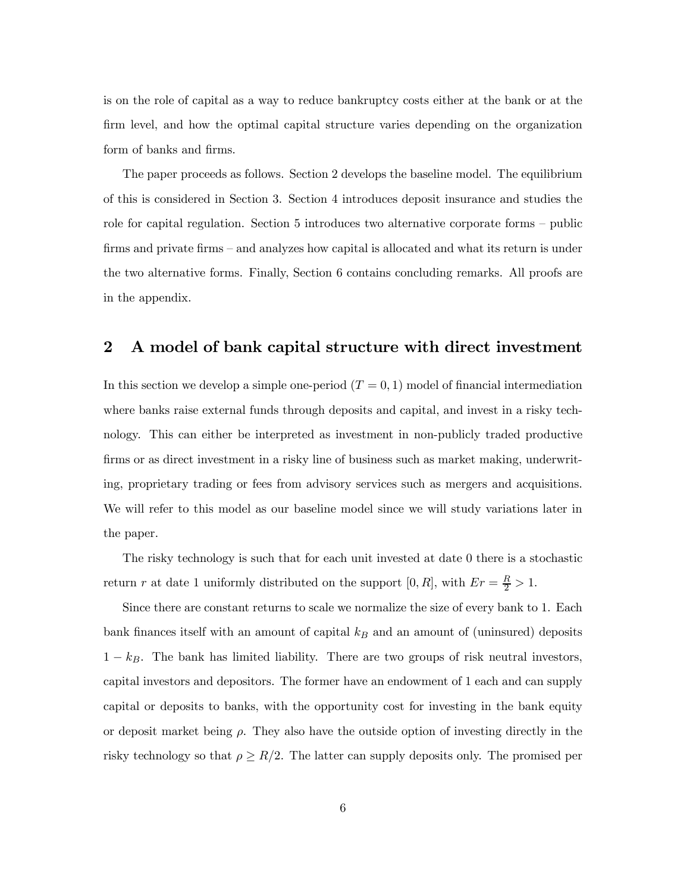is on the role of capital as a way to reduce bankruptcy costs either at the bank or at the firm level, and how the optimal capital structure varies depending on the organization form of banks and firms.

The paper proceeds as follows. Section 2 develops the baseline model. The equilibrium of this is considered in Section 3. Section 4 introduces deposit insurance and studies the role for capital regulation. Section 5 introduces two alternative corporate forms – public firms and private firms – and analyzes how capital is allocated and what its return is under the two alternative forms. Finally, Section 6 contains concluding remarks. All proofs are in the appendix.

## 2 A model of bank capital structure with direct investment

In this section we develop a simple one-period ($T = 0, 1$) model of financial intermediation where banks raise external funds through deposits and capital, and invest in a risky technology. This can either be interpreted as investment in non-publicly traded productive firms or as direct investment in a risky line of business such as market making, underwriting, proprietary trading or fees from advisory services such as mergers and acquisitions. We will refer to this model as our baseline model since we will study variations later in the paper.

The risky technology is such that for each unit invested at date 0 there is a stochastic return $r$ at date 1 uniformly distributed on the support $[0, R]$, with $Er = \frac{R}{2} > 1$.

Since there are constant returns to scale we normalize the size of every bank to 1. Each bank finances itself with an amount of capital $k_B$ and an amount of (uninsured) deposits $1 - k_B$. The bank has limited liability. There are two groups of risk neutral investors, capital investors and depositors. The former have an endowment of 1 each and can supply capital or deposits to banks, with the opportunity cost for investing in the bank equity or deposit market being $\rho$. They also have the outside option of investing directly in the risky technology so that $\rho \geq R/2$. The latter can supply deposits only. The promised per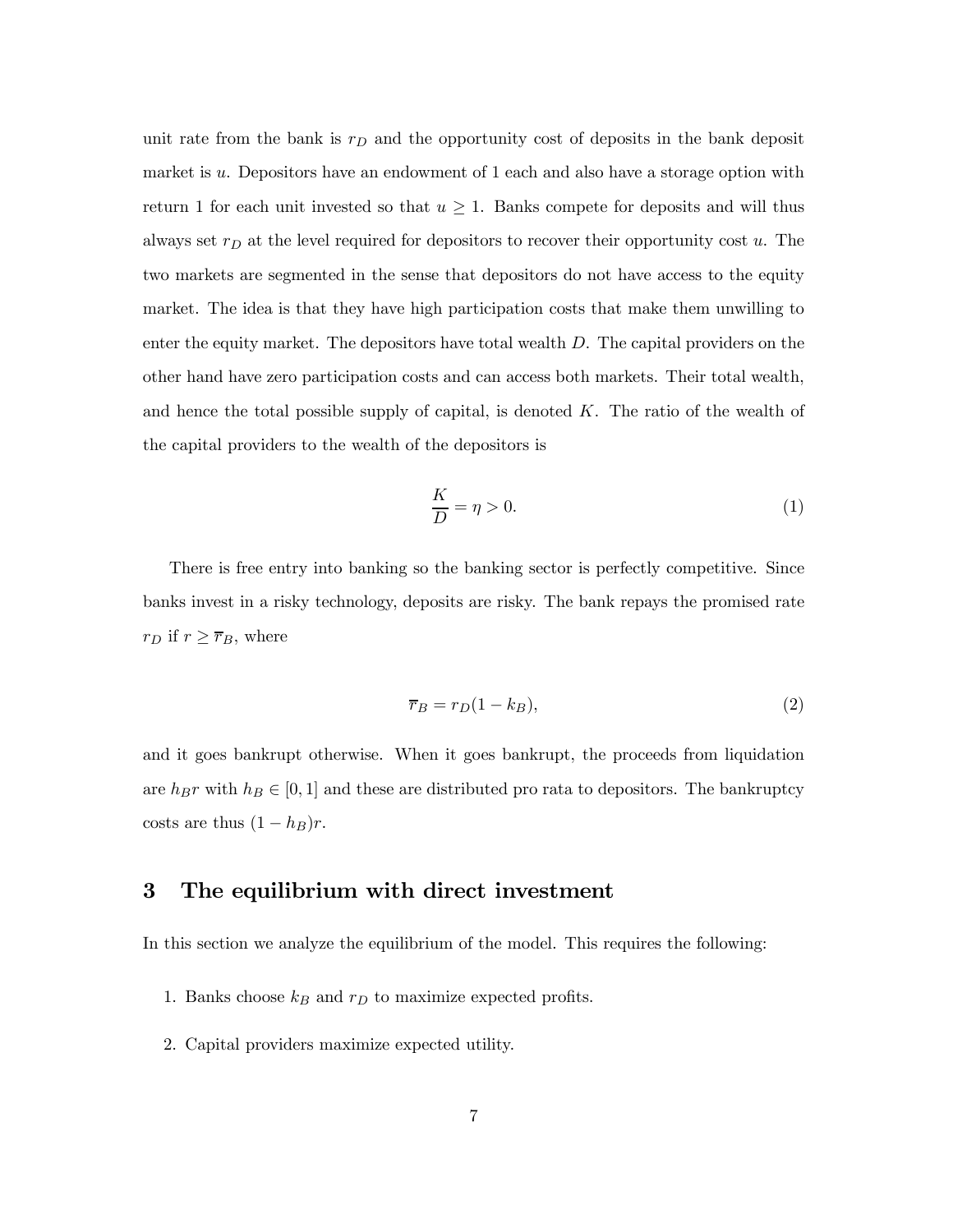unit rate from the bank is $r_D$ and the opportunity cost of deposits in the bank deposit market is $u$. Depositors have an endowment of 1 each and also have a storage option with return 1 for each unit invested so that $u \geq 1$. Banks compete for deposits and will thus always set $r_D$ at the level required for depositors to recover their opportunity cost $u$. The two markets are segmented in the sense that depositors do not have access to the equity market. The idea is that they have high participation costs that make them unwilling to enter the equity market. The depositors have total wealth $D$. The capital providers on the other hand have zero participation costs and can access both markets. Their total wealth, and hence the total possible supply of capital, is denoted $K$. The ratio of the wealth of the capital providers to the wealth of the depositors is

$$\frac{K}{D} = \eta > 0. \tag{1}$$

There is free entry into banking so the banking sector is perfectly competitive. Since banks invest in a risky technology, deposits are risky. The bank repays the promised rate $r_D$ if $r \geq \overline{r}_B$, where

$$\overline{r}_B = r_D(1 - k_B), \tag{2}$$

and it goes bankrupt otherwise. When it goes bankrupt, the proceeds from liquidation are $h_B r$ with $h_B \in [0, 1]$ and these are distributed pro rata to depositors. The bankruptcy costs are thus $(1 - h_B)r$.

## 3 The equilibrium with direct investment

In this section we analyze the equilibrium of the model. This requires the following:

1. Banks choose $k_B$ and $r_D$ to maximize expected profits.
2. Capital providers maximize expected utility.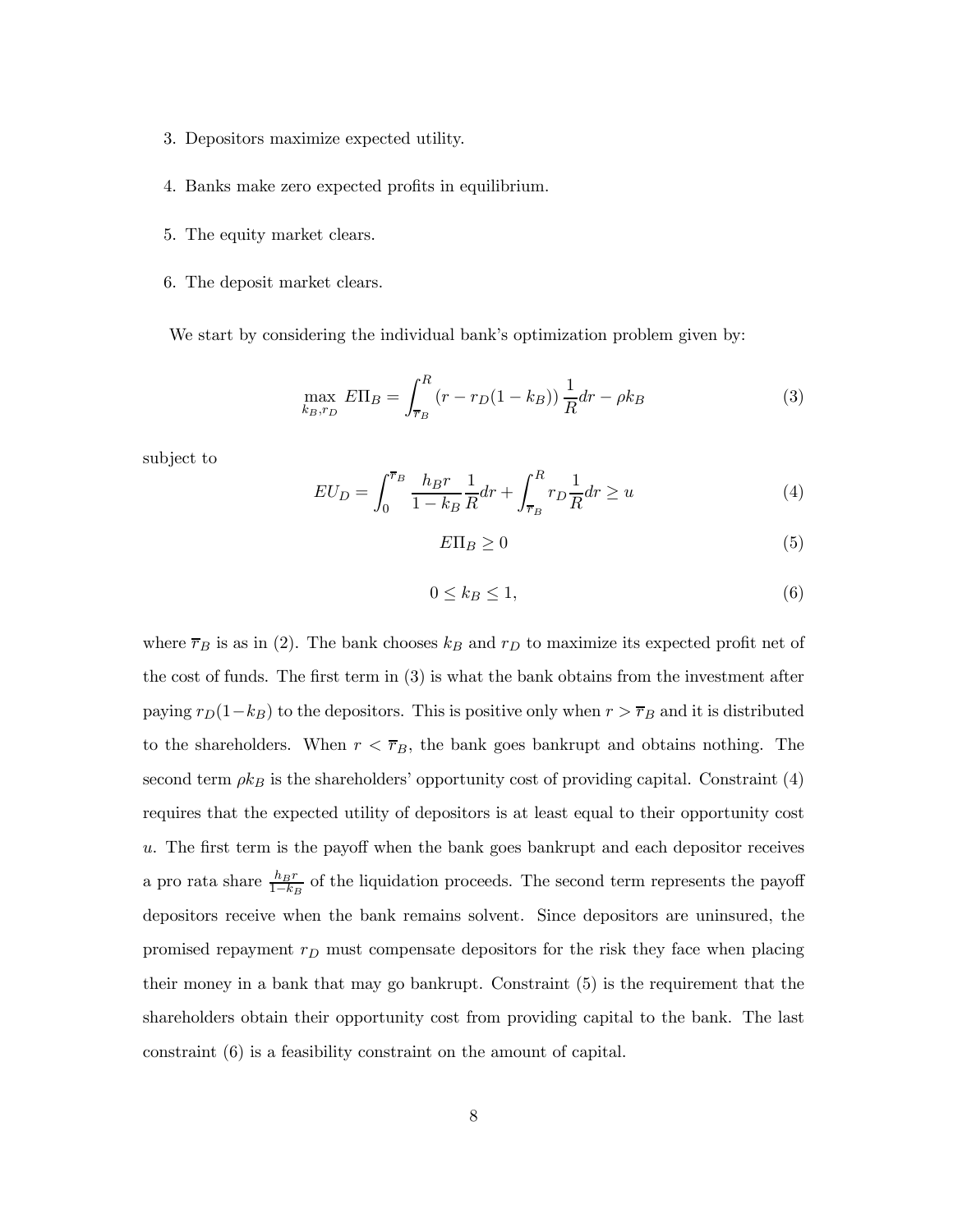3. Depositors maximize expected utility.

4. Banks make zero expected profits in equilibrium.

5. The equity market clears.

6. The deposit market clears.

We start by considering the individual bank's optimization problem given by:

$$\max_{k_B, r_D} E\Pi_B = \int_{\overline{r}_B}^{R} (r - r_D(1 - k_B)) \frac{1}{R} dr - \rho k_B \tag{3}$$

subject to

$$EU_D = \int_{0}^{\overline{r}_B} \frac{h_B r}{1 - k_B} \frac{1}{R} dr + \int_{\overline{r}_B}^{R} r_D \frac{1}{R} dr \geq u \tag{4}$$

$$E\Pi_B \geq 0 \tag{5}$$

$$0 \leq k_B \leq 1, \tag{6}$$

where $\overline{r}_B$ is as in (2). The bank chooses $k_B$ and $r_D$ to maximize its expected profit net of the cost of funds. The first term in (3) is what the bank obtains from the investment after paying $r_D(1-k_B)$ to the depositors. This is positive only when $r > \overline{r}_B$ and it is distributed to the shareholders. When $r < \overline{r}_B$, the bank goes bankrupt and obtains nothing. The second term $\rho k_B$ is the shareholders' opportunity cost of providing capital. Constraint (4) requires that the expected utility of depositors is at least equal to their opportunity cost $u$. The first term is the payoff when the bank goes bankrupt and each depositor receives a pro rata share $\frac{h_B r}{1-k_B}$ of the liquidation proceeds. The second term represents the payoff depositors receive when the bank remains solvent. Since depositors are uninsured, the promised repayment $r_D$ must compensate depositors for the risk they face when placing their money in a bank that may go bankrupt. Constraint (5) is the requirement that the shareholders obtain their opportunity cost from providing capital to the bank. The last constraint (6) is a feasibility constraint on the amount of capital.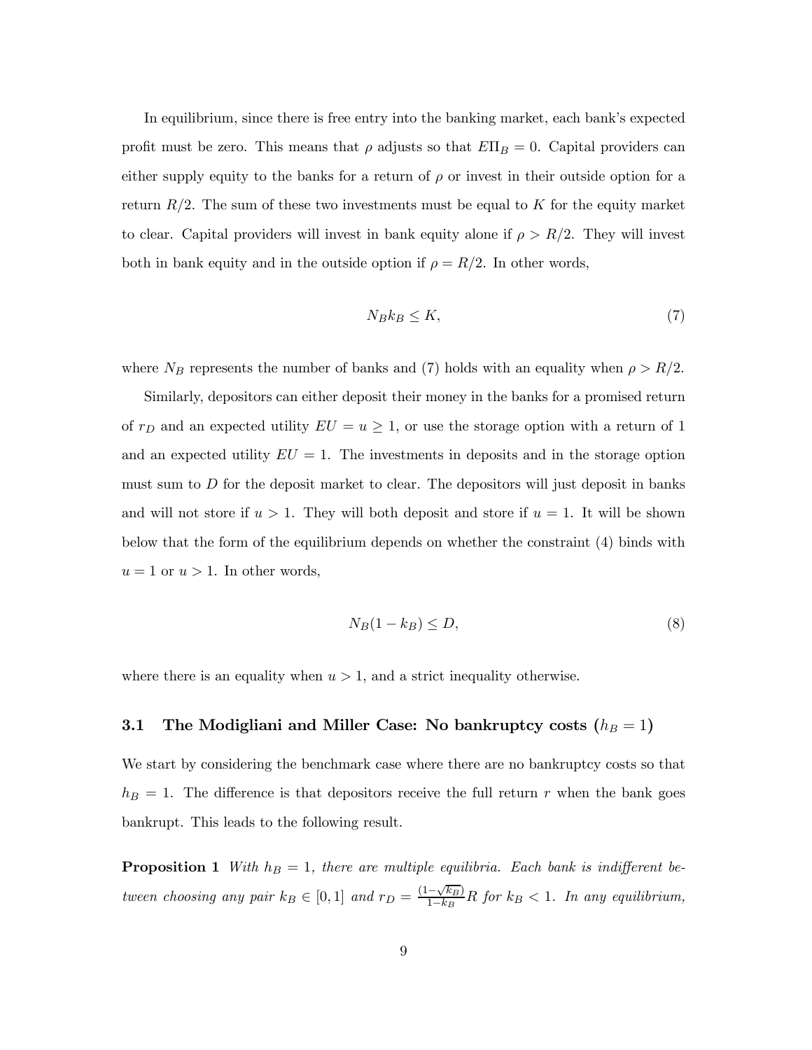In equilibrium, since there is free entry into the banking market, each bank's expected profit must be zero. This means that $\rho$ adjusts so that $E\Pi_B = 0$. Capital providers can either supply equity to the banks for a return of $\rho$ or invest in their outside option for a return $R/2$. The sum of these two investments must be equal to $K$ for the equity market to clear. Capital providers will invest in bank equity alone if $\rho > R/2$. They will invest both in bank equity and in the outside option if $\rho = R/2$. In other words,

$$N_B k_B \leq K, \tag{7}$$

where $N_B$ represents the number of banks and (7) holds with an equality when $\rho > R/2$.

Similarly, depositors can either deposit their money in the banks for a promised return of $r_D$ and an expected utility $EU = u \geq 1$, or use the storage option with a return of 1 and an expected utility $EU = 1$. The investments in deposits and in the storage option must sum to $D$ for the deposit market to clear. The depositors will just deposit in banks and will not store if $u > 1$. They will both deposit and store if $u = 1$. It will be shown below that the form of the equilibrium depends on whether the constraint (4) binds with $u = 1$ or $u > 1$. In other words,

$$N_B(1 - k_B) \leq D, \tag{8}$$

where there is an equality when $u > 1$, and a strict inequality otherwise.

### 3.1 The Modigliani and Miller Case: No bankruptcy costs ($h_B = 1$)

We start by considering the benchmark case where there are no bankruptcy costs so that $h_B = 1$. The difference is that depositors receive the full return $r$ when the bank goes bankrupt. This leads to the following result.

**Proposition 1** *With $h_B = 1$, there are multiple equilibria. Each bank is indifferent between choosing any pair $k_B \in [0, 1]$ and $r_D = \frac{(1-\sqrt{k_B})}{1-k_B}R$ for $k_B < 1$. In any equilibrium,*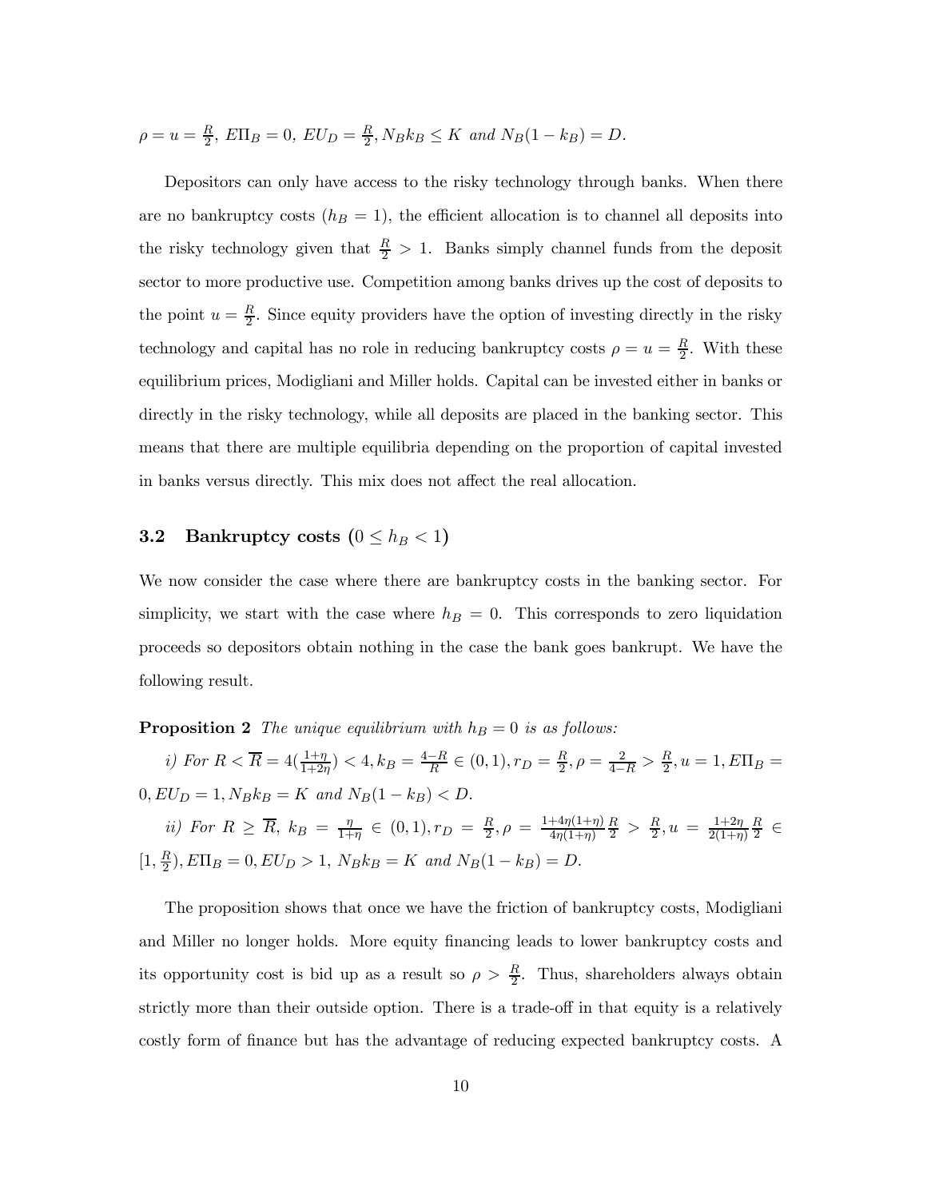$\rho = u = \frac{R}{2}$, $E\Pi_B = 0$, $EU_D = \frac{R}{2}, N_B k_B \leq K$ *and* $N_B(1-k_B) = D$.

Depositors can only have access to the risky technology through banks. When there are no bankruptcy costs ($h_B = 1$), the efficient allocation is to channel all deposits into the risky technology given that $\frac{R}{2} > 1$. Banks simply channel funds from the deposit sector to more productive use. Competition among banks drives up the cost of deposits to the point $u = \frac{R}{2}$. Since equity providers have the option of investing directly in the risky technology and capital has no role in reducing bankruptcy costs $\rho = u = \frac{R}{2}$. With these equilibrium prices, Modigliani and Miller holds. Capital can be invested either in banks or directly in the risky technology, while all deposits are placed in the banking sector. This means that there are multiple equilibria depending on the proportion of capital invested in banks versus directly. This mix does not affect the real allocation.

### 3.2 Bankruptcy costs ($0 \leq h_B < 1$)

We now consider the case where there are bankruptcy costs in the banking sector. For simplicity, we start with the case where $h_B = 0$. This corresponds to zero liquidation proceeds so depositors obtain nothing in the case the bank goes bankrupt. We have the following result.

**Proposition 2** *The unique equilibrium with* $h_B = 0$ *is as follows:*

*i) For* $R < \overline{R} = 4(\frac{1+\eta}{1+2\eta}) < 4, k_B = \frac{4-R}{R} \in (0,1), r_D = \frac{R}{2}, \rho = \frac{2}{4-R} > \frac{R}{2}, u = 1, E\Pi_B = 0, EU_D = 1, N_B k_B = K$ *and* $N_B(1-k_B) < D$.

*ii) For* $R \geq \overline{R}$, $k_B = \frac{\eta}{1+\eta} \in (0,1), r_D = \frac{R}{2}, \rho = \frac{1+4\eta(1+\eta)}{4\eta(1+\eta)}\frac{R}{2} > \frac{R}{2}, u = \frac{1+2\eta}{2(1+\eta)}\frac{R}{2} \in [1, \frac{R}{2}), E\Pi_B = 0, EU_D > 1,$ $N_B k_B = K$ *and* $N_B(1-k_B) = D$.

The proposition shows that once we have the friction of bankruptcy costs, Modigliani and Miller no longer holds. More equity financing leads to lower bankruptcy costs and its opportunity cost is bid up as a result so $\rho > \frac{R}{2}$. Thus, shareholders always obtain strictly more than their outside option. There is a trade-off in that equity is a relatively costly form of finance but has the advantage of reducing expected bankruptcy costs. A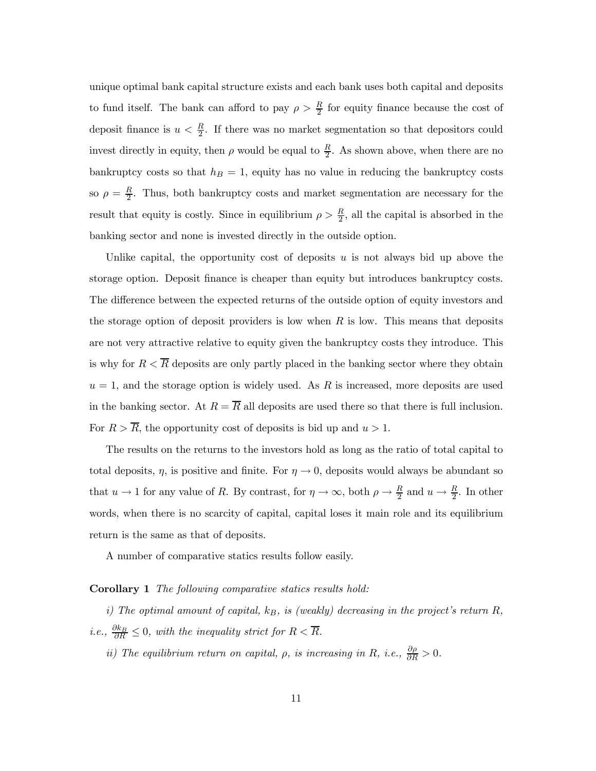unique optimal bank capital structure exists and each bank uses both capital and deposits to fund itself. The bank can afford to pay $\rho > \frac{R}{2}$ for equity finance because the cost of deposit finance is $u < \frac{R}{2}$. If there was no market segmentation so that depositors could invest directly in equity, then $\rho$ would be equal to $\frac{R}{2}$. As shown above, when there are no bankruptcy costs so that $h_B = 1$, equity has no value in reducing the bankruptcy costs so $\rho = \frac{R}{2}$. Thus, both bankruptcy costs and market segmentation are necessary for the result that equity is costly. Since in equilibrium $\rho > \frac{R}{2}$, all the capital is absorbed in the banking sector and none is invested directly in the outside option.

Unlike capital, the opportunity cost of deposits $u$ is not always bid up above the storage option. Deposit finance is cheaper than equity but introduces bankruptcy costs. The difference between the expected returns of the outside option of equity investors and the storage option of deposit providers is low when $R$ is low. This means that deposits are not very attractive relative to equity given the bankruptcy costs they introduce. This is why for $R < \overline{R}$ deposits are only partly placed in the banking sector where they obtain $u = 1$, and the storage option is widely used. As $R$ is increased, more deposits are used in the banking sector. At $R = \overline{R}$ all deposits are used there so that there is full inclusion. For $R > \overline{R}$, the opportunity cost of deposits is bid up and $u > 1$.

The results on the returns to the investors hold as long as the ratio of total capital to total deposits, $\eta$, is positive and finite. For $\eta \to 0$, deposits would always be abundant so that $u \to 1$ for any value of $R$. By contrast, for $\eta \to \infty$, both $\rho \to \frac{R}{2}$ and $u \to \frac{R}{2}$. In other words, when there is no scarcity of capital, capital loses it main role and its equilibrium return is the same as that of deposits.

A number of comparative statics results follow easily.

**Corollary 1** *The following comparative statics results hold:*

*i) The optimal amount of capital, $k_B$, is (weakly) decreasing in the project's return $R$, i.e., $\frac{\partial k_B}{\partial R} \leq 0$, with the inequality strict for $R < \overline{R}$.*

*ii) The equilibrium return on capital, $\rho$, is increasing in $R$, i.e., $\frac{\partial \rho}{\partial R} > 0$.*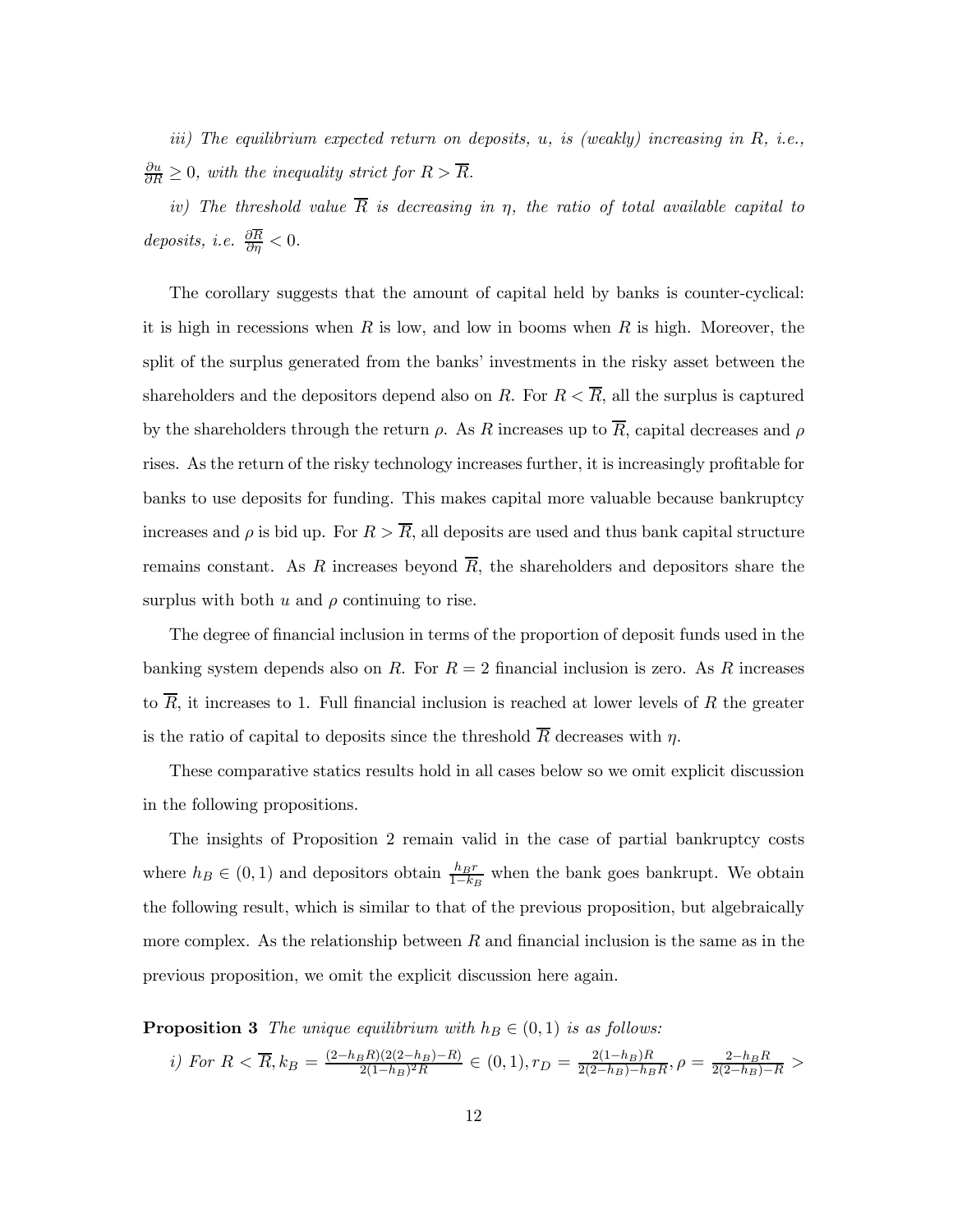*iii) The equilibrium expected return on deposits, $u$, is (weakly) increasing in $R$, i.e., $\frac{\partial u}{\partial R} \geq 0$, with the inequality strict for $R > \overline{R}$.*

*iv) The threshold value $\overline{R}$ is decreasing in $\eta$, the ratio of total available capital to deposits, i.e. $\frac{\partial \overline{R}}{\partial \eta} < 0$.*

The corollary suggests that the amount of capital held by banks is counter-cyclical: it is high in recessions when $R$ is low, and low in booms when $R$ is high. Moreover, the split of the surplus generated from the banks' investments in the risky asset between the shareholders and the depositors depend also on $R$. For $R < \overline{R}$, all the surplus is captured by the shareholders through the return $\rho$. As $R$ increases up to $\overline{R}$, capital decreases and $\rho$ rises. As the return of the risky technology increases further, it is increasingly profitable for banks to use deposits for funding. This makes capital more valuable because bankruptcy increases and $\rho$ is bid up. For $R > \overline{R}$, all deposits are used and thus bank capital structure remains constant. As $R$ increases beyond $\overline{R}$, the shareholders and depositors share the surplus with both $u$ and $\rho$ continuing to rise.

The degree of financial inclusion in terms of the proportion of deposit funds used in the banking system depends also on $R$. For $R = 2$ financial inclusion is zero. As $R$ increases to $\overline{R}$, it increases to 1. Full financial inclusion is reached at lower levels of $R$ the greater is the ratio of capital to deposits since the threshold $\overline{R}$ decreases with $\eta$.

These comparative statics results hold in all cases below so we omit explicit discussion in the following propositions.

The insights of Proposition 2 remain valid in the case of partial bankruptcy costs where $h_B \in (0,1)$ and depositors obtain $\frac{h_B r}{1-k_B}$ when the bank goes bankrupt. We obtain the following result, which is similar to that of the previous proposition, but algebraically more complex. As the relationship between $R$ and financial inclusion is the same as in the previous proposition, we omit the explicit discussion here again.

**Proposition 3** *The unique equilibrium with $h_B \in (0,1)$ is as follows:*

*i) For $R < \overline{R}, k_B = \frac{(2-h_B R)(2(2-h_B)-R)}{2(1-h_B)^2 R} \in (0,1), r_D = \frac{2(1-h_B)R}{2(2-h_B)-h_B R}, \rho = \frac{2-h_B R}{2(2-h_B)-R} >$*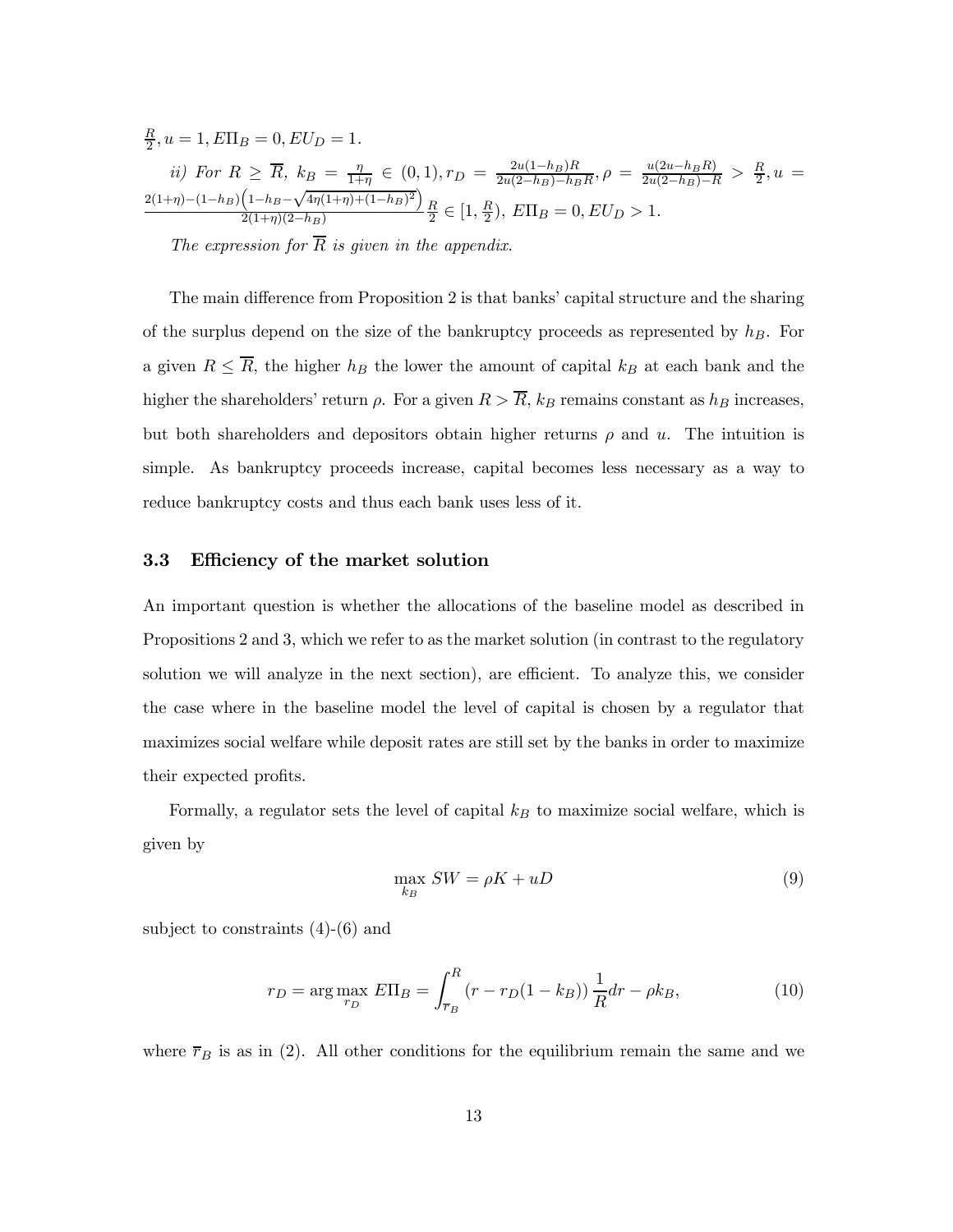$\frac{R}{2}, u = 1, E\Pi_B = 0, EU_D = 1.$

*ii) For* $R \geq \overline{R}$, $k_B = \frac{\eta}{1+\eta} \in (0,1), r_D = \frac{2u(1-h_B)R}{2u(2-h_B)-h_B R}, \rho = \frac{u(2u-h_B R)}{2u(2-h_B)-R} > \frac{R}{2}, u = \frac{2(1+\eta)-(1-h_B)\left(1-h_B-\sqrt{4\eta(1+\eta)+(1-h_B)^2}\right)}{2(1+\eta)(2-h_B)}\frac{R}{2} \in [1, \frac{R}{2}),\ E\Pi_B = 0, EU_D > 1.$

*The expression for* $\overline{R}$ *is given in the appendix.*

The main difference from Proposition 2 is that banks' capital structure and the sharing of the surplus depend on the size of the bankruptcy proceeds as represented by $h_B$. For a given $R \leq \overline{R}$, the higher $h_B$ the lower the amount of capital $k_B$ at each bank and the higher the shareholders' return $\rho$. For a given $R > \overline{R}$, $k_B$ remains constant as $h_B$ increases, but both shareholders and depositors obtain higher returns $\rho$ and $u$. The intuition is simple. As bankruptcy proceeds increase, capital becomes less necessary as a way to reduce bankruptcy costs and thus each bank uses less of it.

### 3.3 Efficiency of the market solution

An important question is whether the allocations of the baseline model as described in Propositions 2 and 3, which we refer to as the market solution (in contrast to the regulatory solution we will analyze in the next section), are efficient. To analyze this, we consider the case where in the baseline model the level of capital is chosen by a regulator that maximizes social welfare while deposit rates are still set by the banks in order to maximize their expected profits.

Formally, a regulator sets the level of capital $k_B$ to maximize social welfare, which is given by

$$\max_{k_B} SW = \rho K + uD \tag{9}$$

subject to constraints (4)-(6) and

$$r_D = \arg\max_{r_D} E\Pi_B = \int_{\overline{r}_B}^{R} \left(r - r_D(1-k_B)\right)\frac{1}{R}dr - \rho k_B, \tag{10}$$

where $\overline{r}_B$ is as in (2). All other conditions for the equilibrium remain the same and we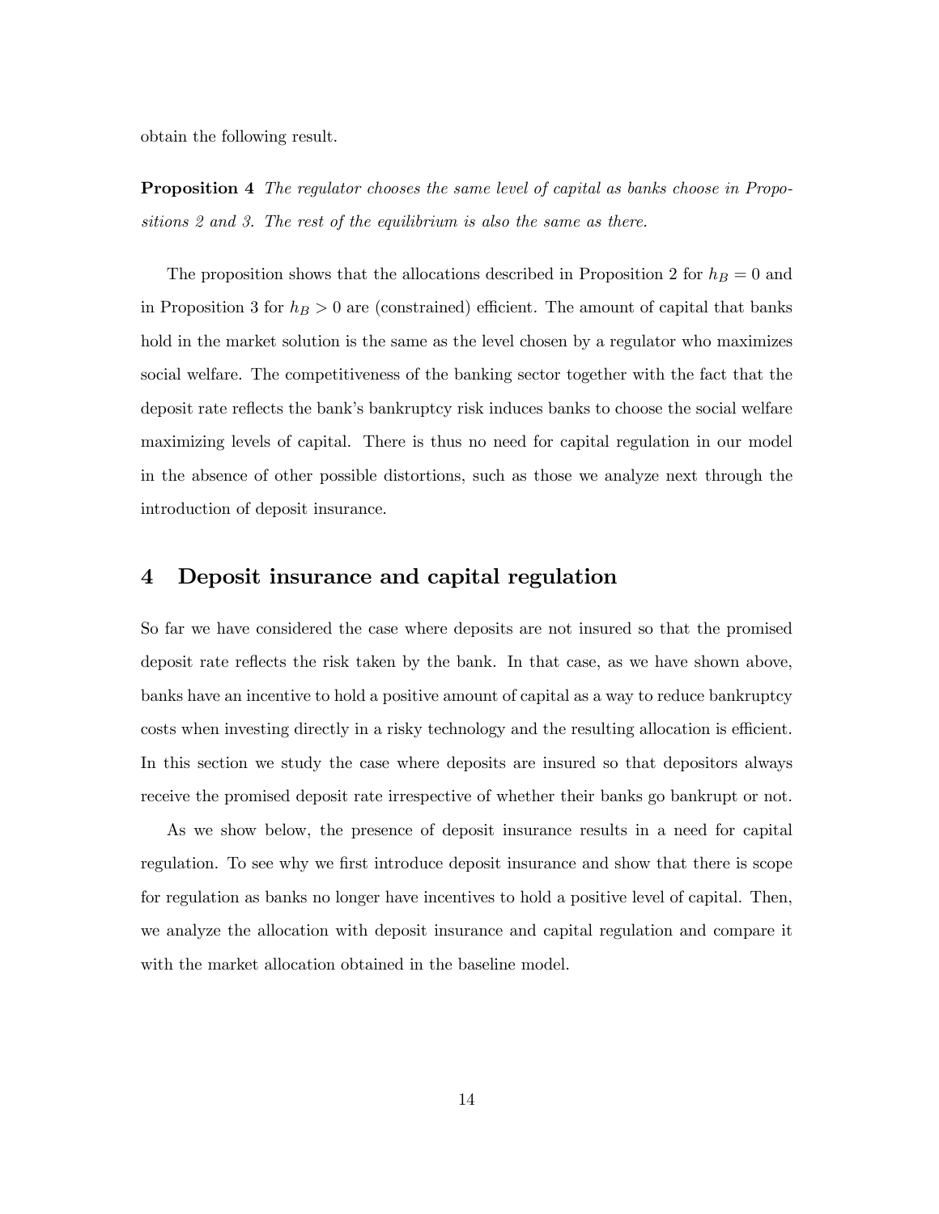obtain the following result.

**Proposition 4** *The regulator chooses the same level of capital as banks choose in Propositions 2 and 3. The rest of the equilibrium is also the same as there.*

The proposition shows that the allocations described in Proposition 2 for $h_B = 0$ and in Proposition 3 for $h_B > 0$ are (constrained) efficient. The amount of capital that banks hold in the market solution is the same as the level chosen by a regulator who maximizes social welfare. The competitiveness of the banking sector together with the fact that the deposit rate reflects the bank's bankruptcy risk induces banks to choose the social welfare maximizing levels of capital. There is thus no need for capital regulation in our model in the absence of other possible distortions, such as those we analyze next through the introduction of deposit insurance.

## 4 Deposit insurance and capital regulation

So far we have considered the case where deposits are not insured so that the promised deposit rate reflects the risk taken by the bank. In that case, as we have shown above, banks have an incentive to hold a positive amount of capital as a way to reduce bankruptcy costs when investing directly in a risky technology and the resulting allocation is efficient. In this section we study the case where deposits are insured so that depositors always receive the promised deposit rate irrespective of whether their banks go bankrupt or not.

As we show below, the presence of deposit insurance results in a need for capital regulation. To see why we first introduce deposit insurance and show that there is scope for regulation as banks no longer have incentives to hold a positive level of capital. Then, we analyze the allocation with deposit insurance and capital regulation and compare it with the market allocation obtained in the baseline model.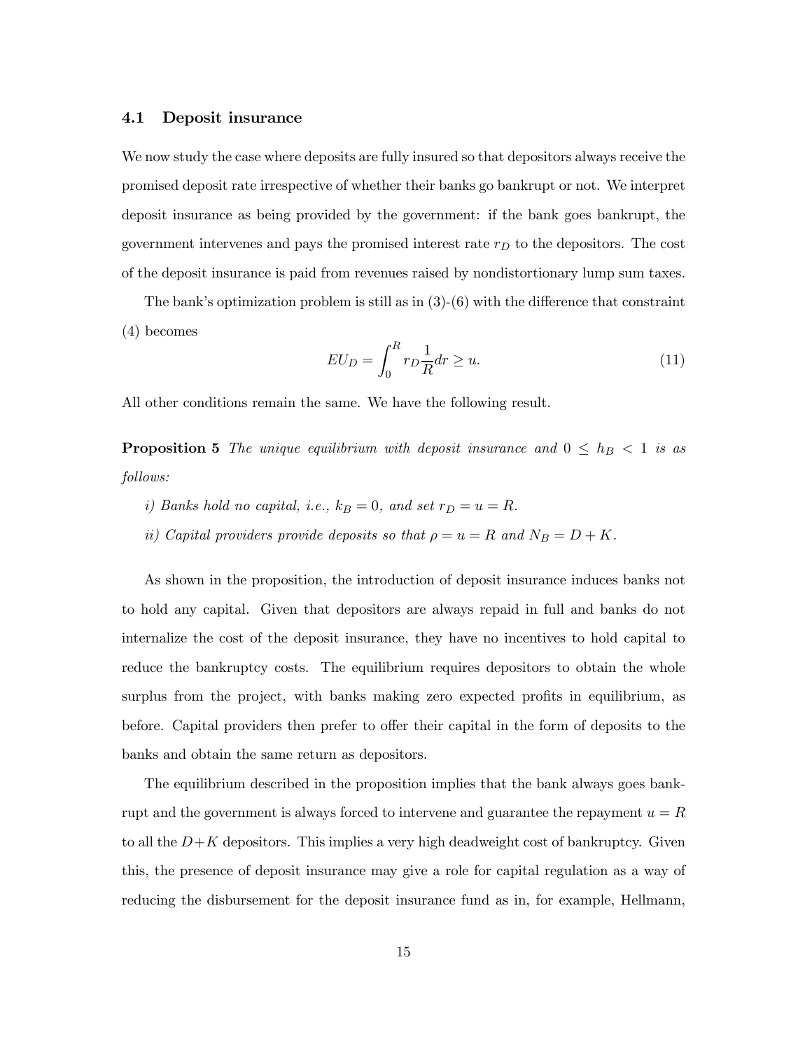### 4.1 Deposit insurance

We now study the case where deposits are fully insured so that depositors always receive the promised deposit rate irrespective of whether their banks go bankrupt or not. We interpret deposit insurance as being provided by the government: if the bank goes bankrupt, the government intervenes and pays the promised interest rate $r_D$ to the depositors. The cost of the deposit insurance is paid from revenues raised by nondistortionary lump sum taxes.

The bank's optimization problem is still as in (3)-(6) with the difference that constraint (4) becomes

$$EU_D = \int_0^R r_D \frac{1}{R} dr \geq u. \tag{11}$$

All other conditions remain the same. We have the following result.

**Proposition 5** *The unique equilibrium with deposit insurance and $0 \leq h_B < 1$ is as follows:*

*i) Banks hold no capital, i.e., $k_B = 0$, and set $r_D = u = R$.*

*ii) Capital providers provide deposits so that $\rho = u = R$ and $N_B = D + K$.*

As shown in the proposition, the introduction of deposit insurance induces banks not to hold any capital. Given that depositors are always repaid in full and banks do not internalize the cost of the deposit insurance, they have no incentives to hold capital to reduce the bankruptcy costs. The equilibrium requires depositors to obtain the whole surplus from the project, with banks making zero expected profits in equilibrium, as before. Capital providers then prefer to offer their capital in the form of deposits to the banks and obtain the same return as depositors.

The equilibrium described in the proposition implies that the bank always goes bankrupt and the government is always forced to intervene and guarantee the repayment $u = R$ to all the $D+K$ depositors. This implies a very high deadweight cost of bankruptcy. Given this, the presence of deposit insurance may give a role for capital regulation as a way of reducing the disbursement for the deposit insurance fund as in, for example, Hellmann,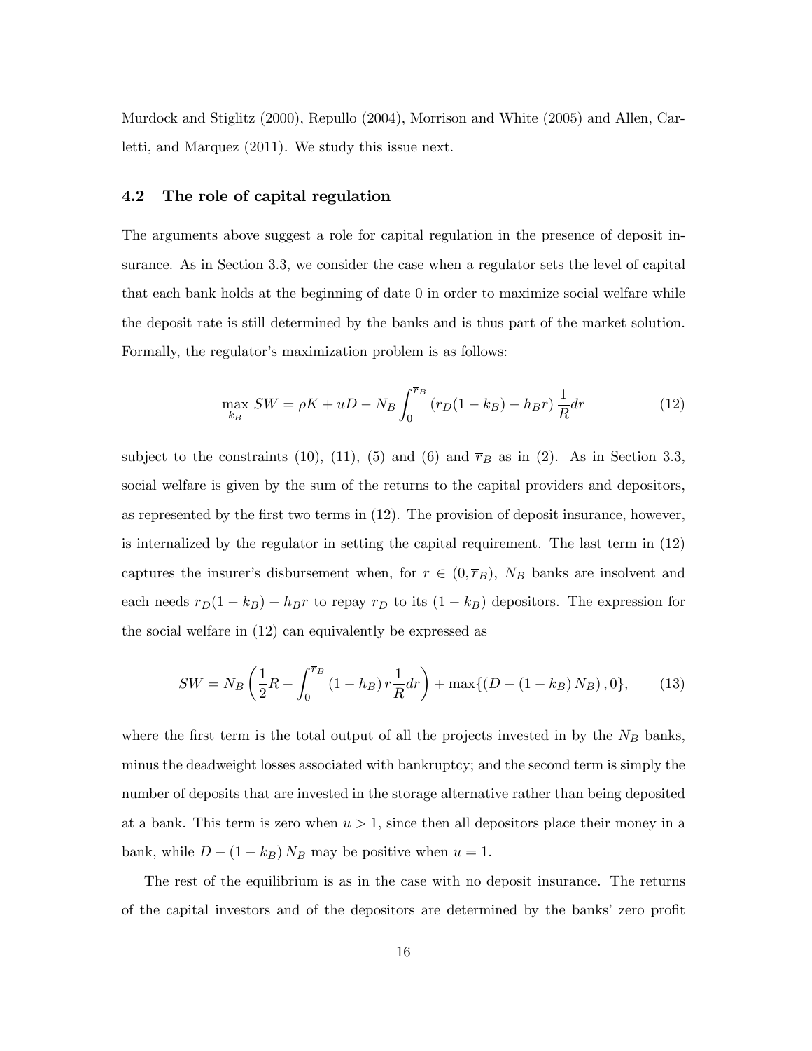Murdock and Stiglitz (2000), Repullo (2004), Morrison and White (2005) and Allen, Carletti, and Marquez (2011). We study this issue next.

### 4.2 The role of capital regulation

The arguments above suggest a role for capital regulation in the presence of deposit insurance. As in Section 3.3, we consider the case when a regulator sets the level of capital that each bank holds at the beginning of date 0 in order to maximize social welfare while the deposit rate is still determined by the banks and is thus part of the market solution. Formally, the regulator's maximization problem is as follows:

$$\max_{k_B} SW = \rho K + uD - N_B \int_0^{\overline{r}_B} \left(r_D(1-k_B) - h_B r\right) \frac{1}{R} dr \tag{12}$$

subject to the constraints (10), (11), (5) and (6) and $\overline{r}_B$ as in (2). As in Section 3.3, social welfare is given by the sum of the returns to the capital providers and depositors, as represented by the first two terms in (12). The provision of deposit insurance, however, is internalized by the regulator in setting the capital requirement. The last term in (12) captures the insurer's disbursement when, for $r \in (0, \overline{r}_B)$, $N_B$ banks are insolvent and each needs $r_D(1-k_B) - h_B r$ to repay $r_D$ to its $(1-k_B)$ depositors. The expression for the social welfare in (12) can equivalently be expressed as

$$SW = N_B \left( \frac{1}{2} R - \int_0^{\overline{r}_B} (1-h_B)\, r \frac{1}{R} dr \right) + \max\{(D - (1-k_B)\, N_B)\,, 0\}, \tag{13}$$

where the first term is the total output of all the projects invested in by the $N_B$ banks, minus the deadweight losses associated with bankruptcy; and the second term is simply the number of deposits that are invested in the storage alternative rather than being deposited at a bank. This term is zero when $u > 1$, since then all depositors place their money in a bank, while $D - (1-k_B)\, N_B$ may be positive when $u = 1$.

The rest of the equilibrium is as in the case with no deposit insurance. The returns of the capital investors and of the depositors are determined by the banks' zero profit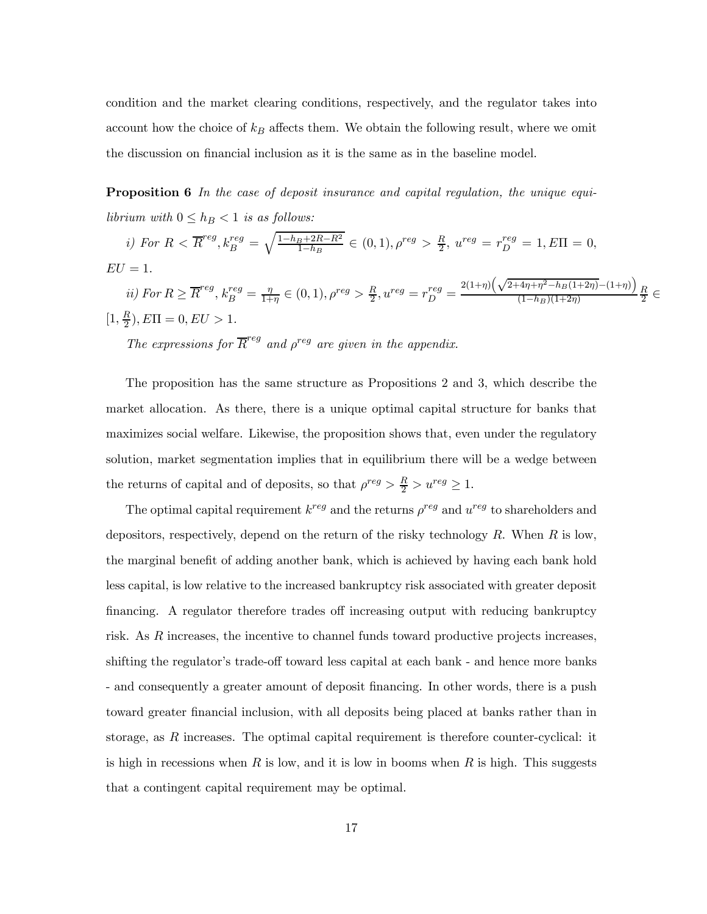condition and the market clearing conditions, respectively, and the regulator takes into account how the choice of $k_B$ affects them. We obtain the following result, where we omit the discussion on financial inclusion as it is the same as in the baseline model.

**Proposition 6** *In the case of deposit insurance and capital regulation, the unique equilibrium with $0 \leq h_B < 1$ is as follows:*

*i) For $R < \overline{R}^{reg}$, $k_B^{reg} = \sqrt{\frac{1-h_B+2R-R^2}{1-h_B}} \in (0,1)$, $\rho^{reg} > \frac{R}{2}$, $u^{reg} = r_D^{reg} = 1$, $E\Pi = 0$, $EU = 1$.*

*ii) For $R \geq \overline{R}^{reg}$, $k_B^{reg} = \frac{\eta}{1+\eta} \in (0,1)$, $\rho^{reg} > \frac{R}{2}$, $u^{reg} = r_D^{reg} = \frac{2(1+\eta)\left(\sqrt{2+4\eta+\eta^2-h_B(1+2\eta)}-(1+\eta)\right)}{(1-h_B)(1+2\eta)}\frac{R}{2} \in [1, \frac{R}{2})$, $E\Pi = 0$, $EU > 1$.*

*The expressions for $\overline{R}^{reg}$ and $\rho^{reg}$ are given in the appendix.*

The proposition has the same structure as Propositions 2 and 3, which describe the market allocation. As there, there is a unique optimal capital structure for banks that maximizes social welfare. Likewise, the proposition shows that, even under the regulatory solution, market segmentation implies that in equilibrium there will be a wedge between the returns of capital and of deposits, so that $\rho^{reg} > \frac{R}{2} > u^{reg} \geq 1$.

The optimal capital requirement $k^{reg}$ and the returns $\rho^{reg}$ and $u^{reg}$ to shareholders and depositors, respectively, depend on the return of the risky technology $R$. When $R$ is low, the marginal benefit of adding another bank, which is achieved by having each bank hold less capital, is low relative to the increased bankruptcy risk associated with greater deposit financing. A regulator therefore trades off increasing output with reducing bankruptcy risk. As $R$ increases, the incentive to channel funds toward productive projects increases, shifting the regulator's trade-off toward less capital at each bank - and hence more banks - and consequently a greater amount of deposit financing. In other words, there is a push toward greater financial inclusion, with all deposits being placed at banks rather than in storage, as $R$ increases. The optimal capital requirement is therefore counter-cyclical: it is high in recessions when $R$ is low, and it is low in booms when $R$ is high. This suggests that a contingent capital requirement may be optimal.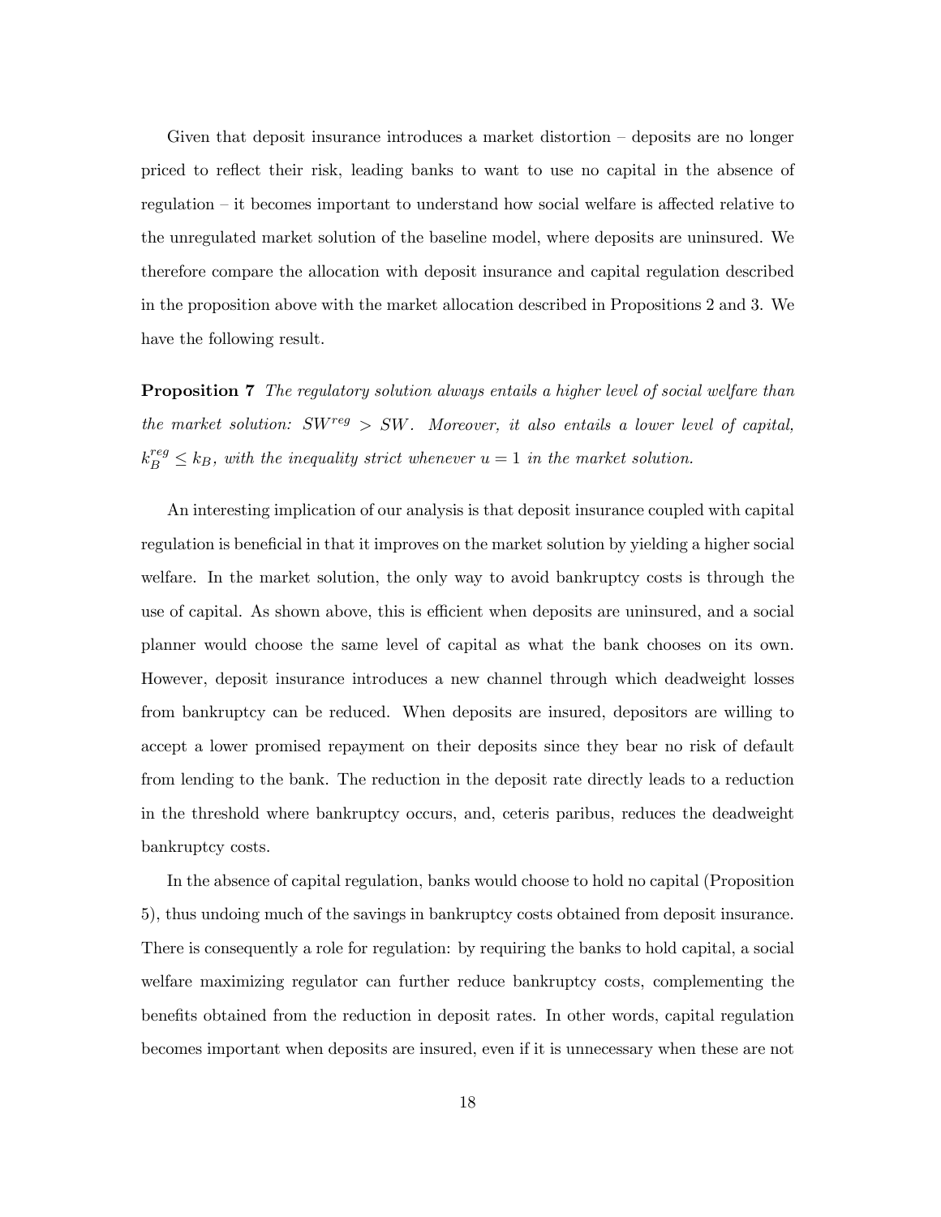Given that deposit insurance introduces a market distortion – deposits are no longer priced to reflect their risk, leading banks to want to use no capital in the absence of regulation – it becomes important to understand how social welfare is affected relative to the unregulated market solution of the baseline model, where deposits are uninsured. We therefore compare the allocation with deposit insurance and capital regulation described in the proposition above with the market allocation described in Propositions 2 and 3. We have the following result.

**Proposition 7** *The regulatory solution always entails a higher level of social welfare than the market solution: $SW^{reg} > SW$. Moreover, it also entails a lower level of capital, $k_B^{reg} \leq k_B$, with the inequality strict whenever $u = 1$ in the market solution.*

An interesting implication of our analysis is that deposit insurance coupled with capital regulation is beneficial in that it improves on the market solution by yielding a higher social welfare. In the market solution, the only way to avoid bankruptcy costs is through the use of capital. As shown above, this is efficient when deposits are uninsured, and a social planner would choose the same level of capital as what the bank chooses on its own. However, deposit insurance introduces a new channel through which deadweight losses from bankruptcy can be reduced. When deposits are insured, depositors are willing to accept a lower promised repayment on their deposits since they bear no risk of default from lending to the bank. The reduction in the deposit rate directly leads to a reduction in the threshold where bankruptcy occurs, and, ceteris paribus, reduces the deadweight bankruptcy costs.

In the absence of capital regulation, banks would choose to hold no capital (Proposition 5), thus undoing much of the savings in bankruptcy costs obtained from deposit insurance. There is consequently a role for regulation: by requiring the banks to hold capital, a social welfare maximizing regulator can further reduce bankruptcy costs, complementing the benefits obtained from the reduction in deposit rates. In other words, capital regulation becomes important when deposits are insured, even if it is unnecessary when these are not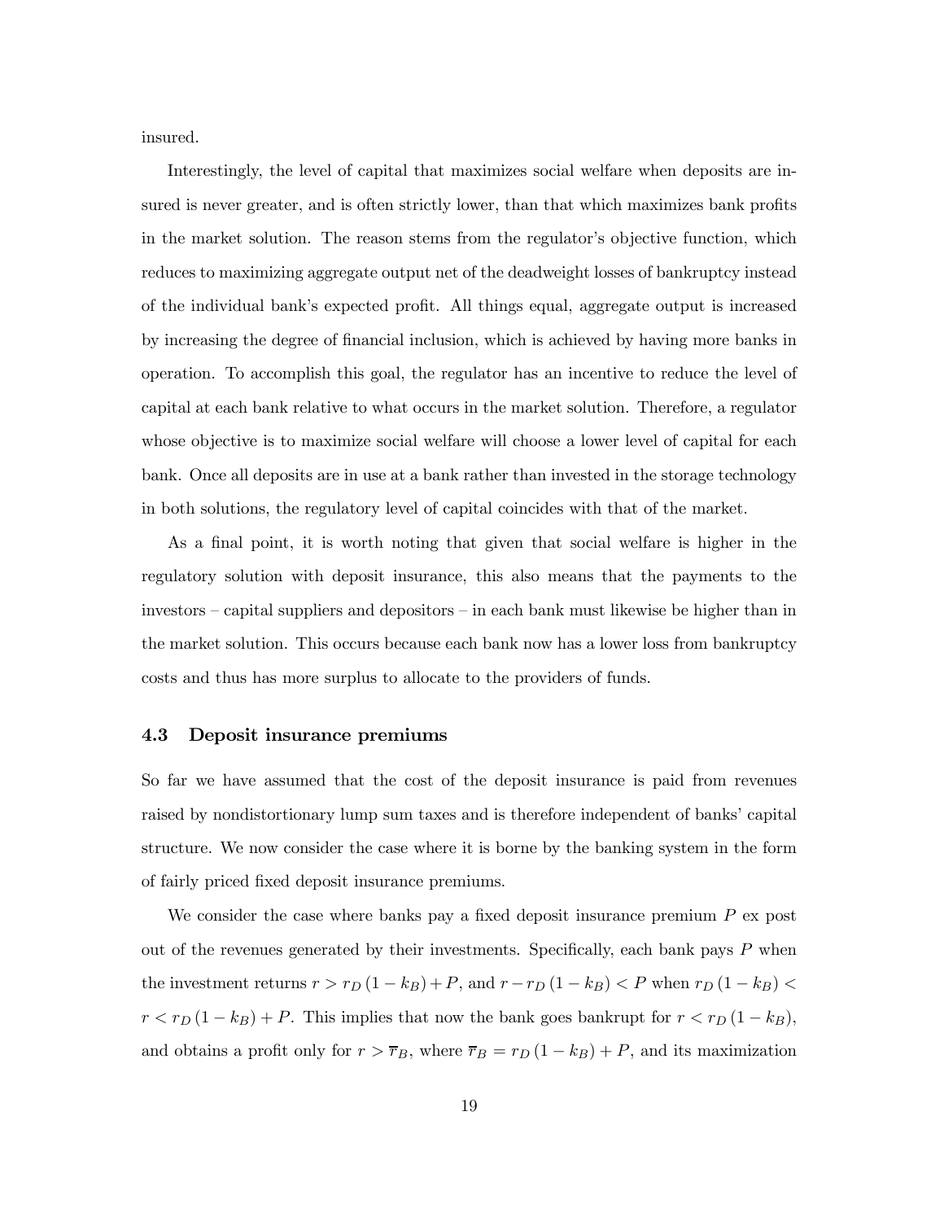insured.

Interestingly, the level of capital that maximizes social welfare when deposits are insured is never greater, and is often strictly lower, than that which maximizes bank profits in the market solution. The reason stems from the regulator's objective function, which reduces to maximizing aggregate output net of the deadweight losses of bankruptcy instead of the individual bank's expected profit. All things equal, aggregate output is increased by increasing the degree of financial inclusion, which is achieved by having more banks in operation. To accomplish this goal, the regulator has an incentive to reduce the level of capital at each bank relative to what occurs in the market solution. Therefore, a regulator whose objective is to maximize social welfare will choose a lower level of capital for each bank. Once all deposits are in use at a bank rather than invested in the storage technology in both solutions, the regulatory level of capital coincides with that of the market.

As a final point, it is worth noting that given that social welfare is higher in the regulatory solution with deposit insurance, this also means that the payments to the investors – capital suppliers and depositors – in each bank must likewise be higher than in the market solution. This occurs because each bank now has a lower loss from bankruptcy costs and thus has more surplus to allocate to the providers of funds.

### 4.3 Deposit insurance premiums

So far we have assumed that the cost of the deposit insurance is paid from revenues raised by nondistortionary lump sum taxes and is therefore independent of banks' capital structure. We now consider the case where it is borne by the banking system in the form of fairly priced fixed deposit insurance premiums.

We consider the case where banks pay a fixed deposit insurance premium $P$ ex post out of the revenues generated by their investments. Specifically, each bank pays $P$ when the investment returns $r > r_D(1-k_B) + P$, and $r - r_D(1-k_B) < P$ when $r_D(1-k_B) < r < r_D(1-k_B) + P$. This implies that now the bank goes bankrupt for $r < r_D(1-k_B)$, and obtains a profit only for $r > \overline{r}_B$, where $\overline{r}_B = r_D(1-k_B) + P$, and its maximization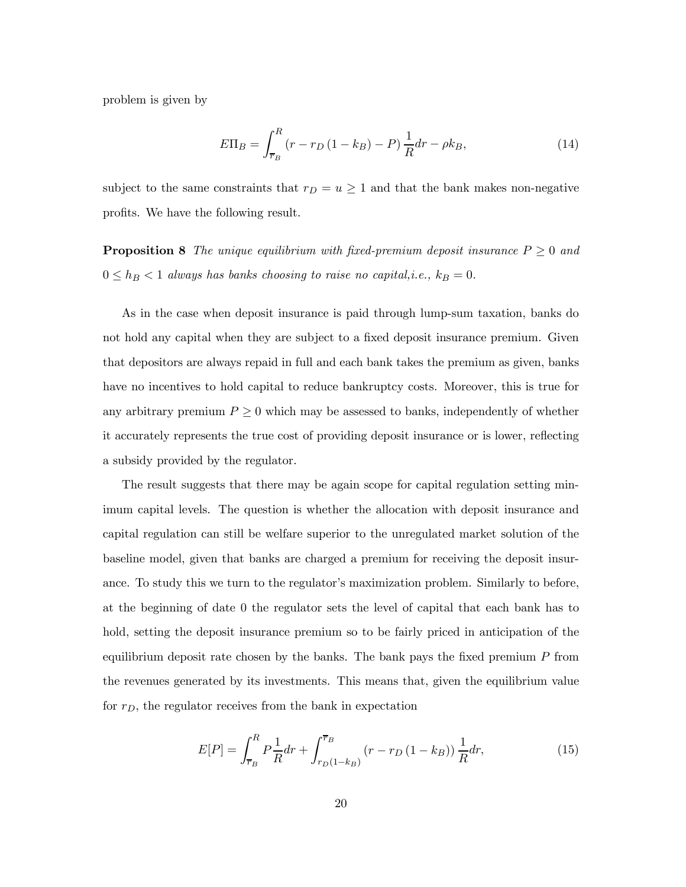problem is given by

$$E\Pi_B = \int_{\overline{r}_B}^{R} \left(r - r_D\left(1 - k_B\right) - P\right) \frac{1}{R} dr - \rho k_B, \tag{14}$$

subject to the same constraints that $r_D = u \geq 1$ and that the bank makes non-negative profits. We have the following result.

**Proposition 8** *The unique equilibrium with fixed-premium deposit insurance $P \geq 0$ and $0 \leq h_B < 1$ always has banks choosing to raise no capital,i.e., $k_B = 0$.*

As in the case when deposit insurance is paid through lump-sum taxation, banks do not hold any capital when they are subject to a fixed deposit insurance premium. Given that depositors are always repaid in full and each bank takes the premium as given, banks have no incentives to hold capital to reduce bankruptcy costs. Moreover, this is true for any arbitrary premium $P \geq 0$ which may be assessed to banks, independently of whether it accurately represents the true cost of providing deposit insurance or is lower, reflecting a subsidy provided by the regulator.

The result suggests that there may be again scope for capital regulation setting minimum capital levels. The question is whether the allocation with deposit insurance and capital regulation can still be welfare superior to the unregulated market solution of the baseline model, given that banks are charged a premium for receiving the deposit insurance. To study this we turn to the regulator's maximization problem. Similarly to before, at the beginning of date 0 the regulator sets the level of capital that each bank has to hold, setting the deposit insurance premium so to be fairly priced in anticipation of the equilibrium deposit rate chosen by the banks. The bank pays the fixed premium $P$ from the revenues generated by its investments. This means that, given the equilibrium value for $r_D$, the regulator receives from the bank in expectation

$$E[P] = \int_{\overline{r}_B}^{R} P \frac{1}{R} dr + \int_{r_D(1-k_B)}^{\overline{r}_B} \left(r - r_D\left(1 - k_B\right)\right) \frac{1}{R} dr, \tag{15}$$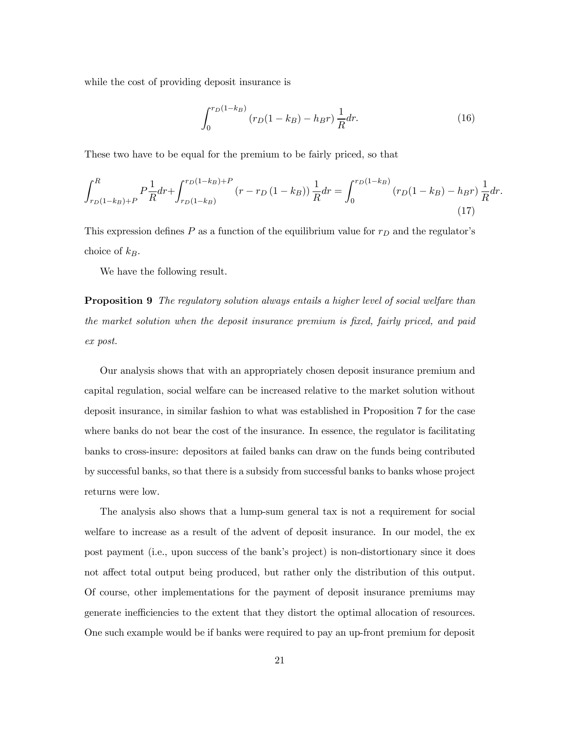while the cost of providing deposit insurance is

$$\int_{0}^{r_D(1-k_B)} \left(r_D(1-k_B) - h_B r\right) \frac{1}{R} dr. \tag{16}$$

These two have to be equal for the premium to be fairly priced, so that

$$\int_{r_D(1-k_B)+P}^{R} P \frac{1}{R} dr + \int_{r_D(1-k_B)}^{r_D(1-k_B)+P} \left(r - r_D\left(1-k_B\right)\right) \frac{1}{R} dr = \int_{0}^{r_D(1-k_B)} \left(r_D(1-k_B) - h_B r\right) \frac{1}{R} dr. \tag{17}$$

This expression defines $P$ as a function of the equilibrium value for $r_D$ and the regulator's choice of $k_B$.

We have the following result.

**Proposition 9** *The regulatory solution always entails a higher level of social welfare than the market solution when the deposit insurance premium is fixed, fairly priced, and paid ex post.*

Our analysis shows that with an appropriately chosen deposit insurance premium and capital regulation, social welfare can be increased relative to the market solution without deposit insurance, in similar fashion to what was established in Proposition 7 for the case where banks do not bear the cost of the insurance. In essence, the regulator is facilitating banks to cross-insure: depositors at failed banks can draw on the funds being contributed by successful banks, so that there is a subsidy from successful banks to banks whose project returns were low.

The analysis also shows that a lump-sum general tax is not a requirement for social welfare to increase as a result of the advent of deposit insurance. In our model, the ex post payment (i.e., upon success of the bank's project) is non-distortionary since it does not affect total output being produced, but rather only the distribution of this output. Of course, other implementations for the payment of deposit insurance premiums may generate inefficiencies to the extent that they distort the optimal allocation of resources. One such example would be if banks were required to pay an up-front premium for deposit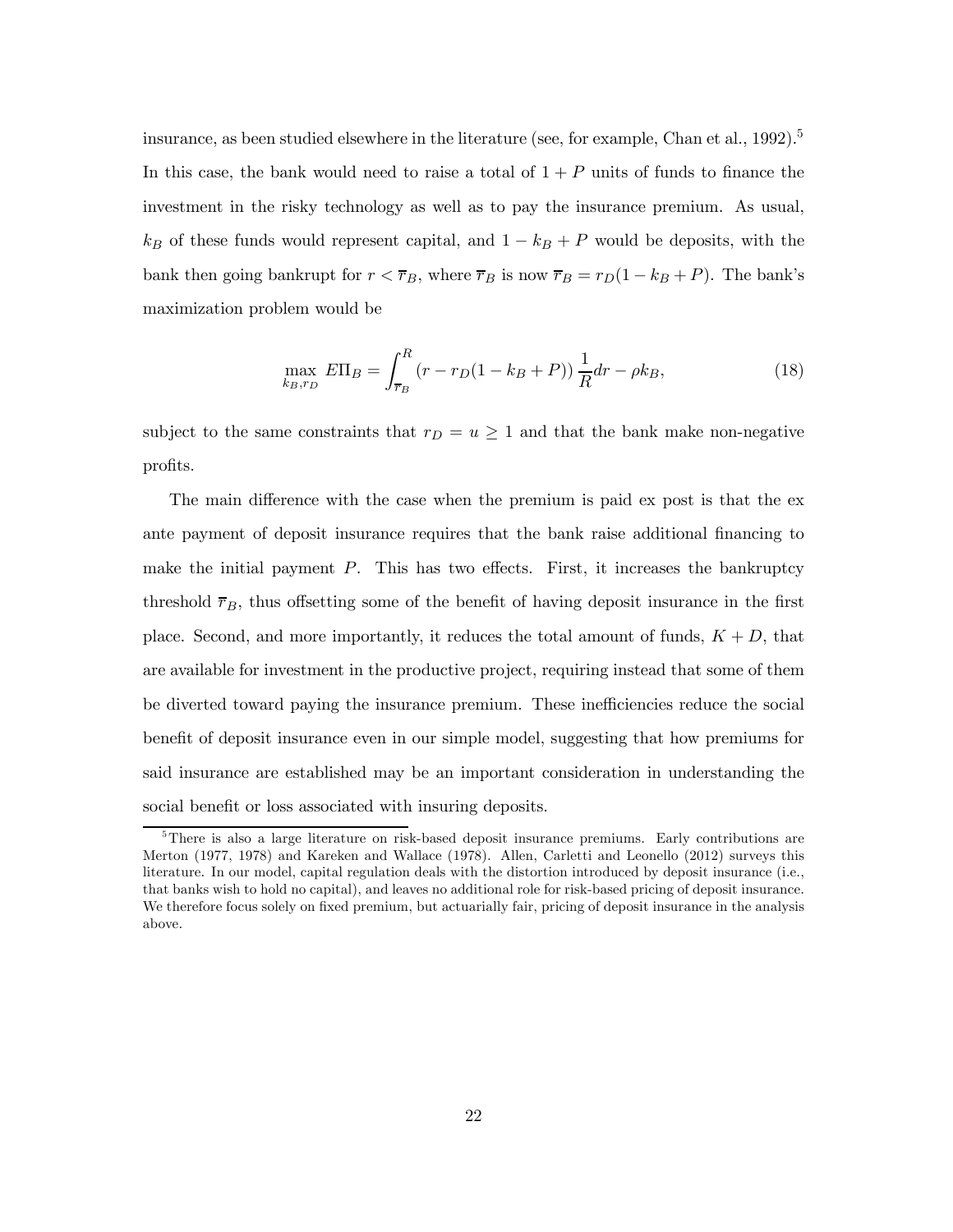insurance, as been studied elsewhere in the literature (see, for example, Chan et al., 1992).[5] In this case, the bank would need to raise a total of $1 + P$ units of funds to finance the investment in the risky technology as well as to pay the insurance premium. As usual, $k_B$ of these funds would represent capital, and $1 - k_B + P$ would be deposits, with the bank then going bankrupt for $r < \overline{r}_B$, where $\overline{r}_B$ is now $\overline{r}_B = r_D(1 - k_B + P)$. The bank's maximization problem would be

$$\max_{k_B, r_D} E\Pi_B = \int_{\overline{r}_B}^{R} \left(r - r_D(1 - k_B + P)\right) \frac{1}{R} dr - \rho k_B, \tag{18}$$

subject to the same constraints that $r_D = u \geq 1$ and that the bank make non-negative profits.

The main difference with the case when the premium is paid ex post is that the ex ante payment of deposit insurance requires that the bank raise additional financing to make the initial payment $P$. This has two effects. First, it increases the bankruptcy threshold $\overline{r}_B$, thus offsetting some of the benefit of having deposit insurance in the first place. Second, and more importantly, it reduces the total amount of funds, $K + D$, that are available for investment in the productive project, requiring instead that some of them be diverted toward paying the insurance premium. These inefficiencies reduce the social benefit of deposit insurance even in our simple model, suggesting that how premiums for said insurance are established may be an important consideration in understanding the social benefit or loss associated with insuring deposits.

[5] There is also a large literature on risk-based deposit insurance premiums. Early contributions are Merton (1977, 1978) and Kareken and Wallace (1978). Allen, Carletti and Leonello (2012) surveys this literature. In our model, capital regulation deals with the distortion introduced by deposit insurance (i.e., that banks wish to hold no capital), and leaves no additional role for risk-based pricing of deposit insurance. We therefore focus solely on fixed premium, but actuarially fair, pricing of deposit insurance in the analysis above.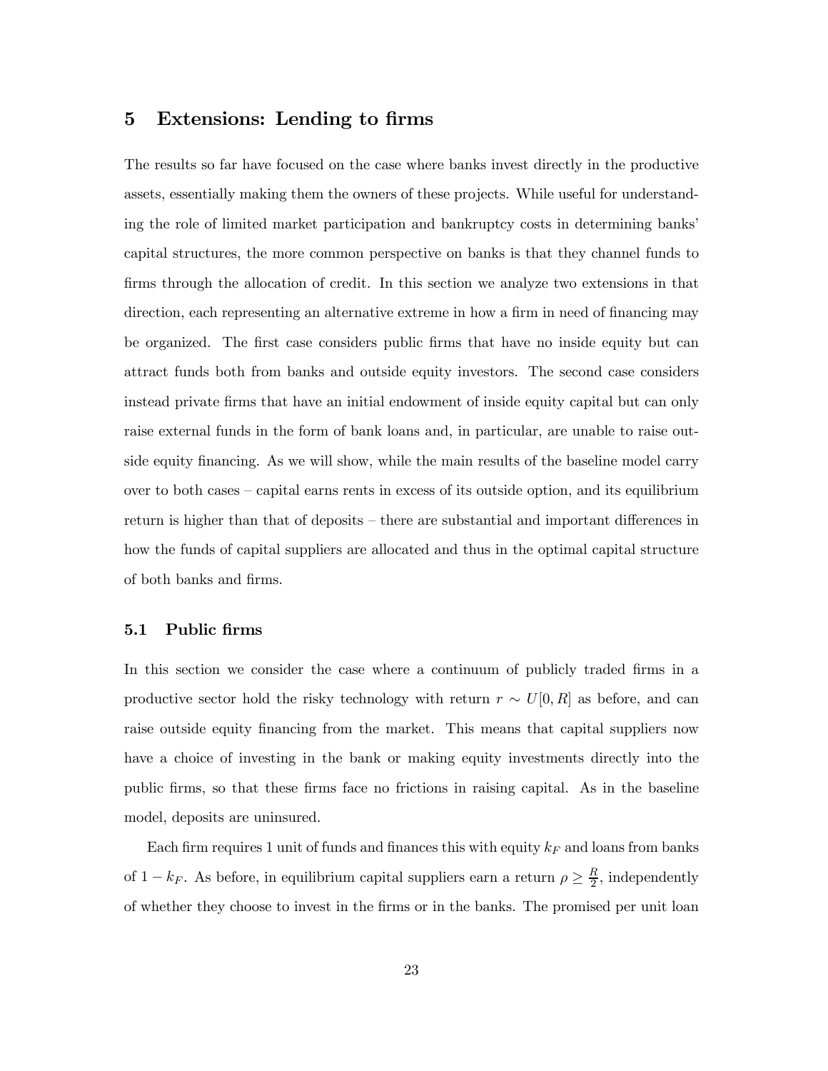## 5 Extensions: Lending to firms

The results so far have focused on the case where banks invest directly in the productive assets, essentially making them the owners of these projects. While useful for understanding the role of limited market participation and bankruptcy costs in determining banks' capital structures, the more common perspective on banks is that they channel funds to firms through the allocation of credit. In this section we analyze two extensions in that direction, each representing an alternative extreme in how a firm in need of financing may be organized. The first case considers public firms that have no inside equity but can attract funds both from banks and outside equity investors. The second case considers instead private firms that have an initial endowment of inside equity capital but can only raise external funds in the form of bank loans and, in particular, are unable to raise outside equity financing. As we will show, while the main results of the baseline model carry over to both cases – capital earns rents in excess of its outside option, and its equilibrium return is higher than that of deposits – there are substantial and important differences in how the funds of capital suppliers are allocated and thus in the optimal capital structure of both banks and firms.

### 5.1 Public firms

In this section we consider the case where a continuum of publicly traded firms in a productive sector hold the risky technology with return $r \sim U[0, R]$ as before, and can raise outside equity financing from the market. This means that capital suppliers now have a choice of investing in the bank or making equity investments directly into the public firms, so that these firms face no frictions in raising capital. As in the baseline model, deposits are uninsured.

Each firm requires 1 unit of funds and finances this with equity $k_F$ and loans from banks of $1 - k_F$. As before, in equilibrium capital suppliers earn a return $\rho \geq \frac{R}{2}$, independently of whether they choose to invest in the firms or in the banks. The promised per unit loan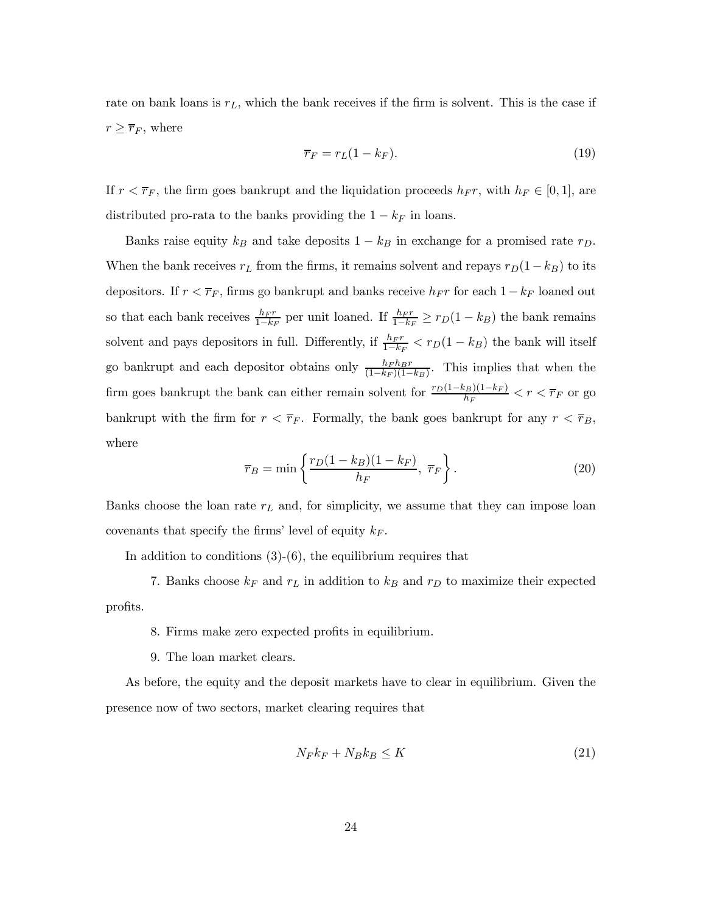rate on bank loans is $r_L$, which the bank receives if the firm is solvent. This is the case if $r \geq \overline{r}_F$, where

$$\overline{r}_F = r_L(1 - k_F). \tag{19}$$

If $r < \overline{r}_F$, the firm goes bankrupt and the liquidation proceeds $h_F r$, with $h_F \in [0, 1]$, are distributed pro-rata to the banks providing the $1 - k_F$ in loans.

Banks raise equity $k_B$ and take deposits $1 - k_B$ in exchange for a promised rate $r_D$. When the bank receives $r_L$ from the firms, it remains solvent and repays $r_D(1 - k_B)$ to its depositors. If $r < \overline{r}_F$, firms go bankrupt and banks receive $h_F r$ for each $1 - k_F$ loaned out so that each bank receives $\frac{h_F r}{1-k_F}$ per unit loaned. If $\frac{h_F r}{1-k_F} \geq r_D(1 - k_B)$ the bank remains solvent and pays depositors in full. Differently, if $\frac{h_F r}{1-k_F} < r_D(1 - k_B)$ the bank will itself go bankrupt and each depositor obtains only $\frac{h_F h_B r}{(1-k_F)(1-k_B)}$. This implies that when the firm goes bankrupt the bank can either remain solvent for $\frac{r_D(1-k_B)(1-k_F)}{h_F} < r < \overline{r}_F$ or go bankrupt with the firm for $r < \overline{r}_F$. Formally, the bank goes bankrupt for any $r < \overline{r}_B$, where

$$\overline{r}_B = \min\left\{\frac{r_D(1 - k_B)(1 - k_F)}{h_F},\ \overline{r}_F\right\}. \tag{20}$$

Banks choose the loan rate $r_L$ and, for simplicity, we assume that they can impose loan covenants that specify the firms' level of equity $k_F$.

In addition to conditions (3)-(6), the equilibrium requires that

7. Banks choose $k_F$ and $r_L$ in addition to $k_B$ and $r_D$ to maximize their expected profits.

8. Firms make zero expected profits in equilibrium.

9. The loan market clears.

As before, the equity and the deposit markets have to clear in equilibrium. Given the presence now of two sectors, market clearing requires that

$$N_F k_F + N_B k_B \leq K \tag{21}$$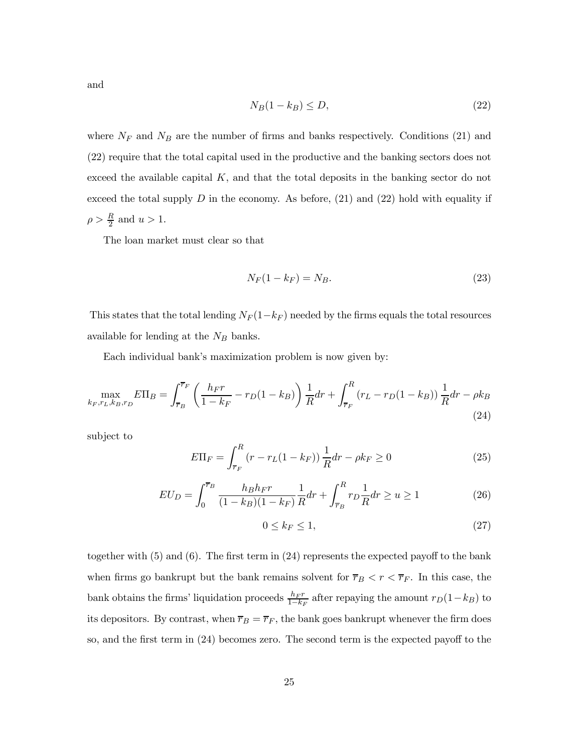and

$$N_B(1 - k_B) \leq D, \tag{22}$$

where $N_F$ and $N_B$ are the number of firms and banks respectively. Conditions (21) and (22) require that the total capital used in the productive and the banking sectors does not exceed the available capital $K$, and that the total deposits in the banking sector do not exceed the total supply $D$ in the economy. As before, (21) and (22) hold with equality if $\rho > \frac{R}{2}$ and $u > 1$.

The loan market must clear so that

$$N_F(1 - k_F) = N_B. \tag{23}$$

This states that the total lending $N_F(1-k_F)$ needed by the firms equals the total resources available for lending at the $N_B$ banks.

Each individual bank's maximization problem is now given by:

$$\max_{k_F, r_L, k_B, r_D} E\Pi_B = \int_{\overline{r}_B}^{\overline{r}_F} \left( \frac{h_F r}{1 - k_F} - r_D(1 - k_B) \right) \frac{1}{R} dr + \int_{\overline{r}_F}^{R} (r_L - r_D(1 - k_B)) \frac{1}{R} dr - \rho k_B \tag{24}$$

subject to

$$E\Pi_F = \int_{\overline{r}_F}^{R} (r - r_L(1 - k_F)) \frac{1}{R} dr - \rho k_F \geq 0 \tag{25}$$

$$EU_D = \int_0^{\overline{r}_B} \frac{h_B h_F r}{(1 - k_B)(1 - k_F)} \frac{1}{R} dr + \int_{\overline{r}_B}^{R} r_D \frac{1}{R} dr \geq u \geq 1 \tag{26}$$

$$0 \leq k_F \leq 1, \tag{27}$$

together with (5) and (6). The first term in (24) represents the expected payoff to the bank when firms go bankrupt but the bank remains solvent for $\overline{r}_B < r < \overline{r}_F$. In this case, the bank obtains the firms' liquidation proceeds $\frac{h_F r}{1-k_F}$ after repaying the amount $r_D(1-k_B)$ to its depositors. By contrast, when $\overline{r}_B = \overline{r}_F$, the bank goes bankrupt whenever the firm does so, and the first term in (24) becomes zero. The second term is the expected payoff to the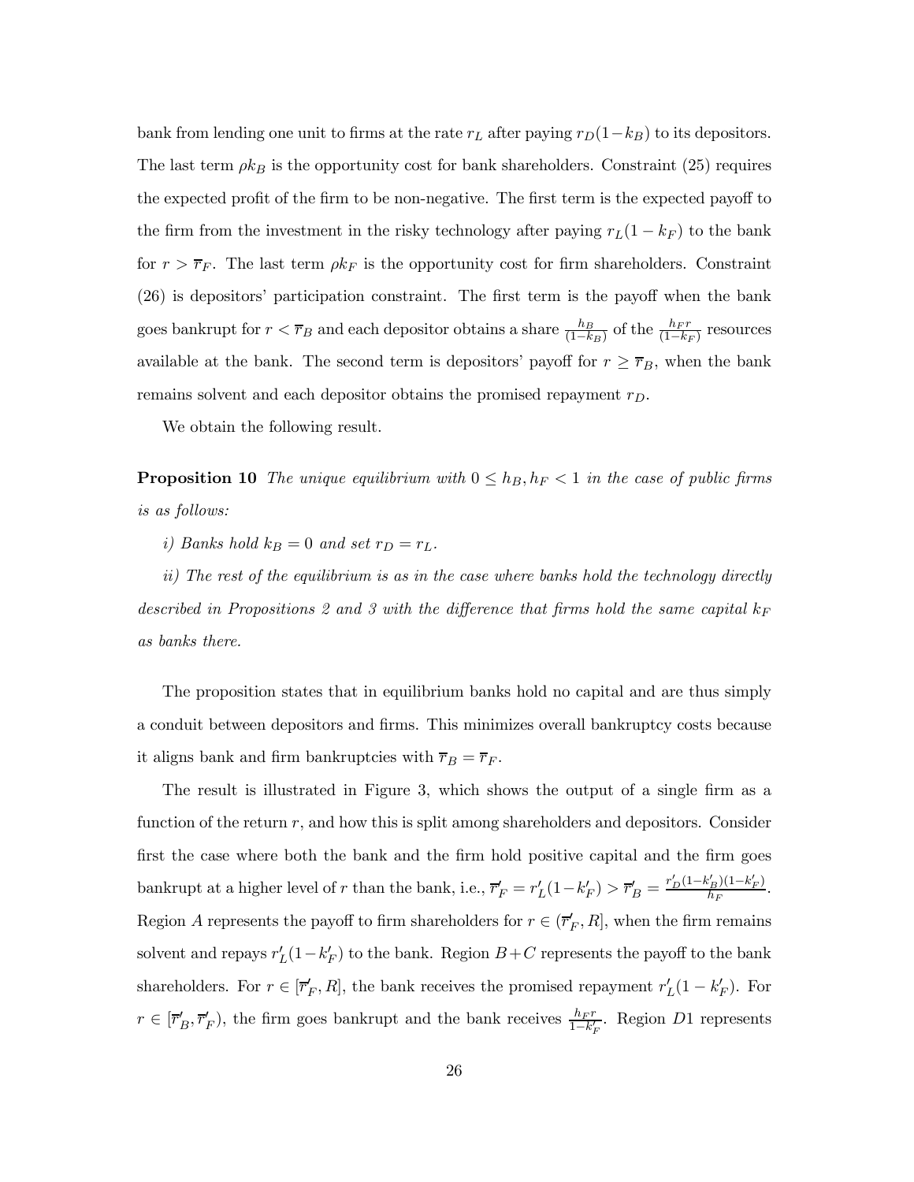bank from lending one unit to firms at the rate $r_L$ after paying $r_D(1-k_B)$ to its depositors. The last term $\rho k_B$ is the opportunity cost for bank shareholders. Constraint (25) requires the expected profit of the firm to be non-negative. The first term is the expected payoff to the firm from the investment in the risky technology after paying $r_L(1-k_F)$ to the bank for $r > \overline{r}_F$. The last term $\rho k_F$ is the opportunity cost for firm shareholders. Constraint (26) is depositors' participation constraint. The first term is the payoff when the bank goes bankrupt for $r < \overline{r}_B$ and each depositor obtains a share $\frac{h_B}{(1-k_B)}$ of the $\frac{h_F r}{(1-k_F)}$ resources available at the bank. The second term is depositors' payoff for $r \geq \overline{r}_B$, when the bank remains solvent and each depositor obtains the promised repayment $r_D$.

We obtain the following result.

**Proposition 10** *The unique equilibrium with $0 \leq h_B, h_F < 1$ in the case of public firms is as follows:*

*i) Banks hold $k_B = 0$ and set $r_D = r_L$.*

*ii) The rest of the equilibrium is as in the case where banks hold the technology directly described in Propositions 2 and 3 with the difference that firms hold the same capital $k_F$ as banks there.*

The proposition states that in equilibrium banks hold no capital and are thus simply a conduit between depositors and firms. This minimizes overall bankruptcy costs because it aligns bank and firm bankruptcies with $\overline{r}_B = \overline{r}_F$.

The result is illustrated in Figure 3, which shows the output of a single firm as a function of the return $r$, and how this is split among shareholders and depositors. Consider first the case where both the bank and the firm hold positive capital and the firm goes bankrupt at a higher level of $r$ than the bank, i.e., $\overline{r}'_F = r'_L(1-k'_F) > \overline{r}'_B = \frac{r'_D(1-k'_B)(1-k'_F)}{h_F}$. Region $A$ represents the payoff to firm shareholders for $r \in (\overline{r}'_F, R]$, when the firm remains solvent and repays $r'_L(1-k'_F)$ to the bank. Region $B+C$ represents the payoff to the bank shareholders. For $r \in [\overline{r}'_F, R]$, the bank receives the promised repayment $r'_L(1-k'_F)$. For $r \in [\overline{r}'_B, \overline{r}'_F)$, the firm goes bankrupt and the bank receives $\frac{h_F r}{1-k'_F}$. Region $D1$ represents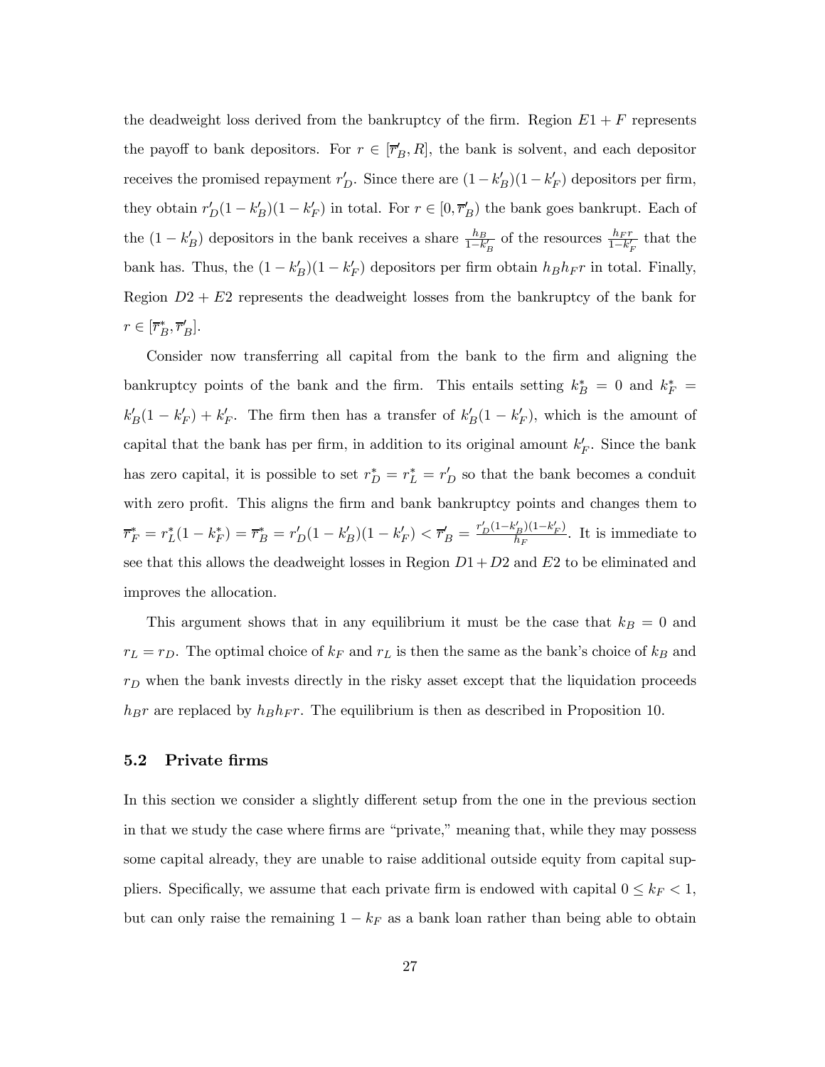the deadweight loss derived from the bankruptcy of the firm. Region $E1 + F$ represents the payoff to bank depositors. For $r \in [\overline{r}'_B, R]$, the bank is solvent, and each depositor receives the promised repayment $r'_D$. Since there are $(1 - k'_B)(1 - k'_F)$ depositors per firm, they obtain $r'_D(1 - k'_B)(1 - k'_F)$ in total. For $r \in [0, \overline{r}'_B)$ the bank goes bankrupt. Each of the $(1 - k'_B)$ depositors in the bank receives a share $\frac{h_B}{1-k'_B}$ of the resources $\frac{h_F r}{1-k'_F}$ that the bank has. Thus, the $(1 - k'_B)(1 - k'_F)$ depositors per firm obtain $h_B h_F r$ in total. Finally, Region $D2 + E2$ represents the deadweight losses from the bankruptcy of the bank for $r \in [\overline{r}^*_B, \overline{r}'_B]$.

Consider now transferring all capital from the bank to the firm and aligning the bankruptcy points of the bank and the firm. This entails setting $k^*_B = 0$ and $k^*_F = k'_B(1 - k'_F) + k'_F$. The firm then has a transfer of $k'_B(1 - k'_F)$, which is the amount of capital that the bank has per firm, in addition to its original amount $k'_F$. Since the bank has zero capital, it is possible to set $r^*_D = r^*_L = r'_D$ so that the bank becomes a conduit with zero profit. This aligns the firm and bank bankruptcy points and changes them to $\overline{r}^*_F = r^*_L(1 - k^*_F) = \overline{r}^*_B = r'_D(1 - k'_B)(1 - k'_F) < \overline{r}'_B = \frac{r'_D(1-k'_B)(1-k'_F)}{h_F}$. It is immediate to see that this allows the deadweight losses in Region $D1 + D2$ and $E2$ to be eliminated and improves the allocation.

This argument shows that in any equilibrium it must be the case that $k_B = 0$ and $r_L = r_D$. The optimal choice of $k_F$ and $r_L$ is then the same as the bank's choice of $k_B$ and $r_D$ when the bank invests directly in the risky asset except that the liquidation proceeds $h_B r$ are replaced by $h_B h_F r$. The equilibrium is then as described in Proposition 10.

## 5.2 Private firms

In this section we consider a slightly different setup from the one in the previous section in that we study the case where firms are "private," meaning that, while they may possess some capital already, they are unable to raise additional outside equity from capital suppliers. Specifically, we assume that each private firm is endowed with capital $0 \leq k_F < 1$, but can only raise the remaining $1 - k_F$ as a bank loan rather than being able to obtain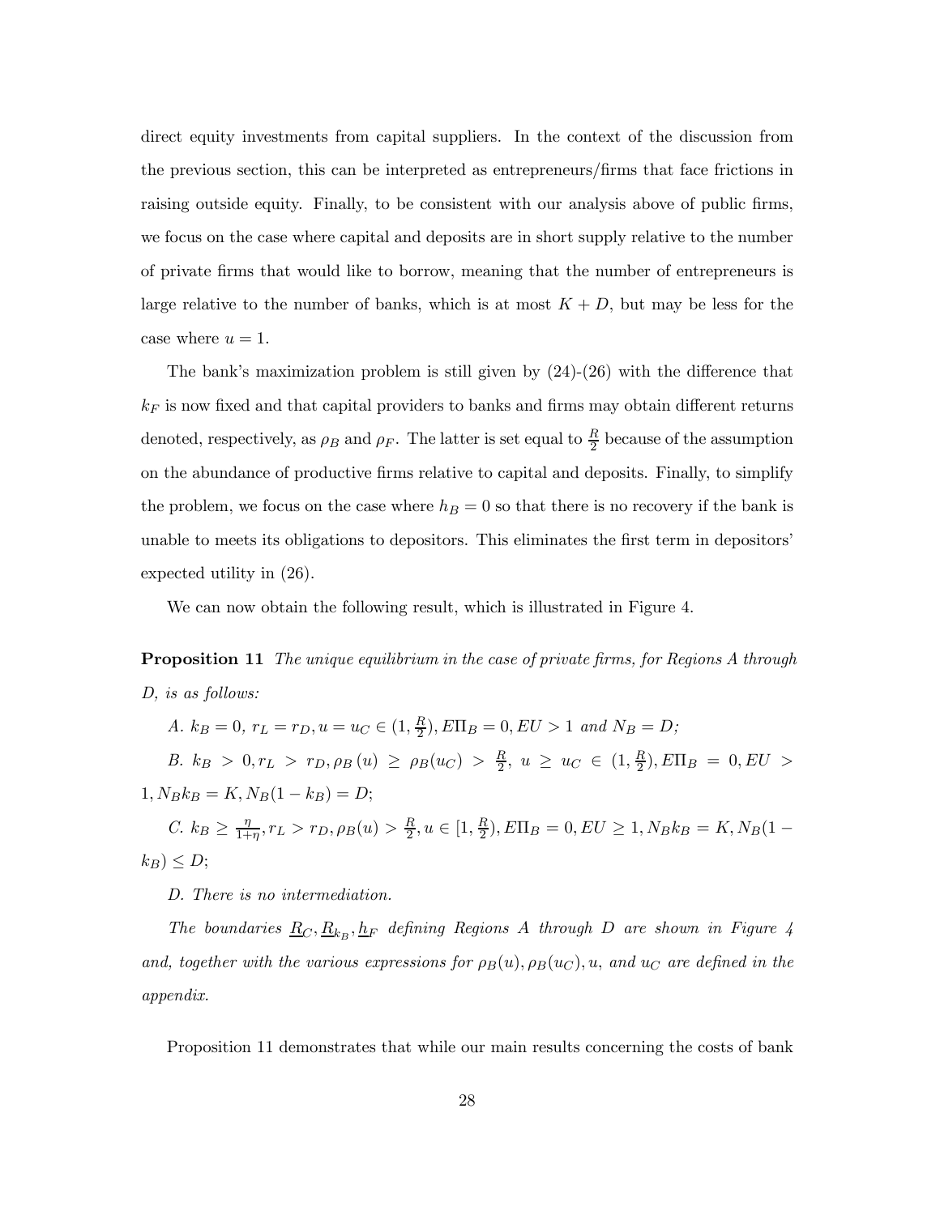direct equity investments from capital suppliers. In the context of the discussion from the previous section, this can be interpreted as entrepreneurs/firms that face frictions in raising outside equity. Finally, to be consistent with our analysis above of public firms, we focus on the case where capital and deposits are in short supply relative to the number of private firms that would like to borrow, meaning that the number of entrepreneurs is large relative to the number of banks, which is at most $K + D$, but may be less for the case where $u = 1$.

The bank's maximization problem is still given by (24)-(26) with the difference that $k_F$ is now fixed and that capital providers to banks and firms may obtain different returns denoted, respectively, as $\rho_B$ and $\rho_F$. The latter is set equal to $\frac{R}{2}$ because of the assumption on the abundance of productive firms relative to capital and deposits. Finally, to simplify the problem, we focus on the case where $h_B = 0$ so that there is no recovery if the bank is unable to meets its obligations to depositors. This eliminates the first term in depositors' expected utility in (26).

We can now obtain the following result, which is illustrated in Figure 4.

**Proposition 11** *The unique equilibrium in the case of private firms, for Regions A through D, is as follows:*

*A.* $k_B = 0$, $r_L = r_D, u = u_C \in (1, \frac{R}{2}), E\Pi_B = 0, EU > 1$ *and* $N_B = D$*;*

*B.* $k_B > 0, r_L > r_D, \rho_B(u) \geq \rho_B(u_C) > \frac{R}{2}$, $u \geq u_C \in (1, \frac{R}{2}), E\Pi_B = 0, EU > 1, N_B k_B = K, N_B(1 - k_B) = D$*;*

*C.* $k_B \geq \frac{\eta}{1+\eta}, r_L > r_D, \rho_B(u) > \frac{R}{2}, u \in [1, \frac{R}{2}), E\Pi_B = 0, EU \geq 1, N_B k_B = K, N_B(1 - k_B) \leq D$*;*

*D. There is no intermediation.*

*The boundaries* $\underline{R}_C, \underline{R}_{k_B}, \underline{h}_F$ *defining Regions A through D are shown in Figure 4 and, together with the various expressions for* $\rho_B(u), \rho_B(u_C), u$*, and* $u_C$ *are defined in the appendix.*

Proposition 11 demonstrates that while our main results concerning the costs of bank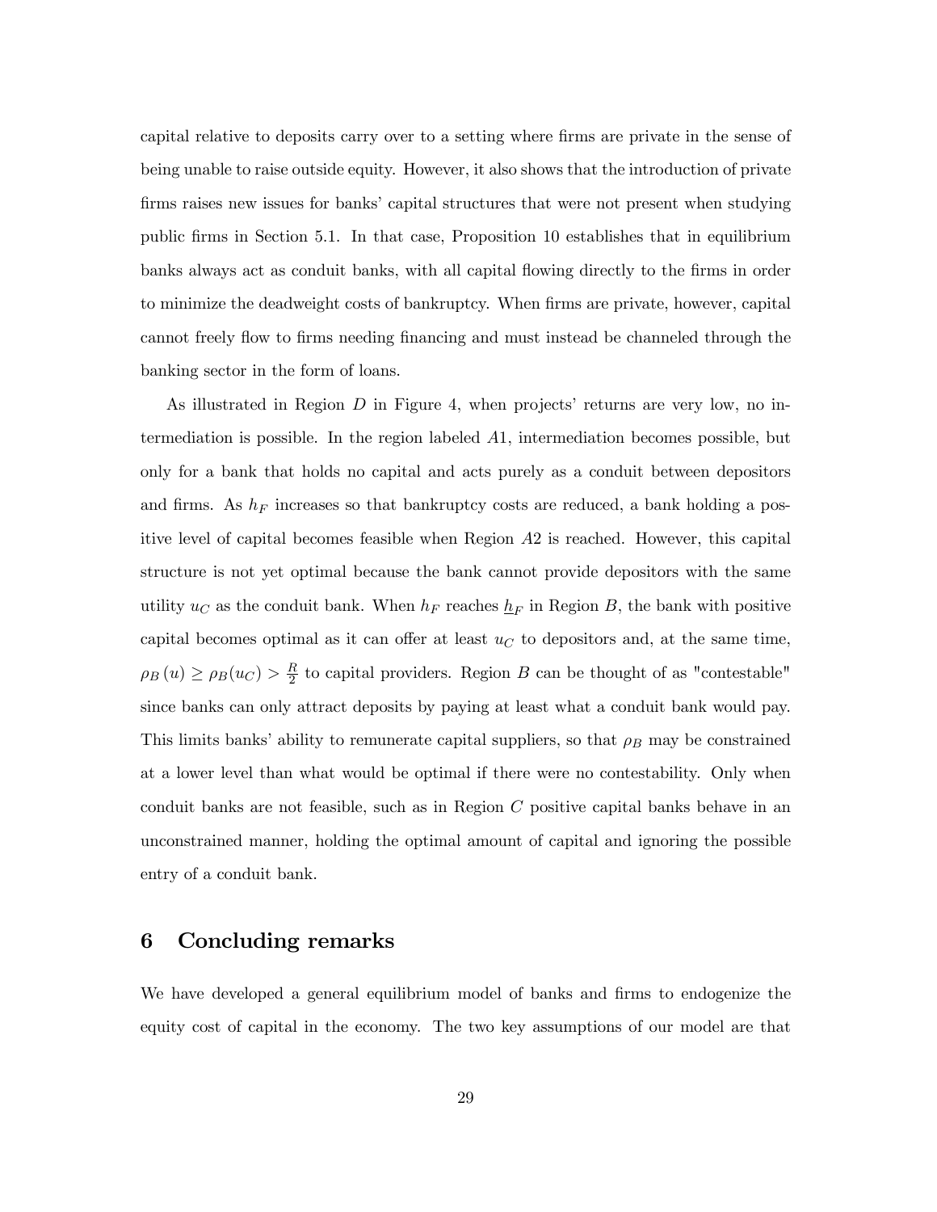capital relative to deposits carry over to a setting where firms are private in the sense of being unable to raise outside equity. However, it also shows that the introduction of private firms raises new issues for banks' capital structures that were not present when studying public firms in Section 5.1. In that case, Proposition 10 establishes that in equilibrium banks always act as conduit banks, with all capital flowing directly to the firms in order to minimize the deadweight costs of bankruptcy. When firms are private, however, capital cannot freely flow to firms needing financing and must instead be channeled through the banking sector in the form of loans.

As illustrated in Region $D$ in Figure 4, when projects' returns are very low, no intermediation is possible. In the region labeled $A1$, intermediation becomes possible, but only for a bank that holds no capital and acts purely as a conduit between depositors and firms. As $h_F$ increases so that bankruptcy costs are reduced, a bank holding a positive level of capital becomes feasible when Region $A2$ is reached. However, this capital structure is not yet optimal because the bank cannot provide depositors with the same utility $u_C$ as the conduit bank. When $h_F$ reaches $\underline{h}_F$ in Region $B$, the bank with positive capital becomes optimal as it can offer at least $u_C$ to depositors and, at the same time, $\rho_B(u) \geq \rho_B(u_C) > \frac{R}{2}$ to capital providers. Region $B$ can be thought of as "contestable" since banks can only attract deposits by paying at least what a conduit bank would pay. This limits banks' ability to remunerate capital suppliers, so that $\rho_B$ may be constrained at a lower level than what would be optimal if there were no contestability. Only when conduit banks are not feasible, such as in Region $C$ positive capital banks behave in an unconstrained manner, holding the optimal amount of capital and ignoring the possible entry of a conduit bank.

## 6 Concluding remarks

We have developed a general equilibrium model of banks and firms to endogenize the equity cost of capital in the economy. The two key assumptions of our model are that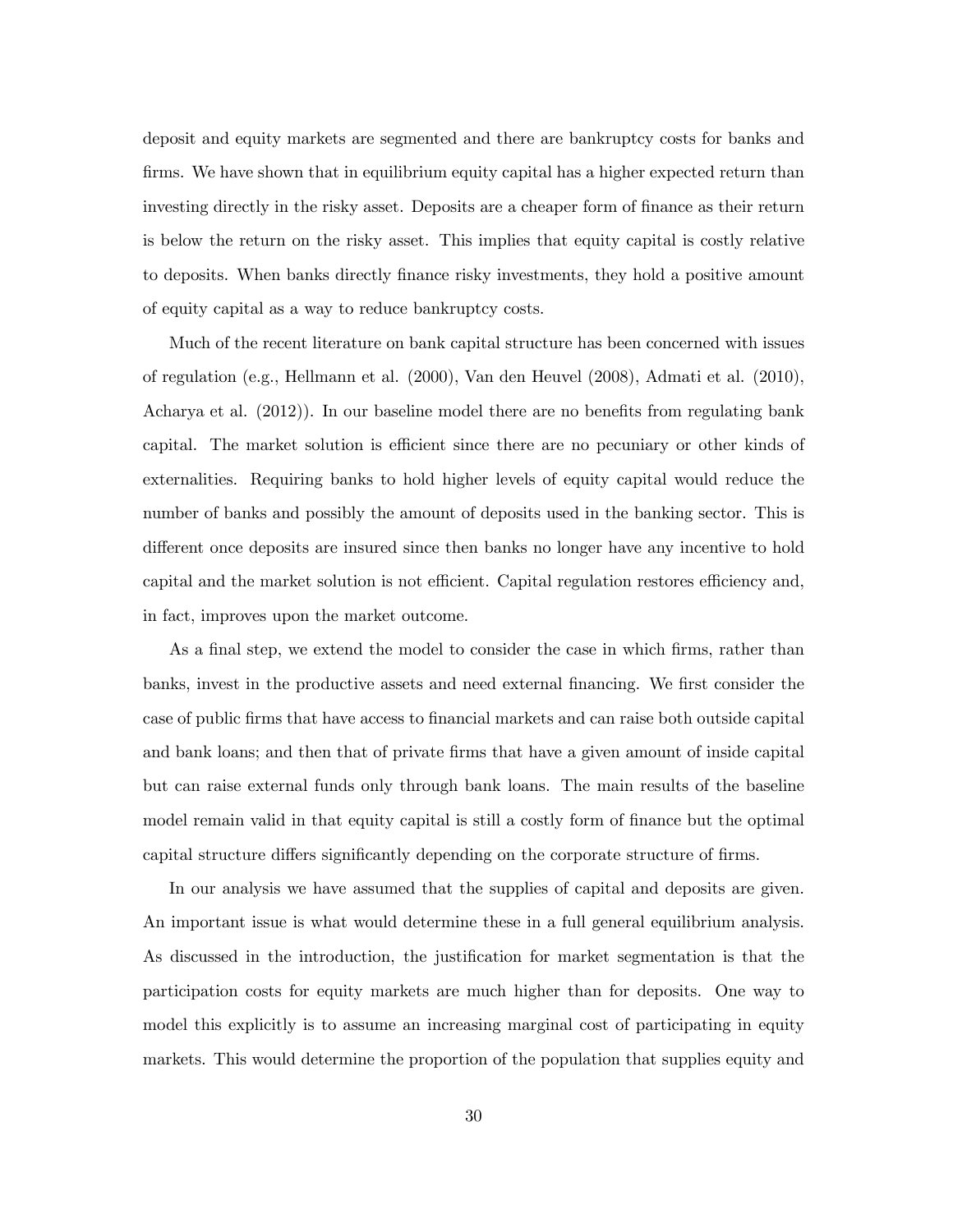deposit and equity markets are segmented and there are bankruptcy costs for banks and firms. We have shown that in equilibrium equity capital has a higher expected return than investing directly in the risky asset. Deposits are a cheaper form of finance as their return is below the return on the risky asset. This implies that equity capital is costly relative to deposits. When banks directly finance risky investments, they hold a positive amount of equity capital as a way to reduce bankruptcy costs.

Much of the recent literature on bank capital structure has been concerned with issues of regulation (e.g., Hellmann et al. (2000), Van den Heuvel (2008), Admati et al. (2010), Acharya et al. (2012)). In our baseline model there are no benefits from regulating bank capital. The market solution is efficient since there are no pecuniary or other kinds of externalities. Requiring banks to hold higher levels of equity capital would reduce the number of banks and possibly the amount of deposits used in the banking sector. This is different once deposits are insured since then banks no longer have any incentive to hold capital and the market solution is not efficient. Capital regulation restores efficiency and, in fact, improves upon the market outcome.

As a final step, we extend the model to consider the case in which firms, rather than banks, invest in the productive assets and need external financing. We first consider the case of public firms that have access to financial markets and can raise both outside capital and bank loans; and then that of private firms that have a given amount of inside capital but can raise external funds only through bank loans. The main results of the baseline model remain valid in that equity capital is still a costly form of finance but the optimal capital structure differs significantly depending on the corporate structure of firms.

In our analysis we have assumed that the supplies of capital and deposits are given. An important issue is what would determine these in a full general equilibrium analysis. As discussed in the introduction, the justification for market segmentation is that the participation costs for equity markets are much higher than for deposits. One way to model this explicitly is to assume an increasing marginal cost of participating in equity markets. This would determine the proportion of the population that supplies equity and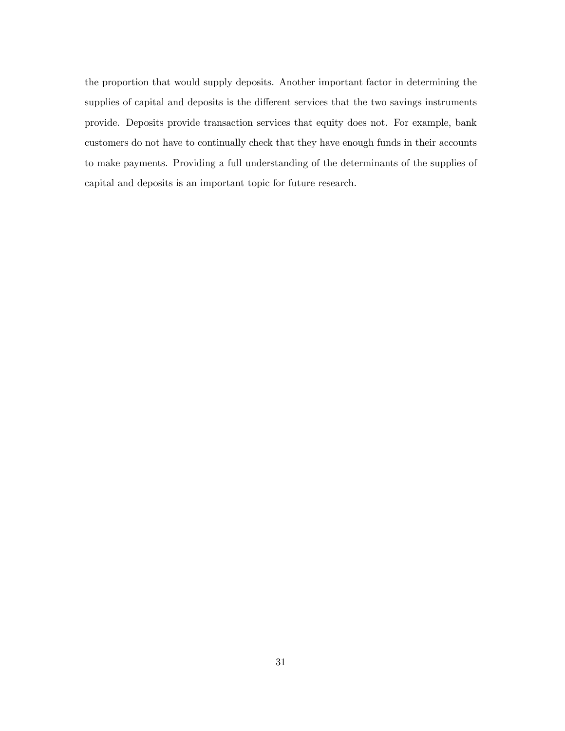the proportion that would supply deposits. Another important factor in determining the supplies of capital and deposits is the different services that the two savings instruments provide. Deposits provide transaction services that equity does not. For example, bank customers do not have to continually check that they have enough funds in their accounts to make payments. Providing a full understanding of the determinants of the supplies of capital and deposits is an important topic for future research.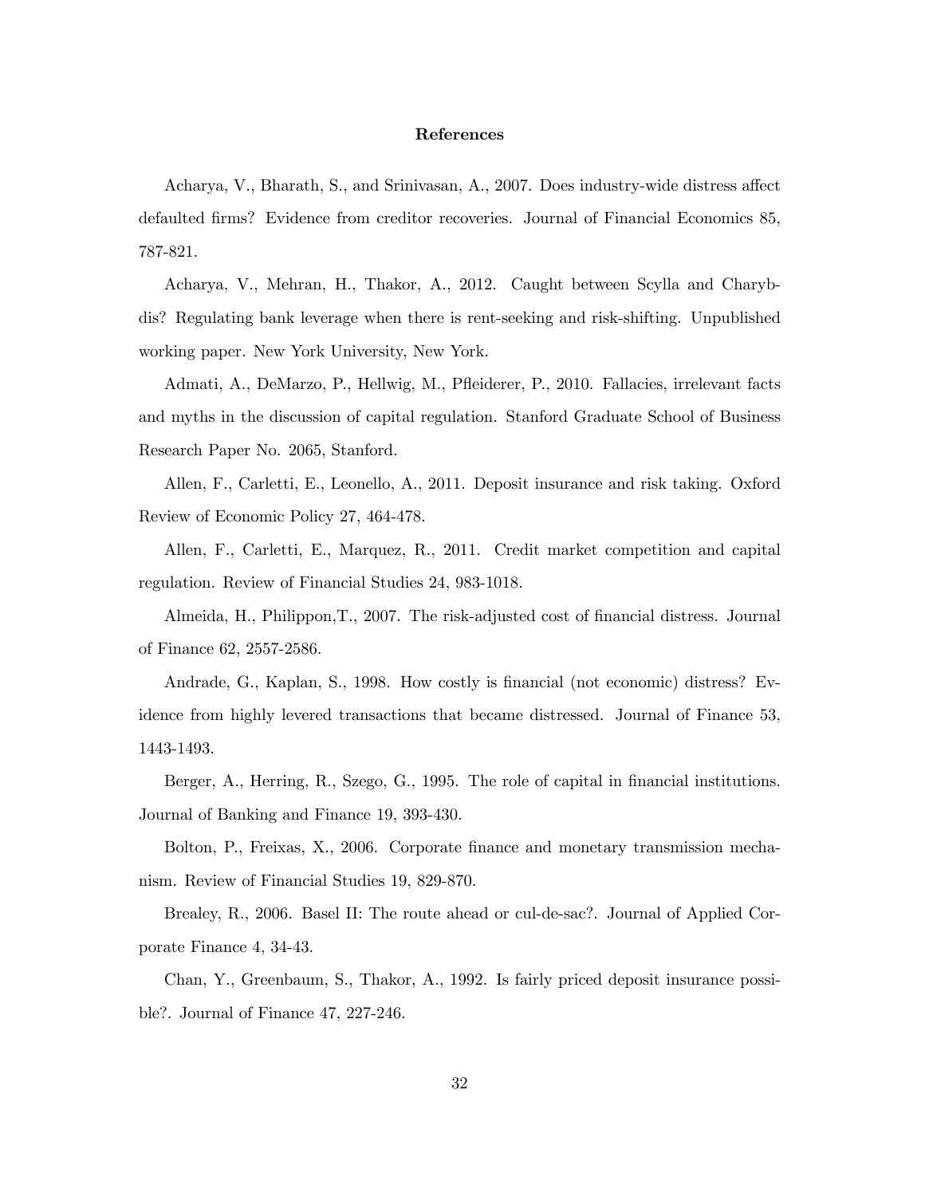## References

Acharya, V., Bharath, S., and Srinivasan, A., 2007. Does industry-wide distress affect defaulted firms? Evidence from creditor recoveries. Journal of Financial Economics 85, 787-821.

Acharya, V., Mehran, H., Thakor, A., 2012. Caught between Scylla and Charybdis? Regulating bank leverage when there is rent-seeking and risk-shifting. Unpublished working paper. New York University, New York.

Admati, A., DeMarzo, P., Hellwig, M., Pfleiderer, P., 2010. Fallacies, irrelevant facts and myths in the discussion of capital regulation. Stanford Graduate School of Business Research Paper No. 2065, Stanford.

Allen, F., Carletti, E., Leonello, A., 2011. Deposit insurance and risk taking. Oxford Review of Economic Policy 27, 464-478.

Allen, F., Carletti, E., Marquez, R., 2011. Credit market competition and capital regulation. Review of Financial Studies 24, 983-1018.

Almeida, H., Philippon,T., 2007. The risk-adjusted cost of financial distress. Journal of Finance 62, 2557-2586.

Andrade, G., Kaplan, S., 1998. How costly is financial (not economic) distress? Evidence from highly levered transactions that became distressed. Journal of Finance 53, 1443-1493.

Berger, A., Herring, R., Szego, G., 1995. The role of capital in financial institutions. Journal of Banking and Finance 19, 393-430.

Bolton, P., Freixas, X., 2006. Corporate finance and monetary transmission mechanism. Review of Financial Studies 19, 829-870.

Brealey, R., 2006. Basel II: The route ahead or cul-de-sac?. Journal of Applied Corporate Finance 4, 34-43.

Chan, Y., Greenbaum, S., Thakor, A., 1992. Is fairly priced deposit insurance possible?. Journal of Finance 47, 227-246.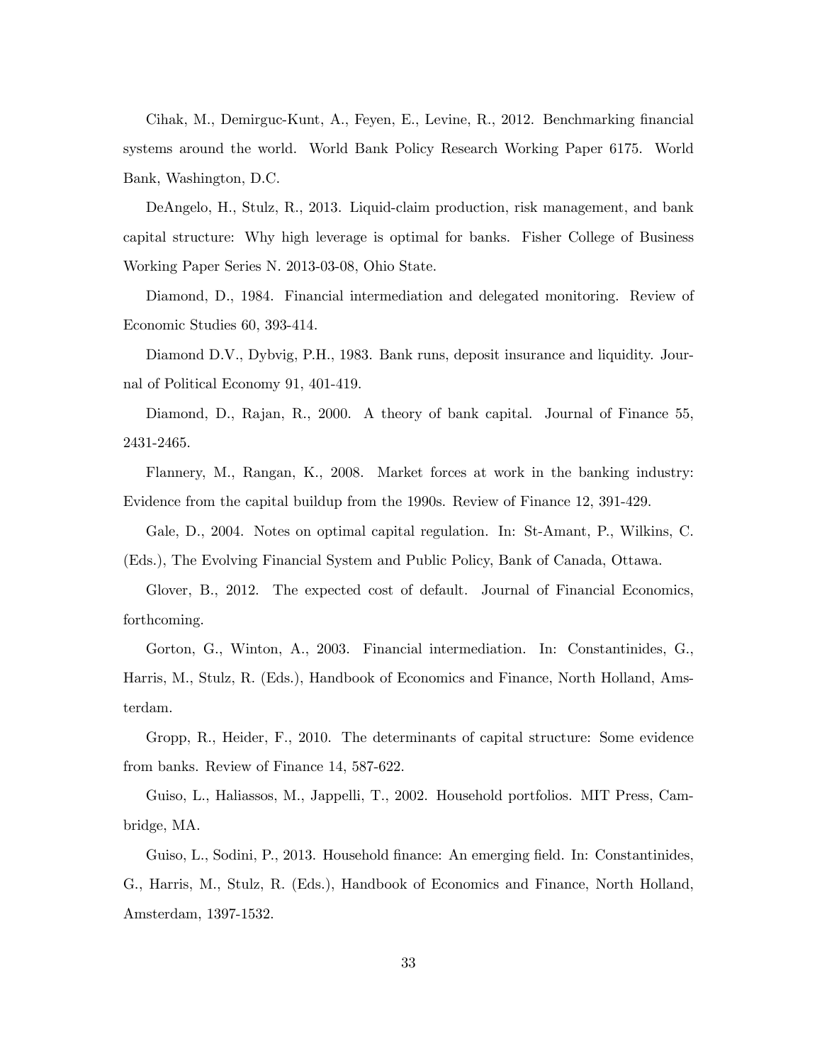Cihak, M., Demirguc-Kunt, A., Feyen, E., Levine, R., 2012. Benchmarking financial systems around the world. World Bank Policy Research Working Paper 6175. World Bank, Washington, D.C.

DeAngelo, H., Stulz, R., 2013. Liquid-claim production, risk management, and bank capital structure: Why high leverage is optimal for banks. Fisher College of Business Working Paper Series N. 2013-03-08, Ohio State.

Diamond, D., 1984. Financial intermediation and delegated monitoring. Review of Economic Studies 60, 393-414.

Diamond D.V., Dybvig, P.H., 1983. Bank runs, deposit insurance and liquidity. Journal of Political Economy 91, 401-419.

Diamond, D., Rajan, R., 2000. A theory of bank capital. Journal of Finance 55, 2431-2465.

Flannery, M., Rangan, K., 2008. Market forces at work in the banking industry: Evidence from the capital buildup from the 1990s. Review of Finance 12, 391-429.

Gale, D., 2004. Notes on optimal capital regulation. In: St-Amant, P., Wilkins, C. (Eds.), The Evolving Financial System and Public Policy, Bank of Canada, Ottawa.

Glover, B., 2012. The expected cost of default. Journal of Financial Economics, forthcoming.

Gorton, G., Winton, A., 2003. Financial intermediation. In: Constantinides, G., Harris, M., Stulz, R. (Eds.), Handbook of Economics and Finance, North Holland, Amsterdam.

Gropp, R., Heider, F., 2010. The determinants of capital structure: Some evidence from banks. Review of Finance 14, 587-622.

Guiso, L., Haliassos, M., Jappelli, T., 2002. Household portfolios. MIT Press, Cambridge, MA.

Guiso, L., Sodini, P., 2013. Household finance: An emerging field. In: Constantinides, G., Harris, M., Stulz, R. (Eds.), Handbook of Economics and Finance, North Holland, Amsterdam, 1397-1532.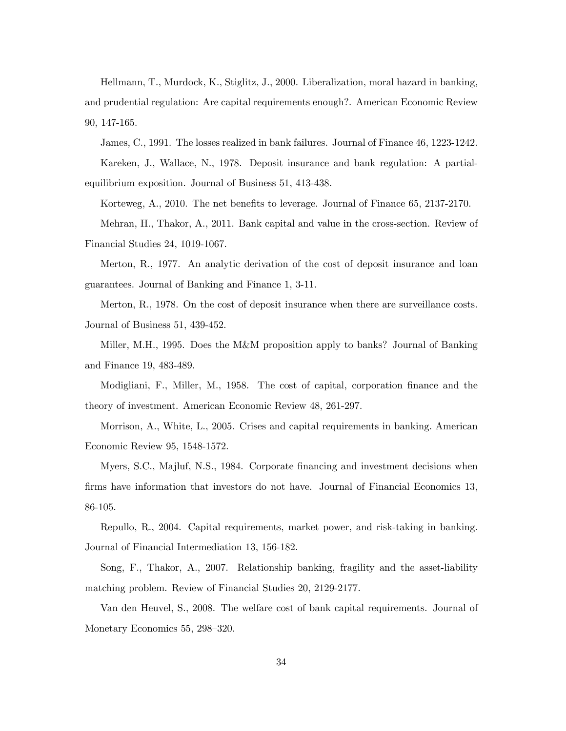Hellmann, T., Murdock, K., Stiglitz, J., 2000. Liberalization, moral hazard in banking, and prudential regulation: Are capital requirements enough?. American Economic Review 90, 147-165.

James, C., 1991. The losses realized in bank failures. Journal of Finance 46, 1223-1242.

Kareken, J., Wallace, N., 1978. Deposit insurance and bank regulation: A partial-equilibrium exposition. Journal of Business 51, 413-438.

Korteweg, A., 2010. The net benefits to leverage. Journal of Finance 65, 2137-2170.

Mehran, H., Thakor, A., 2011. Bank capital and value in the cross-section. Review of Financial Studies 24, 1019-1067.

Merton, R., 1977. An analytic derivation of the cost of deposit insurance and loan guarantees. Journal of Banking and Finance 1, 3-11.

Merton, R., 1978. On the cost of deposit insurance when there are surveillance costs. Journal of Business 51, 439-452.

Miller, M.H., 1995. Does the M&M proposition apply to banks? Journal of Banking and Finance 19, 483-489.

Modigliani, F., Miller, M., 1958. The cost of capital, corporation finance and the theory of investment. American Economic Review 48, 261-297.

Morrison, A., White, L., 2005. Crises and capital requirements in banking. American Economic Review 95, 1548-1572.

Myers, S.C., Majluf, N.S., 1984. Corporate financing and investment decisions when firms have information that investors do not have. Journal of Financial Economics 13, 86-105.

Repullo, R., 2004. Capital requirements, market power, and risk-taking in banking. Journal of Financial Intermediation 13, 156-182.

Song, F., Thakor, A., 2007. Relationship banking, fragility and the asset-liability matching problem. Review of Financial Studies 20, 2129-2177.

Van den Heuvel, S., 2008. The welfare cost of bank capital requirements. Journal of Monetary Economics 55, 298–320.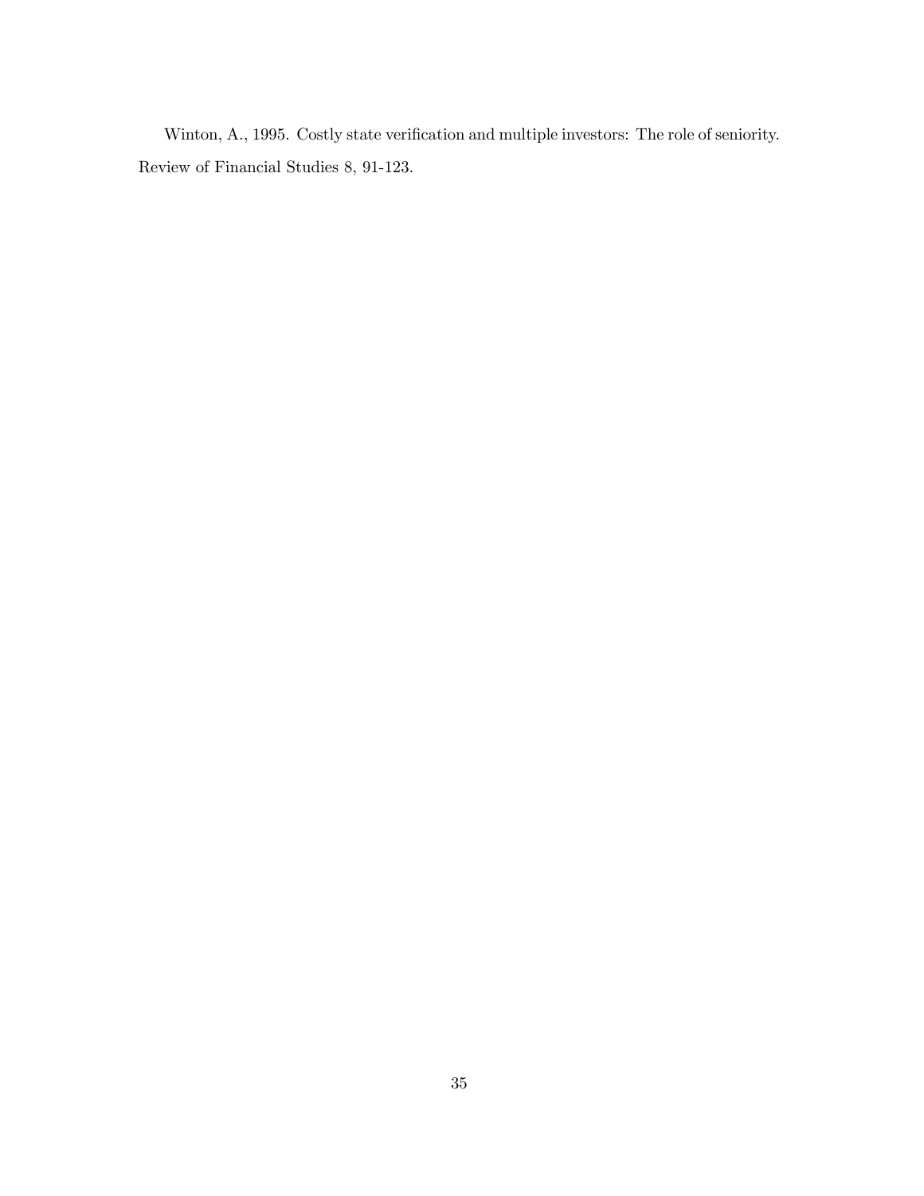Winton, A., 1995. Costly state verification and multiple investors: The role of seniority. Review of Financial Studies 8, 91-123.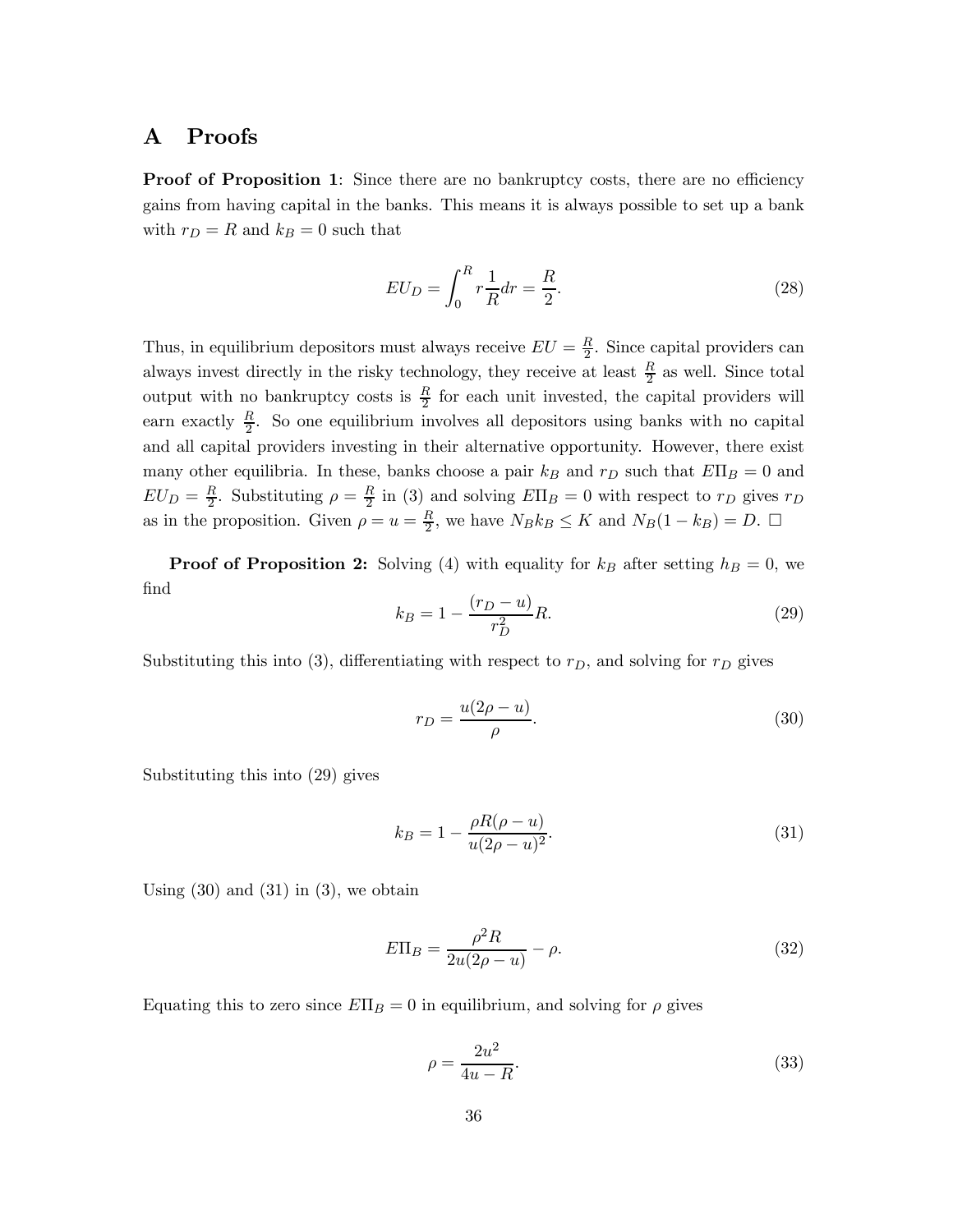# A Proofs

**Proof of Proposition 1**: Since there are no bankruptcy costs, there are no efficiency gains from having capital in the banks. This means it is always possible to set up a bank with $r_D = R$ and $k_B = 0$ such that

$$EU_D = \int_0^R r \frac{1}{R} dr = \frac{R}{2}. \tag{28}$$

Thus, in equilibrium depositors must always receive $EU = \frac{R}{2}$. Since capital providers can always invest directly in the risky technology, they receive at least $\frac{R}{2}$ as well. Since total output with no bankruptcy costs is $\frac{R}{2}$ for each unit invested, the capital providers will earn exactly $\frac{R}{2}$. So one equilibrium involves all depositors using banks with no capital and all capital providers investing in their alternative opportunity. However, there exist many other equilibria. In these, banks choose a pair $k_B$ and $r_D$ such that $E\Pi_B = 0$ and $EU_D = \frac{R}{2}$. Substituting $\rho = \frac{R}{2}$ in (3) and solving $E\Pi_B = 0$ with respect to $r_D$ gives $r_D$ as in the proposition. Given $\rho = u = \frac{R}{2}$, we have $N_B k_B \leq K$ and $N_B(1 - k_B) = D$. $\square$

**Proof of Proposition 2:** Solving (4) with equality for $k_B$ after setting $h_B = 0$, we find

$$k_B = 1 - \frac{(r_D - u)}{r_D^2} R. \tag{29}$$

Substituting this into (3), differentiating with respect to $r_D$, and solving for $r_D$ gives

$$r_D = \frac{u(2\rho - u)}{\rho}. \tag{30}$$

Substituting this into (29) gives

$$k_B = 1 - \frac{\rho R(\rho - u)}{u(2\rho - u)^2}. \tag{31}$$

Using (30) and (31) in (3), we obtain

$$E\Pi_B = \frac{\rho^2 R}{2u(2\rho - u)} - \rho. \tag{32}$$

Equating this to zero since $E\Pi_B = 0$ in equilibrium, and solving for $\rho$ gives

$$\rho = \frac{2u^2}{4u - R}. \tag{33}$$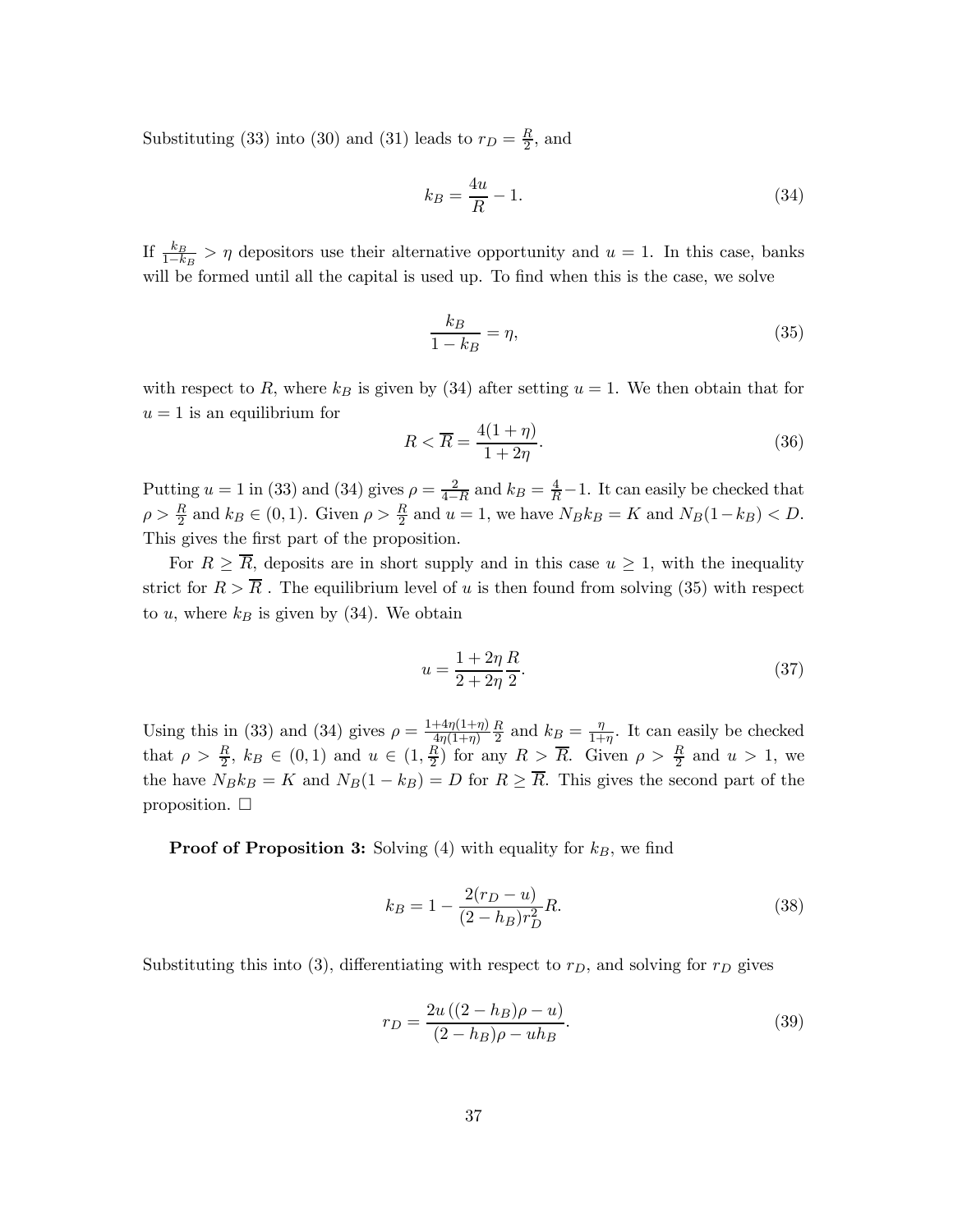Substituting (33) into (30) and (31) leads to $r_D = \frac{R}{2}$, and

$$k_B = \frac{4u}{R} - 1. \tag{34}$$

If $\frac{k_B}{1-k_B} > \eta$ depositors use their alternative opportunity and $u = 1$. In this case, banks will be formed until all the capital is used up. To find when this is the case, we solve

$$\frac{k_B}{1-k_B} = \eta, \tag{35}$$

with respect to $R$, where $k_B$ is given by (34) after setting $u = 1$. We then obtain that for $u = 1$ is an equilibrium for

$$R < \overline{R} = \frac{4(1+\eta)}{1+2\eta}. \tag{36}$$

Putting $u = 1$ in (33) and (34) gives $\rho = \frac{2}{4-R}$ and $k_B = \frac{4}{R} - 1$. It can easily be checked that $\rho > \frac{R}{2}$ and $k_B \in (0, 1)$. Given $\rho > \frac{R}{2}$ and $u = 1$, we have $N_B k_B = K$ and $N_B(1-k_B) < D$. This gives the first part of the proposition.

For $R \geq \overline{R}$, deposits are in short supply and in this case $u \geq 1$, with the inequality strict for $R > \overline{R}$ . The equilibrium level of $u$ is then found from solving (35) with respect to $u$, where $k_B$ is given by (34). We obtain

$$u = \frac{1+2\eta}{2+2\eta}\frac{R}{2}. \tag{37}$$

Using this in (33) and (34) gives $\rho = \frac{1+4\eta(1+\eta)}{4\eta(1+\eta)}\frac{R}{2}$ and $k_B = \frac{\eta}{1+\eta}$. It can easily be checked that $\rho > \frac{R}{2}$, $k_B \in (0, 1)$ and $u \in (1, \frac{R}{2})$ for any $R > \overline{R}$. Given $\rho > \frac{R}{2}$ and $u > 1$, we the have $N_B k_B = K$ and $N_B(1 - k_B) = D$ for $R \geq \overline{R}$. This gives the second part of the proposition. □

**Proof of Proposition 3:** Solving (4) with equality for $k_B$, we find

$$k_B = 1 - \frac{2(r_D - u)}{(2 - h_B)r_D^2}R. \tag{38}$$

Substituting this into (3), differentiating with respect to $r_D$, and solving for $r_D$ gives

$$r_D = \frac{2u\left((2 - h_B)\rho - u\right)}{(2 - h_B)\rho - uh_B}. \tag{39}$$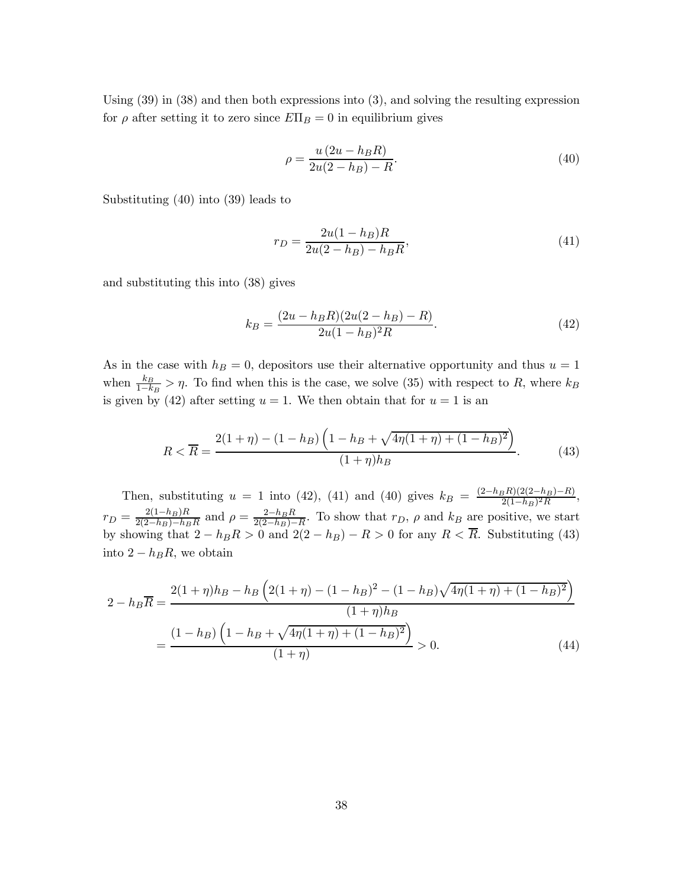Using (39) in (38) and then both expressions into (3), and solving the resulting expression for $\rho$ after setting it to zero since $E\Pi_B = 0$ in equilibrium gives

$$\rho = \frac{u\,(2u - h_B R)}{2u(2 - h_B) - R}. \tag{40}$$

Substituting (40) into (39) leads to

$$r_D = \frac{2u(1 - h_B)R}{2u(2 - h_B) - h_B R}, \tag{41}$$

and substituting this into (38) gives

$$k_B = \frac{(2u - h_B R)(2u(2 - h_B) - R)}{2u(1 - h_B)^2 R}. \tag{42}$$

As in the case with $h_B = 0$, depositors use their alternative opportunity and thus $u = 1$ when $\frac{k_B}{1-k_B} > \eta$. To find when this is the case, we solve (35) with respect to $R$, where $k_B$ is given by (42) after setting $u = 1$. We then obtain that for $u = 1$ is an

$$R < \overline{R} = \frac{2(1 + \eta) - (1 - h_B)\left(1 - h_B + \sqrt{4\eta(1 + \eta) + (1 - h_B)^2}\right)}{(1 + \eta)h_B}. \tag{43}$$

Then, substituting $u = 1$ into (42), (41) and (40) gives $k_B = \frac{(2-h_B R)(2(2-h_B)-R)}{2(1-h_B)^2 R}$, $r_D = \frac{2(1-h_B)R}{2(2-h_B)-h_B R}$ and $\rho = \frac{2-h_B R}{2(2-h_B)-R}$. To show that $r_D$, $\rho$ and $k_B$ are positive, we start by showing that $2 - h_B R > 0$ and $2(2 - h_B) - R > 0$ for any $R < \overline{R}$. Substituting (43) into $2 - h_B R$, we obtain

$$\begin{aligned}
2 - h_B\overline{R} &= \frac{2(1 + \eta)h_B - h_B\left(2(1 + \eta) - (1 - h_B)^2 - (1 - h_B)\sqrt{4\eta(1 + \eta) + (1 - h_B)^2}\right)}{(1 + \eta)h_B} \\
&= \frac{(1 - h_B)\left(1 - h_B + \sqrt{4\eta(1 + \eta) + (1 - h_B)^2}\right)}{(1 + \eta)} > 0.
\end{aligned} \tag{44}$$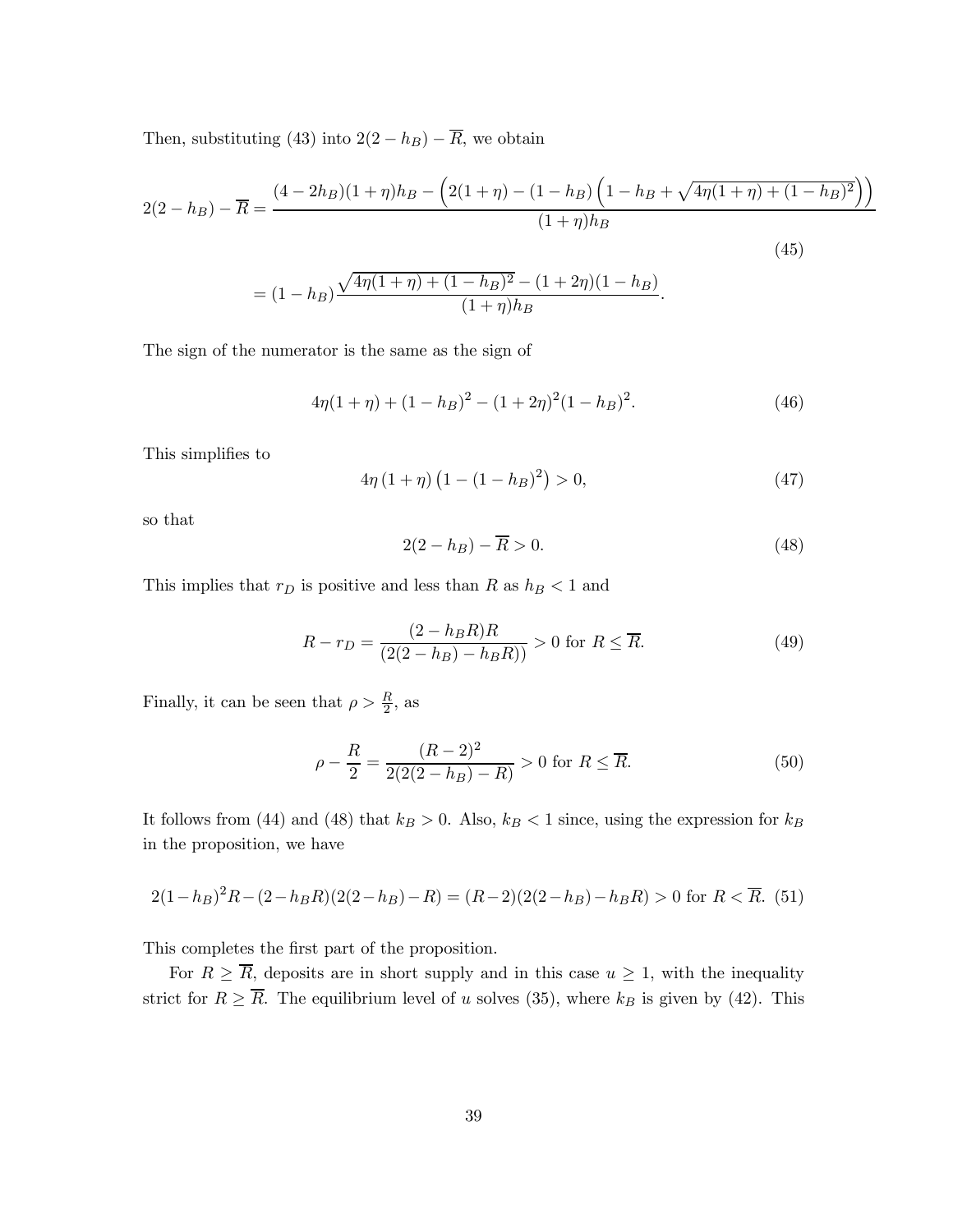Then, substituting (43) into $2(2-h_B)-\overline{R}$, we obtain

$$2(2-h_B)-\overline{R} = \frac{(4-2h_B)(1+\eta)h_B - \left(2(1+\eta)-(1-h_B)\left(1-h_B+\sqrt{4\eta(1+\eta)+(1-h_B)^2}\right)\right)}{(1+\eta)h_B}$$

$$= (1-h_B)\frac{\sqrt{4\eta(1+\eta)+(1-h_B)^2}-(1+2\eta)(1-h_B)}{(1+\eta)h_B}. \tag{45}$$

The sign of the numerator is the same as the sign of

$$4\eta(1+\eta)+(1-h_B)^2-(1+2\eta)^2(1-h_B)^2. \tag{46}$$

This simplifies to

$$4\eta\left(1+\eta\right)\left(1-(1-h_B)^2\right) > 0, \tag{47}$$

so that

$$2(2-h_B)-\overline{R} > 0. \tag{48}$$

This implies that $r_D$ is positive and less than $R$ as $h_B < 1$ and

$$R - r_D = \frac{(2-h_B R)R}{(2(2-h_B)-h_B R))} > 0 \text{ for } R \leq \overline{R}. \tag{49}$$

Finally, it can be seen that $\rho > \frac{R}{2}$, as

$$\rho - \frac{R}{2} = \frac{(R-2)^2}{2(2(2-h_B)-R)} > 0 \text{ for } R \leq \overline{R}. \tag{50}$$

It follows from (44) and (48) that $k_B > 0$. Also, $k_B < 1$ since, using the expression for $k_B$ in the proposition, we have

$$2(1-h_B)^2 R - (2-h_B R)(2(2-h_B)-R) = (R-2)(2(2-h_B)-h_B R) > 0 \text{ for } R < \overline{R}. \tag{51}$$

This completes the first part of the proposition.

For $R \geq \overline{R}$, deposits are in short supply and in this case $u \geq 1$, with the inequality strict for $R \geq \overline{R}$. The equilibrium level of $u$ solves (35), where $k_B$ is given by (42). This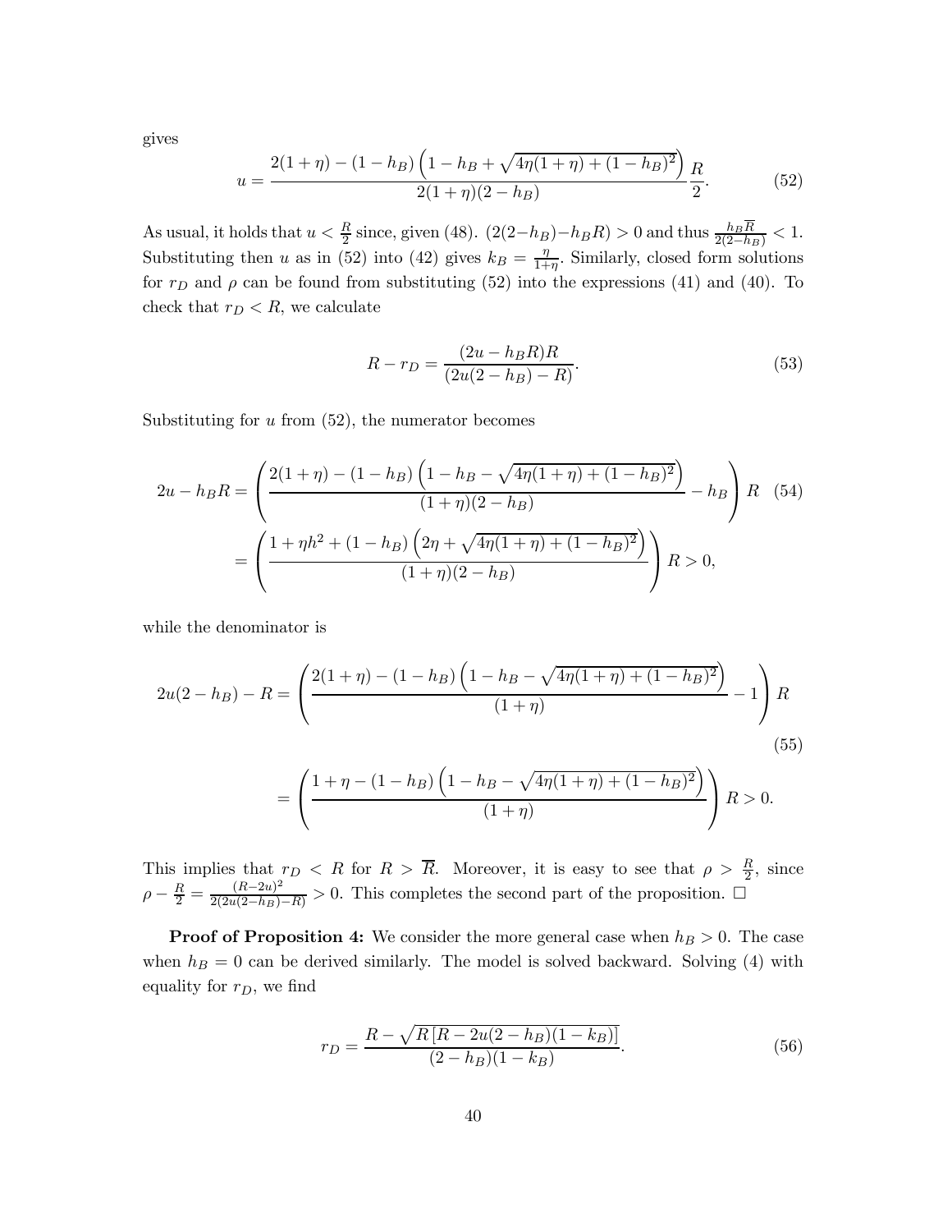gives

$$u = \frac{2(1+\eta) - (1-h_B)\left(1 - h_B + \sqrt{4\eta(1+\eta) + (1-h_B)^2}\right)}{2(1+\eta)(2-h_B)} \frac{R}{2}. \tag{52}$$

As usual, it holds that $u < \frac{R}{2}$ since, given (48). $(2(2-h_B) - h_B R) > 0$ and thus $\frac{h_B \overline{R}}{2(2-h_B)} < 1$. Substituting then $u$ as in (52) into (42) gives $k_B = \frac{\eta}{1+\eta}$. Similarly, closed form solutions for $r_D$ and $\rho$ can be found from substituting (52) into the expressions (41) and (40). To check that $r_D < R$, we calculate

$$R - r_D = \frac{(2u - h_B R)R}{(2u(2-h_B) - R)}. \tag{53}$$

Substituting for $u$ from (52), the numerator becomes

$$\begin{aligned} 2u - h_B R &= \left( \frac{2(1+\eta) - (1-h_B)\left(1 - h_B - \sqrt{4\eta(1+\eta) + (1-h_B)^2}\right)}{(1+\eta)(2-h_B)} - h_B \right) R \quad (54) \\ &= \left( \frac{1 + \eta h^2 + (1-h_B)\left(2\eta + \sqrt{4\eta(1+\eta) + (1-h_B)^2}\right)}{(1+\eta)(2-h_B)} \right) R > 0, \end{aligned}$$

while the denominator is

$$\begin{aligned} 2u(2-h_B) - R &= \left( \frac{2(1+\eta) - (1-h_B)\left(1 - h_B - \sqrt{4\eta(1+\eta) + (1-h_B)^2}\right)}{(1+\eta)} - 1 \right) R \\ & \qquad (55) \\ &= \left( \frac{1 + \eta - (1-h_B)\left(1 - h_B - \sqrt{4\eta(1+\eta) + (1-h_B)^2}\right)}{(1+\eta)} \right) R > 0. \end{aligned}$$

This implies that $r_D < R$ for $R > \overline{R}$. Moreover, it is easy to see that $\rho > \frac{R}{2}$, since $\rho - \frac{R}{2} = \frac{(R-2u)^2}{2(2u(2-h_B)-R)} > 0$. This completes the second part of the proposition. □

**Proof of Proposition 4:** We consider the more general case when $h_B > 0$. The case when $h_B = 0$ can be derived similarly. The model is solved backward. Solving (4) with equality for $r_D$, we find

$$r_D = \frac{R - \sqrt{R\left[R - 2u(2-h_B)(1-k_B)\right]}}{(2-h_B)(1-k_B)}. \tag{56}$$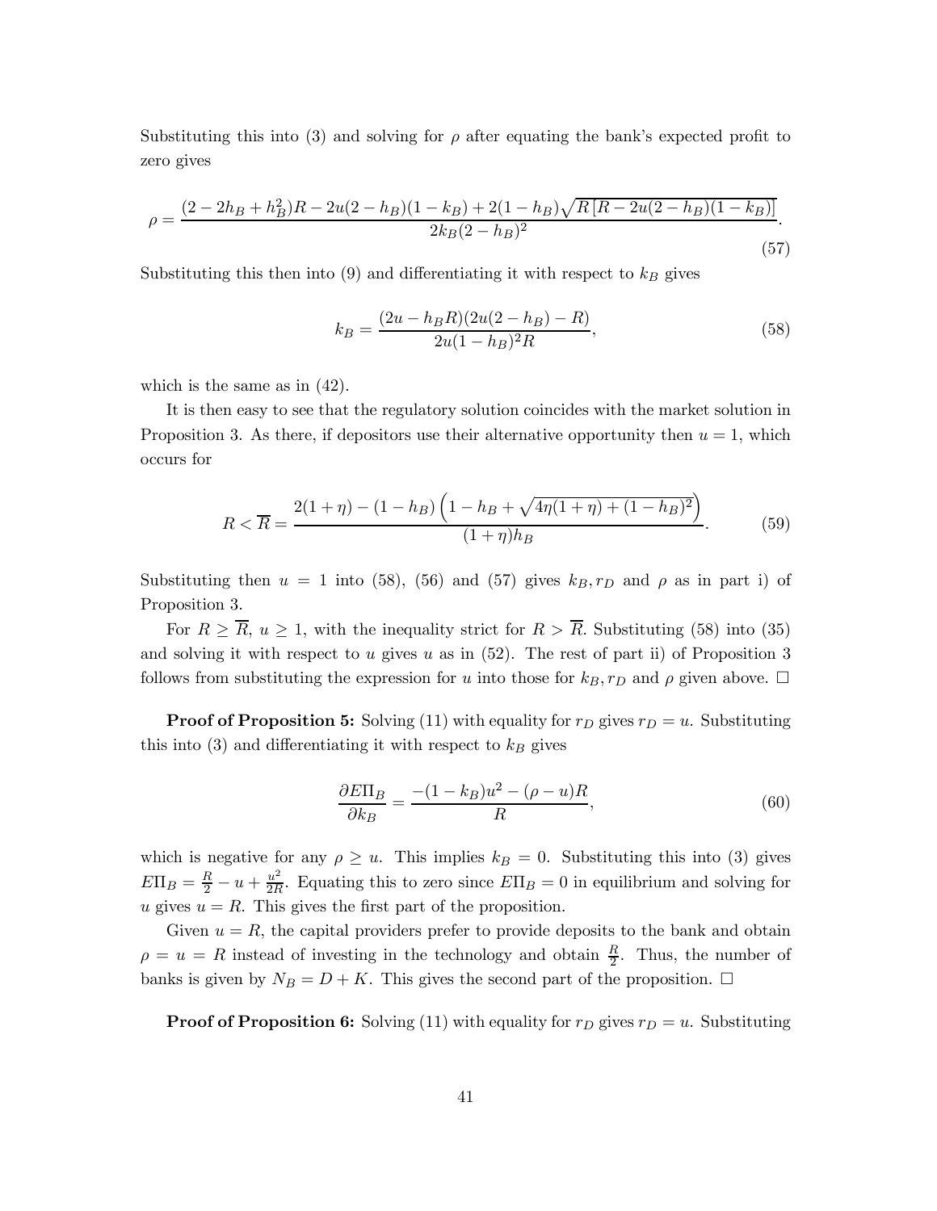Substituting this into (3) and solving for $\rho$ after equating the bank's expected profit to zero gives

$$\rho = \frac{(2-2h_B+h_B^2)R - 2u(2-h_B)(1-k_B) + 2(1-h_B)\sqrt{R\left[R-2u(2-h_B)(1-k_B)\right]}}{2k_B(2-h_B)^2}. \tag{57}$$

Substituting this then into (9) and differentiating it with respect to $k_B$ gives

$$k_B = \frac{(2u-h_B R)(2u(2-h_B)-R)}{2u(1-h_B)^2 R}, \tag{58}$$

which is the same as in (42).

It is then easy to see that the regulatory solution coincides with the market solution in Proposition 3. As there, if depositors use their alternative opportunity then $u=1$, which occurs for

$$R < \overline{R} = \frac{2(1+\eta) - (1-h_B)\left(1-h_B+\sqrt{4\eta(1+\eta)+(1-h_B)^2}\right)}{(1+\eta)h_B}. \tag{59}$$

Substituting then $u=1$ into (58), (56) and (57) gives $k_B, r_D$ and $\rho$ as in part i) of Proposition 3.

For $R \geq \overline{R}$, $u \geq 1$, with the inequality strict for $R > \overline{R}$. Substituting (58) into (35) and solving it with respect to $u$ gives $u$ as in (52). The rest of part ii) of Proposition 3 follows from substituting the expression for $u$ into those for $k_B, r_D$ and $\rho$ given above. $\square$

**Proof of Proposition 5:** Solving (11) with equality for $r_D$ gives $r_D = u$. Substituting this into (3) and differentiating it with respect to $k_B$ gives

$$\frac{\partial E\Pi_B}{\partial k_B} = \frac{-(1-k_B)u^2 - (\rho - u)R}{R}, \tag{60}$$

which is negative for any $\rho \geq u$. This implies $k_B = 0$. Substituting this into (3) gives $E\Pi_B = \frac{R}{2} - u + \frac{u^2}{2R}$. Equating this to zero since $E\Pi_B = 0$ in equilibrium and solving for $u$ gives $u = R$. This gives the first part of the proposition.

Given $u = R$, the capital providers prefer to provide deposits to the bank and obtain $\rho = u = R$ instead of investing in the technology and obtain $\frac{R}{2}$. Thus, the number of banks is given by $N_B = D + K$. This gives the second part of the proposition. $\square$

**Proof of Proposition 6:** Solving (11) with equality for $r_D$ gives $r_D = u$. Substituting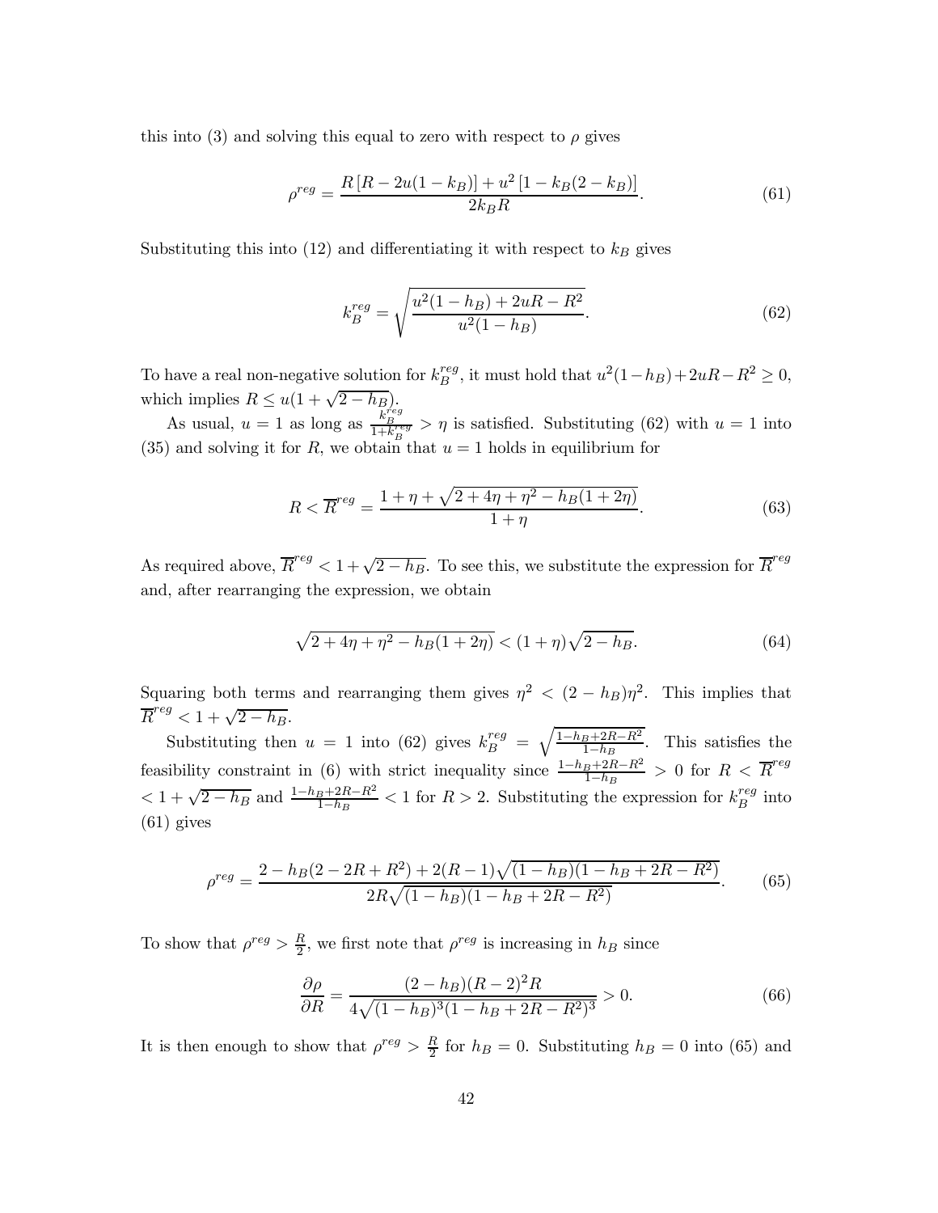this into (3) and solving this equal to zero with respect to $\rho$ gives

$$\rho^{reg} = \frac{R\left[R - 2u(1-k_B)\right] + u^2\left[1 - k_B(2-k_B)\right]}{2k_B R}. \tag{61}$$

Substituting this into (12) and differentiating it with respect to $k_B$ gives

$$k_B^{reg} = \sqrt{\frac{u^2(1-h_B) + 2uR - R^2}{u^2(1-h_B)}}. \tag{62}$$

To have a real non-negative solution for $k_B^{reg}$, it must hold that $u^2(1-h_B)+2uR-R^2 \geq 0$, which implies $R \leq u(1+\sqrt{2-h_B})$.

As usual, $u = 1$ as long as $\frac{k_B^{reg}}{1+k_B^{reg}} > \eta$ is satisfied. Substituting (62) with $u = 1$ into (35) and solving it for $R$, we obtain that $u = 1$ holds in equilibrium for

$$R < \overline{R}^{reg} = \frac{1 + \eta + \sqrt{2 + 4\eta + \eta^2 - h_B(1+2\eta)}}{1+\eta}. \tag{63}$$

As required above, $\overline{R}^{reg} < 1 + \sqrt{2-h_B}$. To see this, we substitute the expression for $\overline{R}^{reg}$ and, after rearranging the expression, we obtain

$$\sqrt{2 + 4\eta + \eta^2 - h_B(1+2\eta)} < (1+\eta)\sqrt{2-h_B}. \tag{64}$$

Squaring both terms and rearranging them gives $\eta^2 < (2-h_B)\eta^2$. This implies that $\overline{R}^{reg} < 1 + \sqrt{2-h_B}$.

Substituting then $u = 1$ into (62) gives $k_B^{reg} = \sqrt{\frac{1-h_B+2R-R^2}{1-h_B}}$. This satisfies the feasibility constraint in (6) with strict inequality since $\frac{1-h_B+2R-R^2}{1-h_B} > 0$ for $R < \overline{R}^{reg} < 1 + \sqrt{2-h_B}$ and $\frac{1-h_B+2R-R^2}{1-h_B} < 1$ for $R > 2$. Substituting the expression for $k_B^{reg}$ into (61) gives

$$\rho^{reg} = \frac{2 - h_B(2 - 2R + R^2) + 2(R-1)\sqrt{(1-h_B)(1-h_B+2R-R^2)}}{2R\sqrt{(1-h_B)(1-h_B+2R-R^2)}}. \tag{65}$$

To show that $\rho^{reg} > \frac{R}{2}$, we first note that $\rho^{reg}$ is increasing in $h_B$ since

$$\frac{\partial \rho}{\partial R} = \frac{(2-h_B)(R-2)^2 R}{4\sqrt{(1-h_B)^3(1-h_B+2R-R^2)^3}} > 0. \tag{66}$$

It is then enough to show that $\rho^{reg} > \frac{R}{2}$ for $h_B = 0$. Substituting $h_B = 0$ into (65) and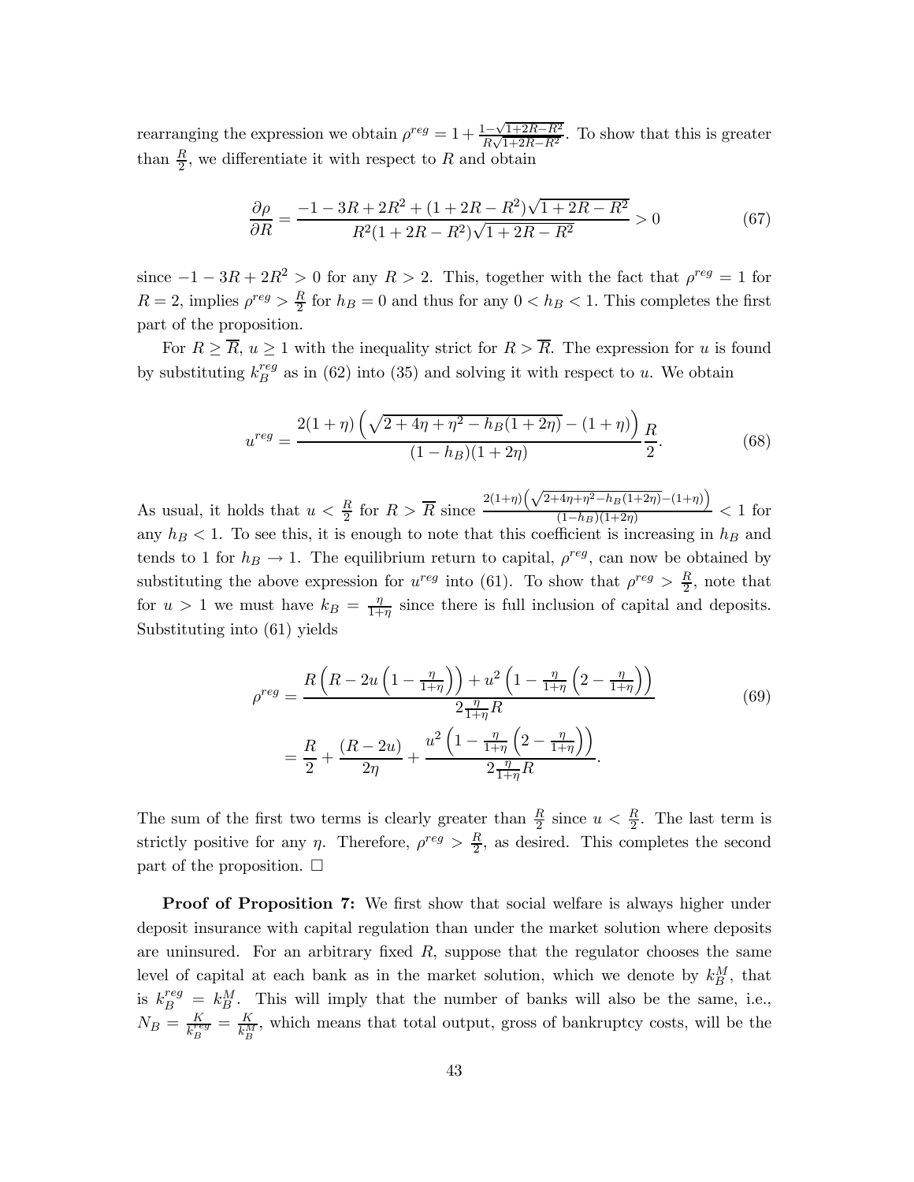rearranging the expression we obtain $\rho^{reg} = 1 + \frac{1-\sqrt{1+2R-R^2}}{R\sqrt{1+2R-R^2}}$. To show that this is greater than $\frac{R}{2}$, we differentiate it with respect to $R$ and obtain

$$\frac{\partial \rho}{\partial R} = \frac{-1 - 3R + 2R^2 + (1 + 2R - R^2)\sqrt{1 + 2R - R^2}}{R^2(1 + 2R - R^2)\sqrt{1 + 2R - R^2}} > 0 \tag{67}$$

since $-1 - 3R + 2R^2 > 0$ for any $R > 2$. This, together with the fact that $\rho^{reg} = 1$ for $R = 2$, implies $\rho^{reg} > \frac{R}{2}$ for $h_B = 0$ and thus for any $0 < h_B < 1$. This completes the first part of the proposition.

For $R \geq \overline{R}$, $u \geq 1$ with the inequality strict for $R > \overline{R}$. The expression for $u$ is found by substituting $k_B^{reg}$ as in (62) into (35) and solving it with respect to $u$. We obtain

$$u^{reg} = \frac{2(1+\eta)\left(\sqrt{2 + 4\eta + \eta^2 - h_B(1 + 2\eta)} - (1+\eta)\right)}{(1 - h_B)(1 + 2\eta)} \frac{R}{2}. \tag{68}$$

As usual, it holds that $u < \frac{R}{2}$ for $R > \overline{R}$ since $\frac{2(1+\eta)\left(\sqrt{2+4\eta+\eta^2-h_B(1+2\eta)}-(1+\eta)\right)}{(1-h_B)(1+2\eta)} < 1$ for any $h_B < 1$. To see this, it is enough to note that this coefficient is increasing in $h_B$ and tends to 1 for $h_B \to 1$. The equilibrium return to capital, $\rho^{reg}$, can now be obtained by substituting the above expression for $u^{reg}$ into (61). To show that $\rho^{reg} > \frac{R}{2}$, note that for $u > 1$ we must have $k_B = \frac{\eta}{1+\eta}$ since there is full inclusion of capital and deposits. Substituting into (61) yields

$$\begin{aligned}
\rho^{reg} &= \frac{R\left(R - 2u\left(1 - \frac{\eta}{1+\eta}\right)\right) + u^2\left(1 - \frac{\eta}{1+\eta}\left(2 - \frac{\eta}{1+\eta}\right)\right)}{2\frac{\eta}{1+\eta}R} \\
&= \frac{R}{2} + \frac{(R - 2u)}{2\eta} + \frac{u^2\left(1 - \frac{\eta}{1+\eta}\left(2 - \frac{\eta}{1+\eta}\right)\right)}{2\frac{\eta}{1+\eta}R}.
\end{aligned} \tag{69}$$

The sum of the first two terms is clearly greater than $\frac{R}{2}$ since $u < \frac{R}{2}$. The last term is strictly positive for any $\eta$. Therefore, $\rho^{reg} > \frac{R}{2}$, as desired. This completes the second part of the proposition. □

**Proof of Proposition 7:** We first show that social welfare is always higher under deposit insurance with capital regulation than under the market solution where deposits are uninsured. For an arbitrary fixed $R$, suppose that the regulator chooses the same level of capital at each bank as in the market solution, which we denote by $k_B^M$, that is $k_B^{reg} = k_B^M$. This will imply that the number of banks will also be the same, i.e., $N_B = \frac{K}{k_B^{reg}} = \frac{K}{k_B^M}$, which means that total output, gross of bankruptcy costs, will be the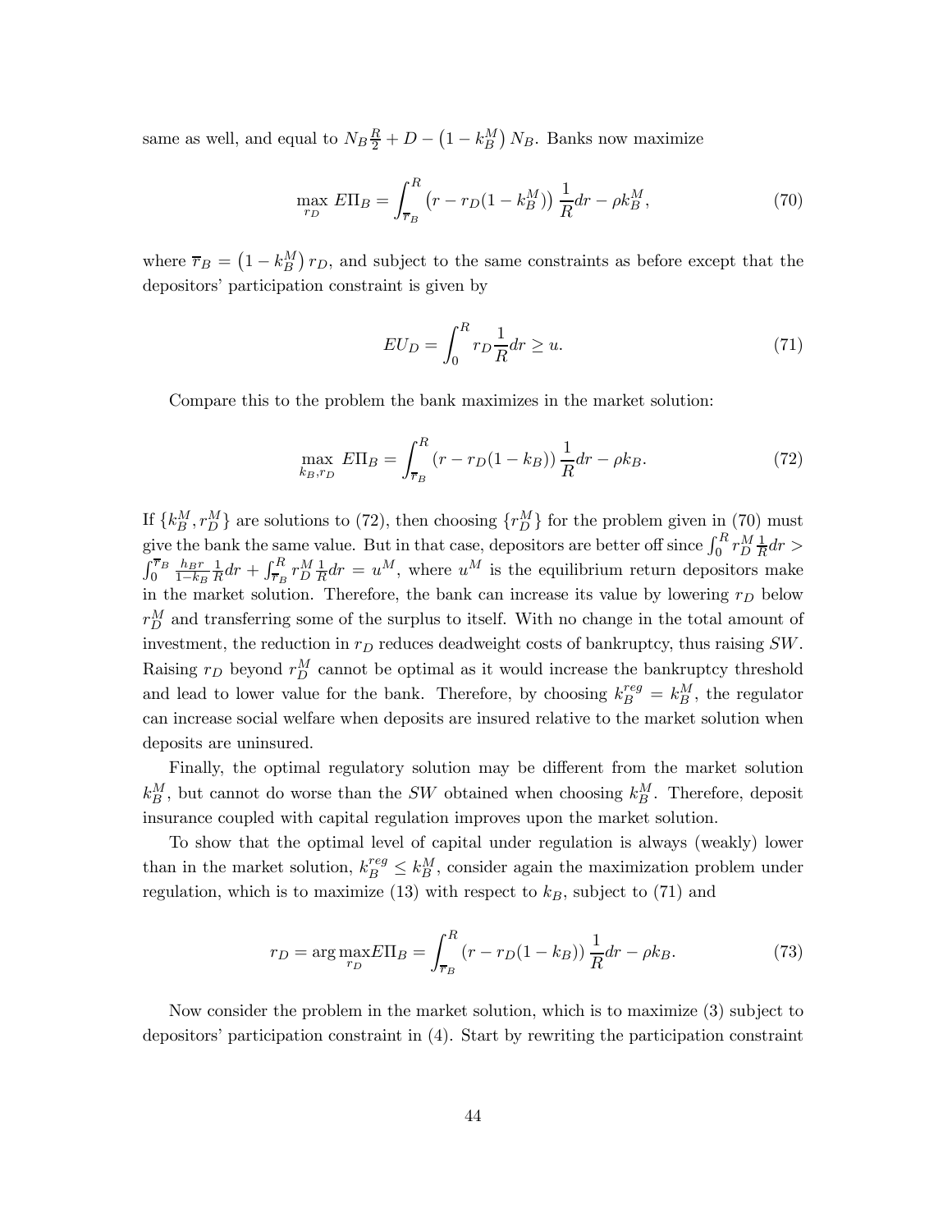same as well, and equal to $N_B \frac{R}{2} + D - \left(1 - k_B^M\right) N_B$. Banks now maximize

$$\max_{r_D} E\Pi_B = \int_{\overline{r}_B}^{R} \left(r - r_D(1 - k_B^M)\right) \frac{1}{R} dr - \rho k_B^M, \tag{70}$$

where $\overline{r}_B = \left(1 - k_B^M\right) r_D$, and subject to the same constraints as before except that the depositors' participation constraint is given by

$$EU_D = \int_0^R r_D \frac{1}{R} dr \geq u. \tag{71}$$

Compare this to the problem the bank maximizes in the market solution:

$$\max_{k_B, r_D} E\Pi_B = \int_{\overline{r}_B}^{R} \left(r - r_D(1 - k_B)\right) \frac{1}{R} dr - \rho k_B. \tag{72}$$

If $\{k_B^M, r_D^M\}$ are solutions to (72), then choosing $\{r_D^M\}$ for the problem given in (70) must give the bank the same value. But in that case, depositors are better off since $\int_0^R r_D^M \frac{1}{R} dr > \int_0^{\overline{r}_B} \frac{h_B r}{1-k_B} \frac{1}{R} dr + \int_{\overline{r}_B}^R r_D^M \frac{1}{R} dr = u^M$, where $u^M$ is the equilibrium return depositors make in the market solution. Therefore, the bank can increase its value by lowering $r_D$ below $r_D^M$ and transferring some of the surplus to itself. With no change in the total amount of investment, the reduction in $r_D$ reduces deadweight costs of bankruptcy, thus raising $SW$. Raising $r_D$ beyond $r_D^M$ cannot be optimal as it would increase the bankruptcy threshold and lead to lower value for the bank. Therefore, by choosing $k_B^{reg} = k_B^M$, the regulator can increase social welfare when deposits are insured relative to the market solution when deposits are uninsured.

Finally, the optimal regulatory solution may be different from the market solution $k_B^M$, but cannot do worse than the $SW$ obtained when choosing $k_B^M$. Therefore, deposit insurance coupled with capital regulation improves upon the market solution.

To show that the optimal level of capital under regulation is always (weakly) lower than in the market solution, $k_B^{reg} \leq k_B^M$, consider again the maximization problem under regulation, which is to maximize (13) with respect to $k_B$, subject to (71) and

$$r_D = \arg\max_{r_D} E\Pi_B = \int_{\overline{r}_B}^{R} \left(r - r_D(1 - k_B)\right) \frac{1}{R} dr - \rho k_B. \tag{73}$$

Now consider the problem in the market solution, which is to maximize (3) subject to depositors' participation constraint in (4). Start by rewriting the participation constraint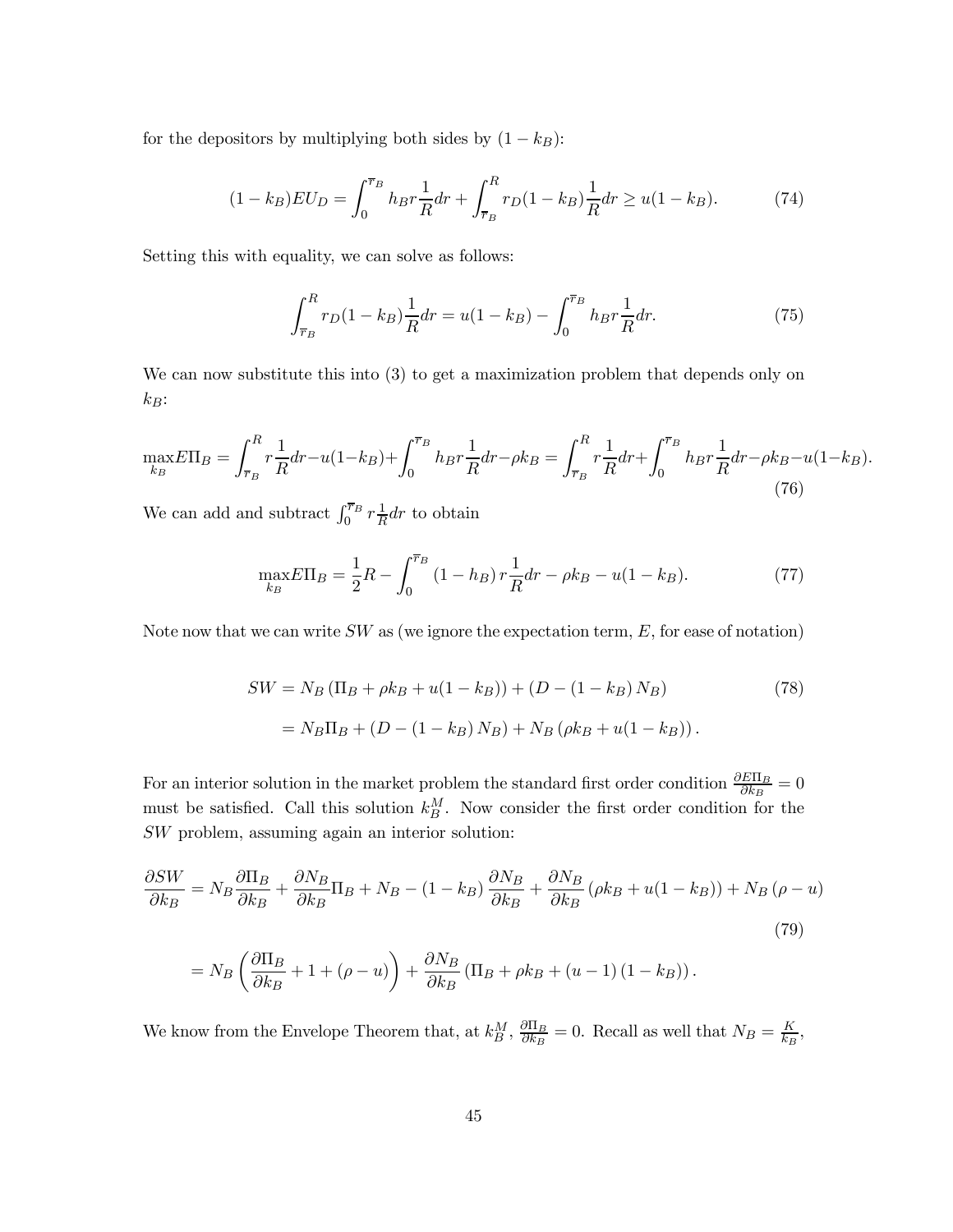for the depositors by multiplying both sides by $(1 - k_B)$:

$$(1-k_B)EU_D = \int_0^{\overline{r}_B} h_B r \frac{1}{R} dr + \int_{\overline{r}_B}^{R} r_D (1-k_B) \frac{1}{R} dr \geq u(1-k_B). \tag{74}$$

Setting this with equality, we can solve as follows:

$$\int_{\overline{r}_B}^{R} r_D (1-k_B) \frac{1}{R} dr = u(1-k_B) - \int_0^{\overline{r}_B} h_B r \frac{1}{R} dr. \tag{75}$$

We can now substitute this into (3) to get a maximization problem that depends only on $k_B$:

$$\max_{k_B} E\Pi_B = \int_{\overline{r}_B}^{R} r \frac{1}{R} dr - u(1-k_B) + \int_0^{\overline{r}_B} h_B r \frac{1}{R} dr - \rho k_B = \int_{\overline{r}_B}^{R} r \frac{1}{R} dr + \int_0^{\overline{r}_B} h_B r \frac{1}{R} dr - \rho k_B - u(1-k_B). \tag{76}$$

We can add and subtract $\int_0^{\overline{r}_B} r \frac{1}{R} dr$ to obtain

$$\max_{k_B} E\Pi_B = \frac{1}{2}R - \int_0^{\overline{r}_B} (1-h_B) r \frac{1}{R} dr - \rho k_B - u(1-k_B). \tag{77}$$

Note now that we can write $SW$ as (we ignore the expectation term, $E$, for ease of notation)

$$\begin{aligned} SW &= N_B \left( \Pi_B + \rho k_B + u(1-k_B) \right) + \left( D - (1-k_B) N_B \right) \\ &= N_B \Pi_B + \left( D - (1-k_B) N_B \right) + N_B \left( \rho k_B + u(1-k_B) \right). \end{aligned} \tag{78}$$

For an interior solution in the market problem the standard first order condition $\frac{\partial E\Pi_B}{\partial k_B} = 0$ must be satisfied. Call this solution $k_B^M$. Now consider the first order condition for the $SW$ problem, assuming again an interior solution:

$$\begin{aligned} \frac{\partial SW}{\partial k_B} &= N_B \frac{\partial \Pi_B}{\partial k_B} + \frac{\partial N_B}{\partial k_B} \Pi_B + N_B - (1-k_B) \frac{\partial N_B}{\partial k_B} + \frac{\partial N_B}{\partial k_B} \left( \rho k_B + u(1-k_B) \right) + N_B (\rho - u) \\ &= N_B \left( \frac{\partial \Pi_B}{\partial k_B} + 1 + (\rho - u) \right) + \frac{\partial N_B}{\partial k_B} \left( \Pi_B + \rho k_B + (u-1)(1-k_B) \right). \end{aligned} \tag{79}$$

We know from the Envelope Theorem that, at $k_B^M$, $\frac{\partial \Pi_B}{\partial k_B} = 0$. Recall as well that $N_B = \frac{K}{k_B}$,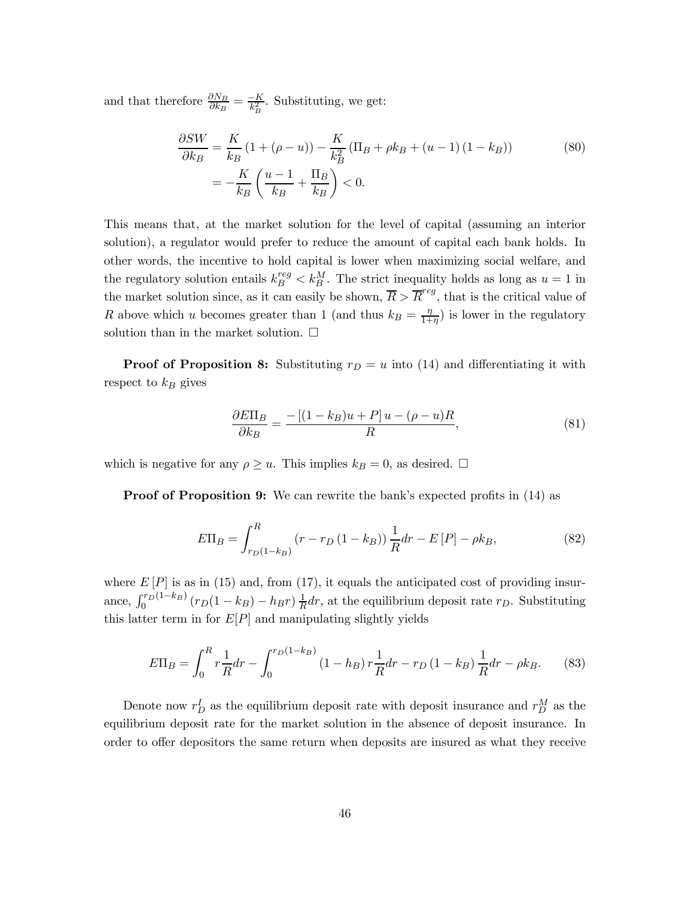and that therefore $\frac{\partial N_B}{\partial k_B} = \frac{-K}{k_B^2}$. Substituting, we get:

$$\begin{aligned}
\frac{\partial SW}{\partial k_B} &= \frac{K}{k_B}\left(1+(\rho-u)\right) - \frac{K}{k_B^2}\left(\Pi_B + \rho k_B + (u-1)(1-k_B)\right) \\
&= -\frac{K}{k_B}\left(\frac{u-1}{k_B} + \frac{\Pi_B}{k_B}\right) < 0.
\end{aligned} \tag{80}$$

This means that, at the market solution for the level of capital (assuming an interior solution), a regulator would prefer to reduce the amount of capital each bank holds. In other words, the incentive to hold capital is lower when maximizing social welfare, and the regulatory solution entails $k_B^{reg} < k_B^M$. The strict inequality holds as long as $u = 1$ in the market solution since, as it can easily be shown, $\overline{R} > \overline{R}^{reg}$, that is the critical value of $R$ above which $u$ becomes greater than 1 (and thus $k_B = \frac{\eta}{1+\eta}$) is lower in the regulatory solution than in the market solution. $\square$

**Proof of Proposition 8:** Substituting $r_D = u$ into (14) and differentiating it with respect to $k_B$ gives

$$\frac{\partial E\Pi_B}{\partial k_B} = \frac{-\left[(1-k_B)u + P\right]u - (\rho - u)R}{R}, \tag{81}$$

which is negative for any $\rho \geq u$. This implies $k_B = 0$, as desired. $\square$

**Proof of Proposition 9:** We can rewrite the bank's expected profits in (14) as

$$E\Pi_B = \int_{r_D(1-k_B)}^{R} \left(r - r_D\left(1-k_B\right)\right)\frac{1}{R}dr - E\left[P\right] - \rho k_B, \tag{82}$$

where $E\left[P\right]$ is as in (15) and, from (17), it equals the anticipated cost of providing insurance, $\int_0^{r_D(1-k_B)} \left(r_D(1-k_B) - h_B r\right)\frac{1}{R}dr$, at the equilibrium deposit rate $r_D$. Substituting this latter term in for $E[P]$ and manipulating slightly yields

$$E\Pi_B = \int_0^R r\frac{1}{R}dr - \int_0^{r_D(1-k_B)} \left(1-h_B\right)r\frac{1}{R}dr - r_D\left(1-k_B\right)\frac{1}{R}dr - \rho k_B. \tag{83}$$

Denote now $r_D^I$ as the equilibrium deposit rate with deposit insurance and $r_D^M$ as the equilibrium deposit rate for the market solution in the absence of deposit insurance. In order to offer depositors the same return when deposits are insured as what they receive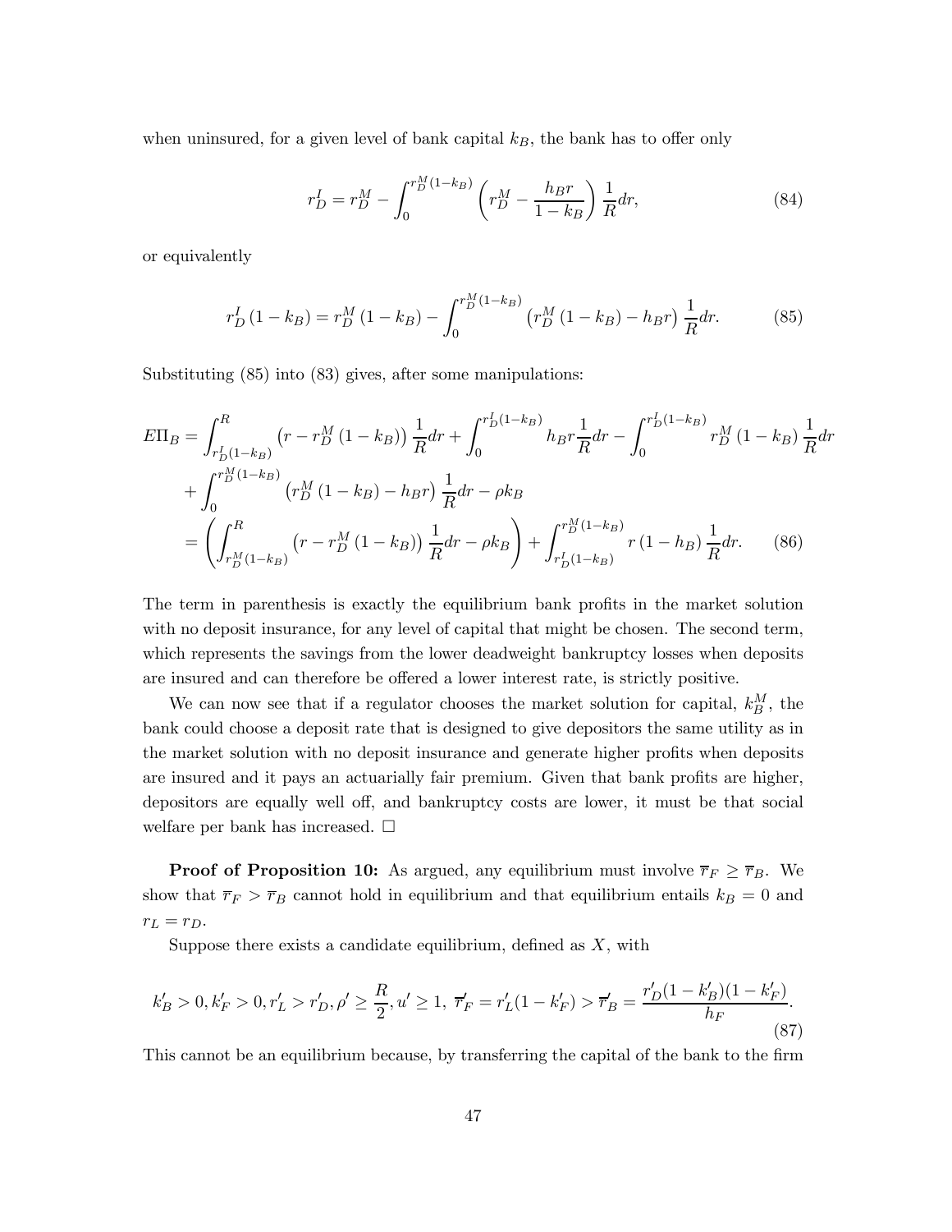when uninsured, for a given level of bank capital $k_B$, the bank has to offer only

$$r_D^I = r_D^M - \int_0^{r_D^M(1-k_B)} \left( r_D^M - \frac{h_B r}{1-k_B} \right) \frac{1}{R} dr, \tag{84}$$

or equivalently

$$r_D^I (1-k_B) = r_D^M (1-k_B) - \int_0^{r_D^M(1-k_B)} \left( r_D^M (1-k_B) - h_B r \right) \frac{1}{R} dr. \tag{85}$$

Substituting (85) into (83) gives, after some manipulations:

$$\begin{aligned} E\Pi_B &= \int_{r_D^I(1-k_B)}^{R} \left( r - r_D^M (1-k_B) \right) \frac{1}{R} dr + \int_0^{r_D^I(1-k_B)} h_B r \frac{1}{R} dr - \int_0^{r_D^I(1-k_B)} r_D^M (1-k_B) \frac{1}{R} dr \\ &\quad + \int_0^{r_D^M(1-k_B)} \left( r_D^M (1-k_B) - h_B r \right) \frac{1}{R} dr - \rho k_B \\ &= \left( \int_{r_D^M(1-k_B)}^{R} \left( r - r_D^M (1-k_B) \right) \frac{1}{R} dr - \rho k_B \right) + \int_{r_D^I(1-k_B)}^{r_D^M(1-k_B)} r (1-h_B) \frac{1}{R} dr. \end{aligned} \tag{86}$$

The term in parenthesis is exactly the equilibrium bank profits in the market solution with no deposit insurance, for any level of capital that might be chosen. The second term, which represents the savings from the lower deadweight bankruptcy losses when deposits are insured and can therefore be offered a lower interest rate, is strictly positive.

We can now see that if a regulator chooses the market solution for capital, $k_B^M$, the bank could choose a deposit rate that is designed to give depositors the same utility as in the market solution with no deposit insurance and generate higher profits when deposits are insured and it pays an actuarially fair premium. Given that bank profits are higher, depositors are equally well off, and bankruptcy costs are lower, it must be that social welfare per bank has increased. □

**Proof of Proposition 10:** As argued, any equilibrium must involve $\overline{r}_F \geq \overline{r}_B$. We show that $\overline{r}_F > \overline{r}_B$ cannot hold in equilibrium and that equilibrium entails $k_B = 0$ and $r_L = r_D$.

Suppose there exists a candidate equilibrium, defined as $X$, with

$$k_B' > 0, k_F' > 0, r_L' > r_D', \rho' \geq \frac{R}{2}, u' \geq 1, \ \overline{r}_F' = r_L'(1-k_F') > \overline{r}_B' = \frac{r_D'(1-k_B')(1-k_F')}{h_F}. \tag{87}$$

This cannot be an equilibrium because, by transferring the capital of the bank to the firm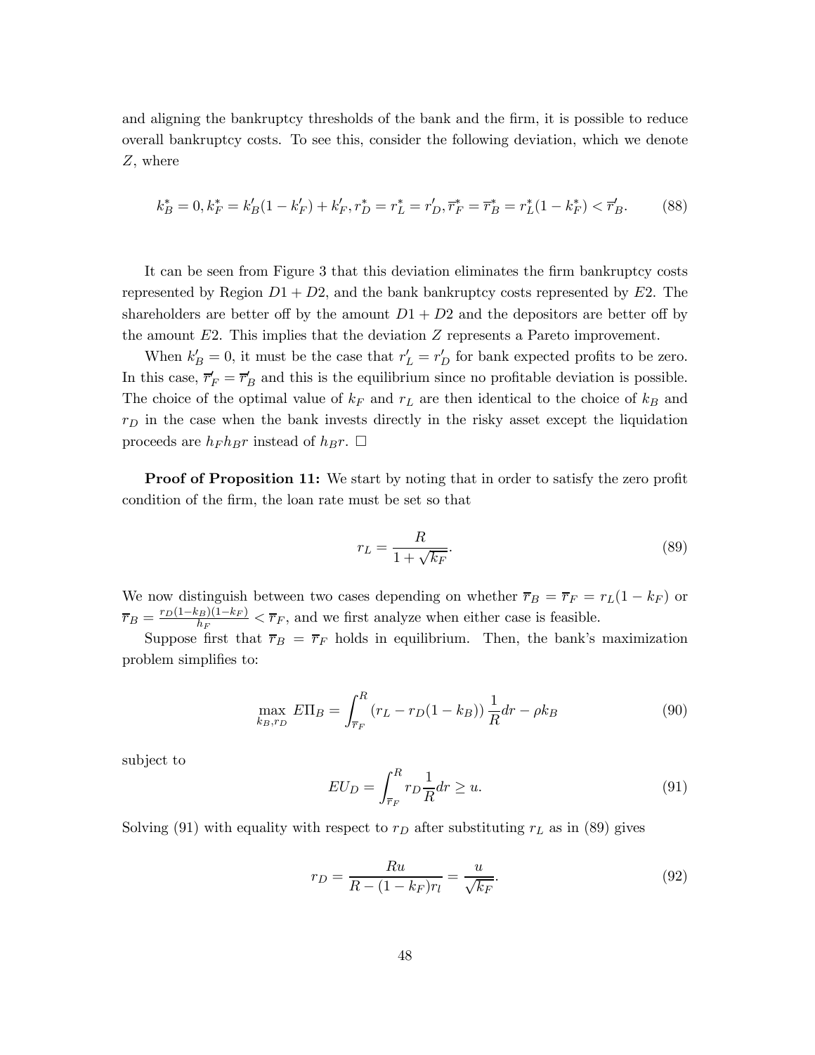and aligning the bankruptcy thresholds of the bank and the firm, it is possible to reduce overall bankruptcy costs. To see this, consider the following deviation, which we denote $Z$, where

$$k_B^* = 0, k_F^* = k_B'(1-k_F') + k_F', r_D^* = r_L^* = r_D', \overline{r}_F^* = \overline{r}_B^* = r_L^*(1-k_F^*) < \overline{r}_B'. \tag{88}$$

It can be seen from Figure 3 that this deviation eliminates the firm bankruptcy costs represented by Region $D1 + D2$, and the bank bankruptcy costs represented by $E2$. The shareholders are better off by the amount $D1 + D2$ and the depositors are better off by the amount $E2$. This implies that the deviation $Z$ represents a Pareto improvement.

When $k_B' = 0$, it must be the case that $r_L' = r_D'$ for bank expected profits to be zero. In this case, $\overline{r}_F' = \overline{r}_B'$ and this is the equilibrium since no profitable deviation is possible. The choice of the optimal value of $k_F$ and $r_L$ are then identical to the choice of $k_B$ and $r_D$ in the case when the bank invests directly in the risky asset except the liquidation proceeds are $h_F h_B r$ instead of $h_B r$. □

**Proof of Proposition 11:** We start by noting that in order to satisfy the zero profit condition of the firm, the loan rate must be set so that

$$r_L = \frac{R}{1+\sqrt{k_F}}. \tag{89}$$

We now distinguish between two cases depending on whether $\overline{r}_B = \overline{r}_F = r_L(1-k_F)$ or $\overline{r}_B = \frac{r_D(1-k_B)(1-k_F)}{h_F} < \overline{r}_F$, and we first analyze when either case is feasible.

Suppose first that $\overline{r}_B = \overline{r}_F$ holds in equilibrium. Then, the bank's maximization problem simplifies to:

$$\max_{k_B, r_D} E\Pi_B = \int_{\overline{r}_F}^{R} (r_L - r_D(1-k_B)) \frac{1}{R} dr - \rho k_B \tag{90}$$

subject to

$$EU_D = \int_{\overline{r}_F}^{R} r_D \frac{1}{R} dr \geq u. \tag{91}$$

Solving (91) with equality with respect to $r_D$ after substituting $r_L$ as in (89) gives

$$r_D = \frac{Ru}{R-(1-k_F)r_l} = \frac{u}{\sqrt{k_F}}. \tag{92}$$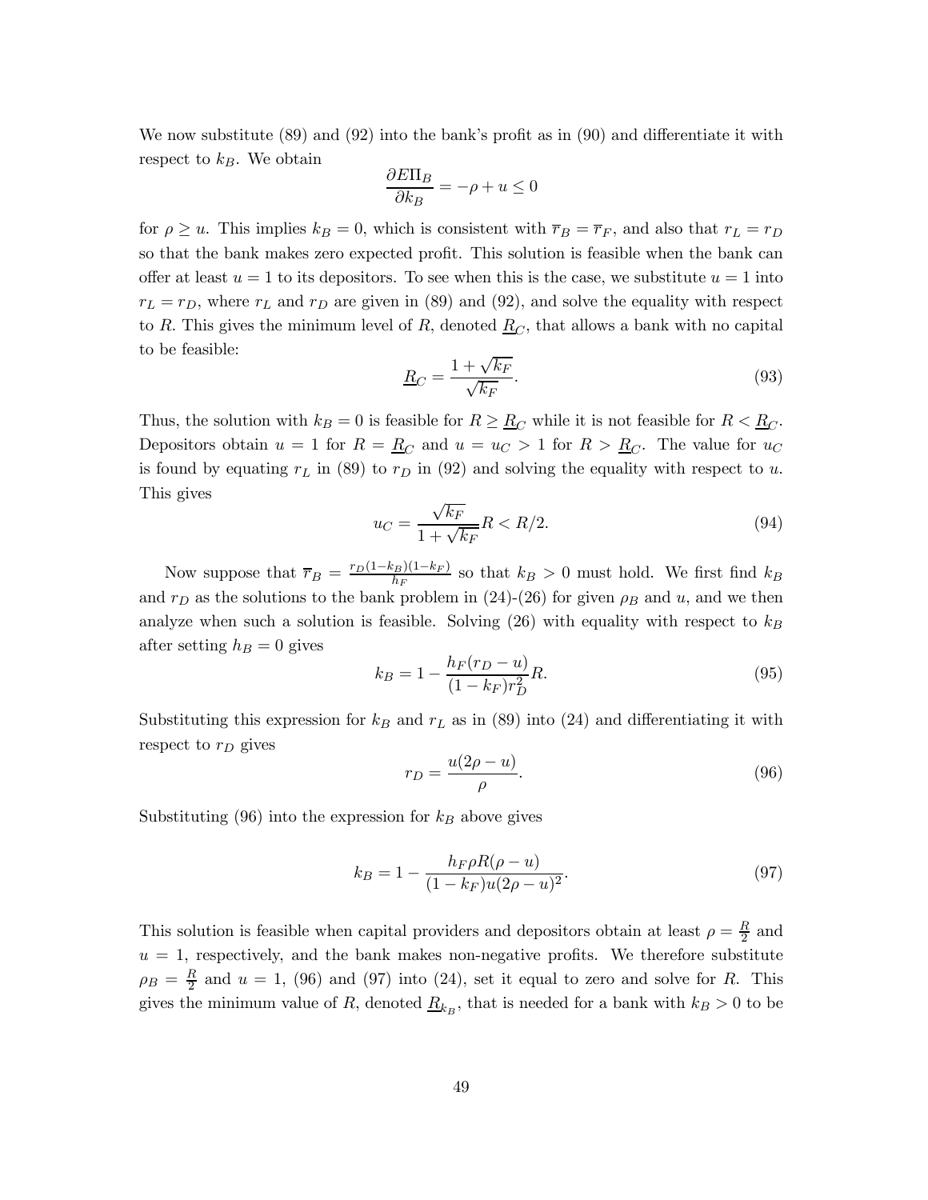We now substitute (89) and (92) into the bank's profit as in (90) and differentiate it with respect to $k_B$. We obtain

$$\frac{\partial E\Pi_B}{\partial k_B} = -\rho + u \leq 0$$

for $\rho \geq u$. This implies $k_B = 0$, which is consistent with $\overline{r}_B = \overline{r}_F$, and also that $r_L = r_D$ so that the bank makes zero expected profit. This solution is feasible when the bank can offer at least $u = 1$ to its depositors. To see when this is the case, we substitute $u = 1$ into $r_L = r_D$, where $r_L$ and $r_D$ are given in (89) and (92), and solve the equality with respect to $R$. This gives the minimum level of $R$, denoted $\underline{R}_C$, that allows a bank with no capital to be feasible:

$$\underline{R}_C = \frac{1 + \sqrt{k_F}}{\sqrt{k_F}}. \tag{93}$$

Thus, the solution with $k_B = 0$ is feasible for $R \geq \underline{R}_C$ while it is not feasible for $R < \underline{R}_C$. Depositors obtain $u = 1$ for $R = \underline{R}_C$ and $u = u_C > 1$ for $R > \underline{R}_C$. The value for $u_C$ is found by equating $r_L$ in (89) to $r_D$ in (92) and solving the equality with respect to $u$. This gives

$$u_C = \frac{\sqrt{k_F}}{1 + \sqrt{k_F}} R < R/2. \tag{94}$$

Now suppose that $\overline{r}_B = \frac{r_D(1-k_B)(1-k_F)}{h_F}$ so that $k_B > 0$ must hold. We first find $k_B$ and $r_D$ as the solutions to the bank problem in (24)-(26) for given $\rho_B$ and $u$, and we then analyze when such a solution is feasible. Solving (26) with equality with respect to $k_B$ after setting $h_B = 0$ gives

$$k_B = 1 - \frac{h_F(r_D - u)}{(1 - k_F)r_D^2} R. \tag{95}$$

Substituting this expression for $k_B$ and $r_L$ as in (89) into (24) and differentiating it with respect to $r_D$ gives

$$r_D = \frac{u(2\rho - u)}{\rho}. \tag{96}$$

Substituting (96) into the expression for $k_B$ above gives

$$k_B = 1 - \frac{h_F \rho R(\rho - u)}{(1 - k_F)u(2\rho - u)^2}. \tag{97}$$

This solution is feasible when capital providers and depositors obtain at least $\rho = \frac{R}{2}$ and $u = 1$, respectively, and the bank makes non-negative profits. We therefore substitute $\rho_B = \frac{R}{2}$ and $u = 1$, (96) and (97) into (24), set it equal to zero and solve for $R$. This gives the minimum value of $R$, denoted $\underline{R}_{k_B}$, that is needed for a bank with $k_B > 0$ to be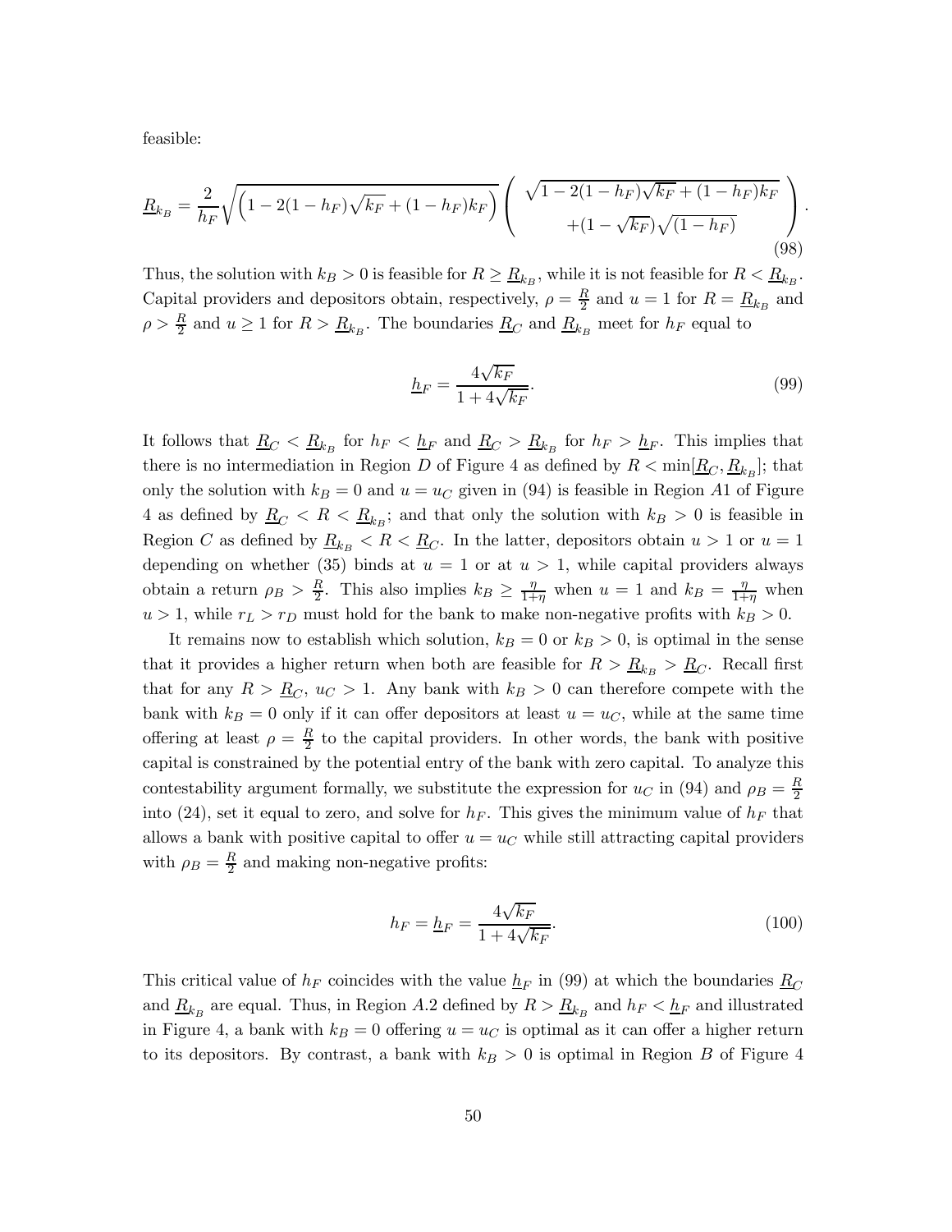feasible:

$$\underline{R}_{k_B} = \frac{2}{h_F}\sqrt{\left(1-2(1-h_F)\sqrt{k_F}+(1-h_F)k_F\right)}\left(\begin{array}{c}\sqrt{1-2(1-h_F)\sqrt{k_F}+(1-h_F)k_F} \\ +(1-\sqrt{k_F})\sqrt{(1-h_F)}\end{array}\right). \tag{98}$$

Thus, the solution with $k_B > 0$ is feasible for $R \geq \underline{R}_{k_B}$, while it is not feasible for $R < \underline{R}_{k_B}$. Capital providers and depositors obtain, respectively, $\rho = \frac{R}{2}$ and $u = 1$ for $R = \underline{R}_{k_B}$ and $\rho > \frac{R}{2}$ and $u \geq 1$ for $R > \underline{R}_{k_B}$. The boundaries $\underline{R}_C$ and $\underline{R}_{k_B}$ meet for $h_F$ equal to

$$\underline{h}_F = \frac{4\sqrt{k_F}}{1+4\sqrt{k_F}}. \tag{99}$$

It follows that $\underline{R}_C < \underline{R}_{k_B}$ for $h_F < \underline{h}_F$ and $\underline{R}_C > \underline{R}_{k_B}$ for $h_F > \underline{h}_F$. This implies that there is no intermediation in Region $D$ of Figure 4 as defined by $R < \min[\underline{R}_C, \underline{R}_{k_B}]$; that only the solution with $k_B = 0$ and $u = u_C$ given in (94) is feasible in Region $A1$ of Figure 4 as defined by $\underline{R}_C < R < \underline{R}_{k_B}$; and that only the solution with $k_B > 0$ is feasible in Region $C$ as defined by $\underline{R}_{k_B} < R < \underline{R}_C$. In the latter, depositors obtain $u > 1$ or $u = 1$ depending on whether (35) binds at $u = 1$ or at $u > 1$, while capital providers always obtain a return $\rho_B > \frac{R}{2}$. This also implies $k_B \geq \frac{\eta}{1+\eta}$ when $u = 1$ and $k_B = \frac{\eta}{1+\eta}$ when $u > 1$, while $r_L > r_D$ must hold for the bank to make non-negative profits with $k_B > 0$.

It remains now to establish which solution, $k_B = 0$ or $k_B > 0$, is optimal in the sense that it provides a higher return when both are feasible for $R > \underline{R}_{k_B} > \underline{R}_C$. Recall first that for any $R > \underline{R}_C$, $u_C > 1$. Any bank with $k_B > 0$ can therefore compete with the bank with $k_B = 0$ only if it can offer depositors at least $u = u_C$, while at the same time offering at least $\rho = \frac{R}{2}$ to the capital providers. In other words, the bank with positive capital is constrained by the potential entry of the bank with zero capital. To analyze this contestability argument formally, we substitute the expression for $u_C$ in (94) and $\rho_B = \frac{R}{2}$ into (24), set it equal to zero, and solve for $h_F$. This gives the minimum value of $h_F$ that allows a bank with positive capital to offer $u = u_C$ while still attracting capital providers with $\rho_B = \frac{R}{2}$ and making non-negative profits:

$$h_F = \underline{h}_F = \frac{4\sqrt{k_F}}{1+4\sqrt{k_F}}. \tag{100}$$

This critical value of $h_F$ coincides with the value $\underline{h}_F$ in (99) at which the boundaries $\underline{R}_C$ and $\underline{R}_{k_B}$ are equal. Thus, in Region $A.2$ defined by $R > \underline{R}_{k_B}$ and $h_F < \underline{h}_F$ and illustrated in Figure 4, a bank with $k_B = 0$ offering $u = u_C$ is optimal as it can offer a higher return to its depositors. By contrast, a bank with $k_B > 0$ is optimal in Region $B$ of Figure 4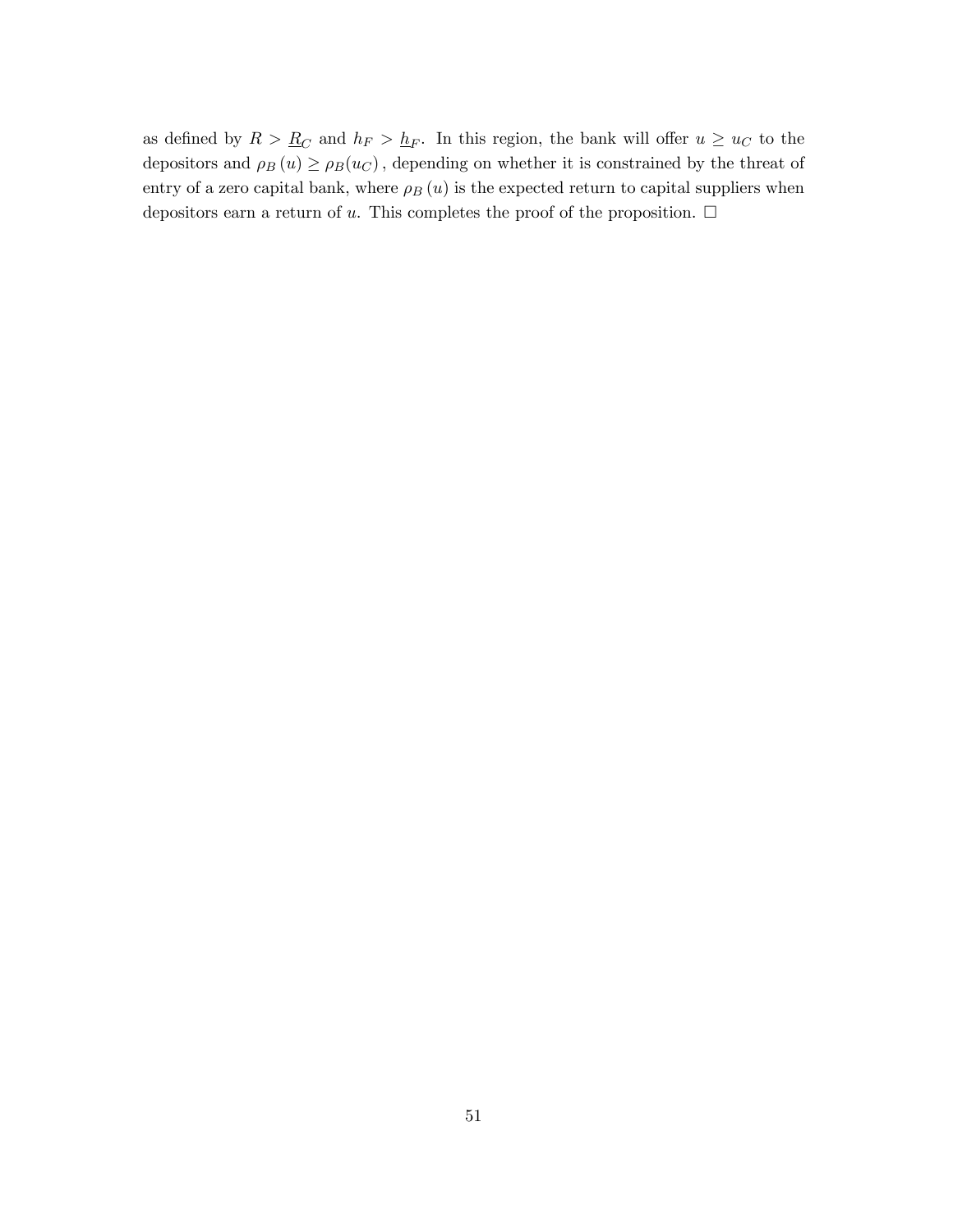as defined by $R > \underline{R}_C$ and $h_F > \underline{h}_F$. In this region, the bank will offer $u \geq u_C$ to the depositors and $\rho_B(u) \geq \rho_B(u_C)$, depending on whether it is constrained by the threat of entry of a zero capital bank, where $\rho_B(u)$ is the expected return to capital suppliers when depositors earn a return of $u$. This completes the proof of the proposition. $\square$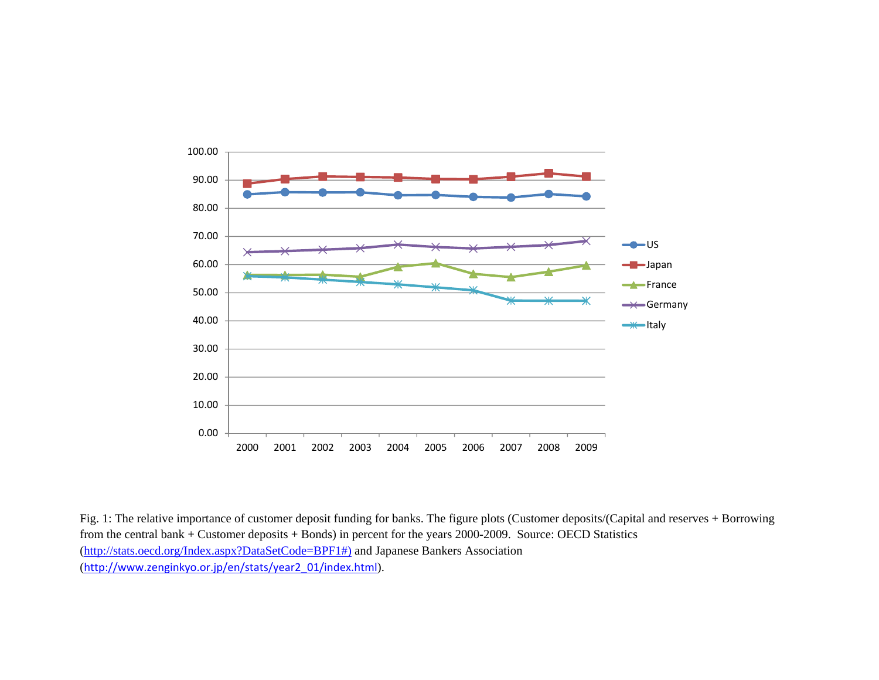Fig. 1: The relative importance of customer deposit funding for banks. The figure plots (Customer deposits/(Capital and reserves + Borrowing from the central bank + Customer deposits + Bonds) in percent for the years 2000-2009. Source: OECD Statistics (http://stats.oecd.org/Index.aspx?DataSetCode=BPF1#) and Japanese Bankers Association (http://www.zenginkyo.or.jp/en/stats/year2_01/index.html).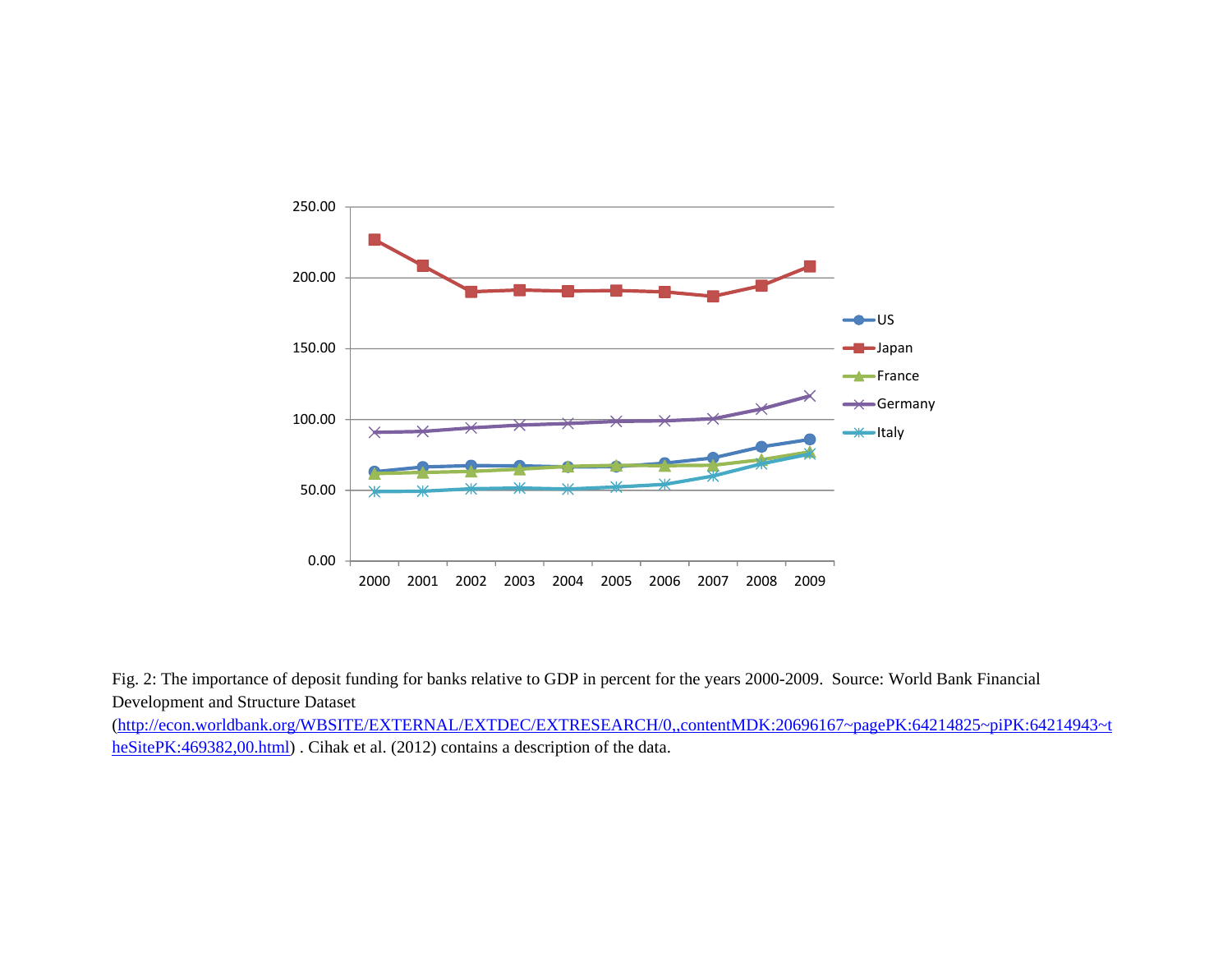Fig. 2: The importance of deposit funding for banks relative to GDP in percent for the years 2000-2009. Source: World Bank Financial Development and Structure Dataset (http://econ.worldbank.org/WBSITE/EXTERNAL/EXTDEC/EXTRESEARCH/0,,contentMDK:20696167~pagePK:64214825~piPK:64214943~theSitePK:469382,00.html) . Cihak et al. (2012) contains a description of the data.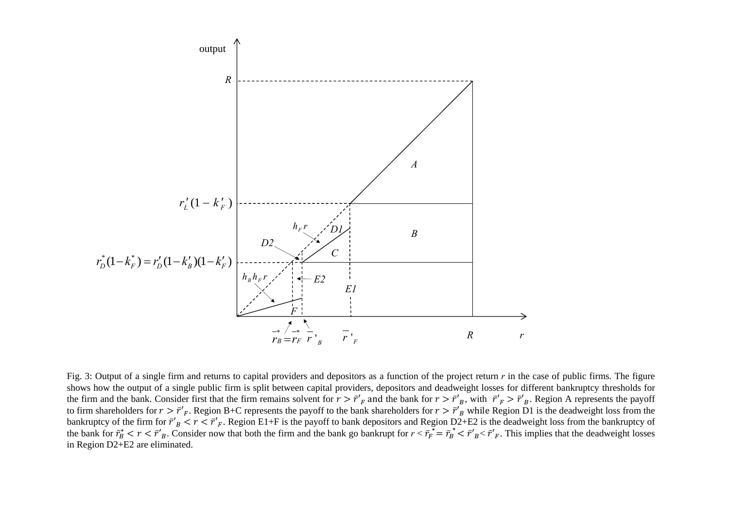Fig. 3: Output of a single firm and returns to capital providers and depositors as a function of the project return $r$ in the case of public firms. The figure shows how the output of a single public firm is split between capital providers, depositors and deadweight losses for different bankruptcy thresholds for the firm and the bank. Consider first that the firm remains solvent for $r > \bar{r}'_F$ and the bank for $r > \bar{r}'_B$, with $\bar{r}'_F > \bar{r}'_B$. Region A represents the payoff to firm shareholders for $r > \bar{r}'_F$. Region B+C represents the payoff to the bank shareholders for $r > \bar{r}'_B$ while Region D1 is the deadweight loss from the bankruptcy of the firm for $\bar{r}'_B < r < \bar{r}'_F$. Region E1+F is the payoff to bank depositors and Region D2+E2 is the deadweight loss from the bankruptcy of the bank for $\bar{r}^*_B < r < \bar{r}'_B$. Consider now that both the firm and the bank go bankrupt for $r < \bar{r}^*_F = \bar{r}^*_B < \bar{r}'_B < \bar{r}'_F$. This implies that the deadweight losses in Region D2+E2 are eliminated.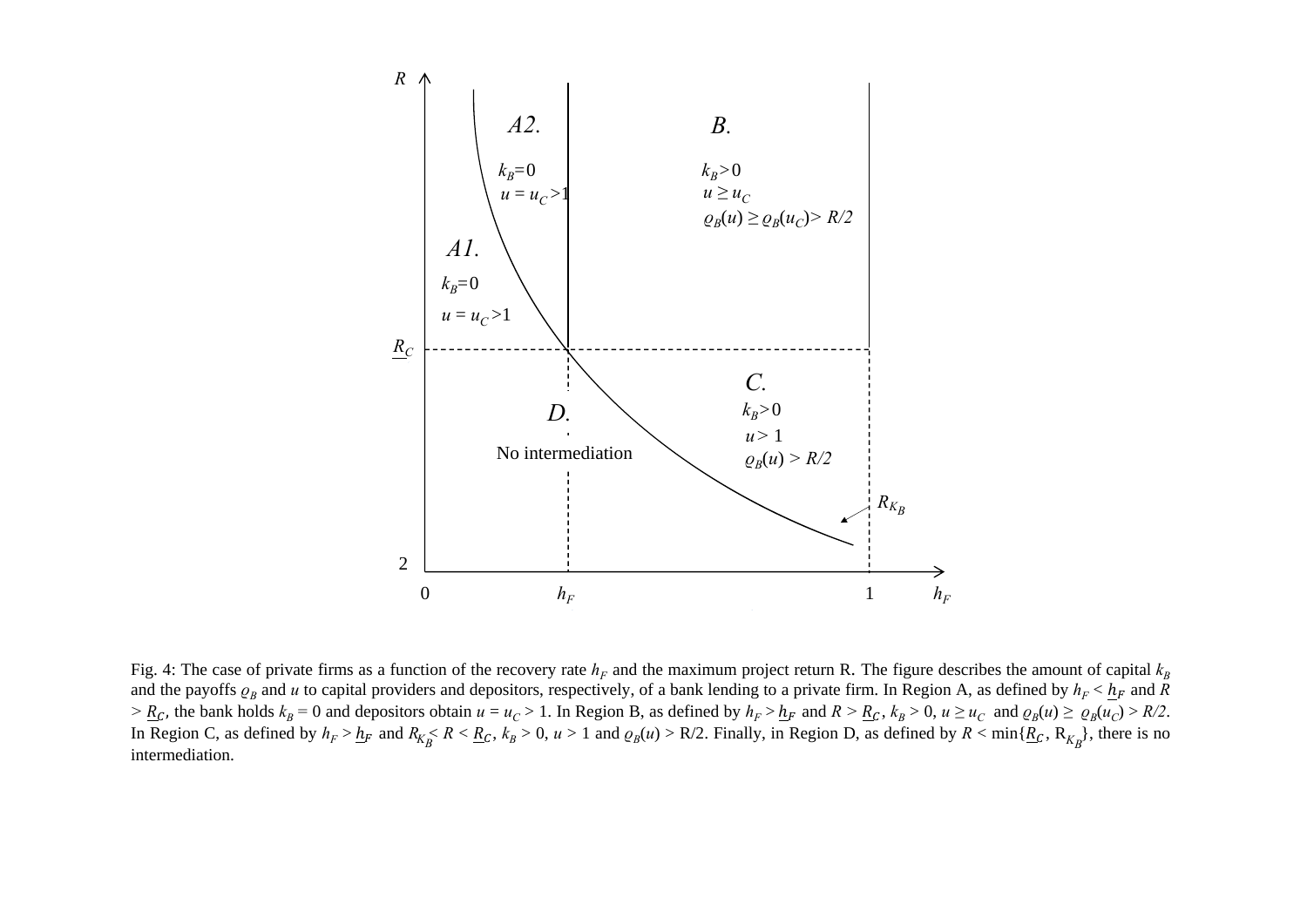R

A2.

$k_B$=0

$u = u_C$ >1

B.

$k_B$>0

$u \geq u_C$

$\varrho_B(u) \geq \varrho_B(u_C)$> R/2

A1.

$k_B$=0

$u = u_C$ >1

$\underline{R}_C$

C.

$k_B$>0

$u$> 1

$\varrho_B(u)$ > R/2

D.

No intermediation

$R_{K_B}$

2

0

$\underline{h}_F$

1

$h_F$

Fig. 4: The case of private firms as a function of the recovery rate $h_F$ and the maximum project return R. The figure describes the amount of capital $k_B$ and the payoffs $\varrho_B$ and $u$ to capital providers and depositors, respectively, of a bank lending to a private firm. In Region A, as defined by $h_F < \underline{h}_F$ and $R > \underline{R}_C$, the bank holds $k_B = 0$ and depositors obtain $u = u_C > 1$. In Region B, as defined by $h_F > \underline{h}_F$ and $R > \underline{R}_C$, $k_B > 0$, $u \geq u_C$ and $\varrho_B(u) \geq \varrho_B(u_C) > R/2$. In Region C, as defined by $h_F > \underline{h}_F$ and $R_{K_B} < R < \underline{R}_C$, $k_B > 0$, $u > 1$ and $\varrho_B(u) > R/2$. Finally, in Region D, as defined by $R < \min\{\underline{R}_C, R_{K_B}\}$, there is no intermediation.